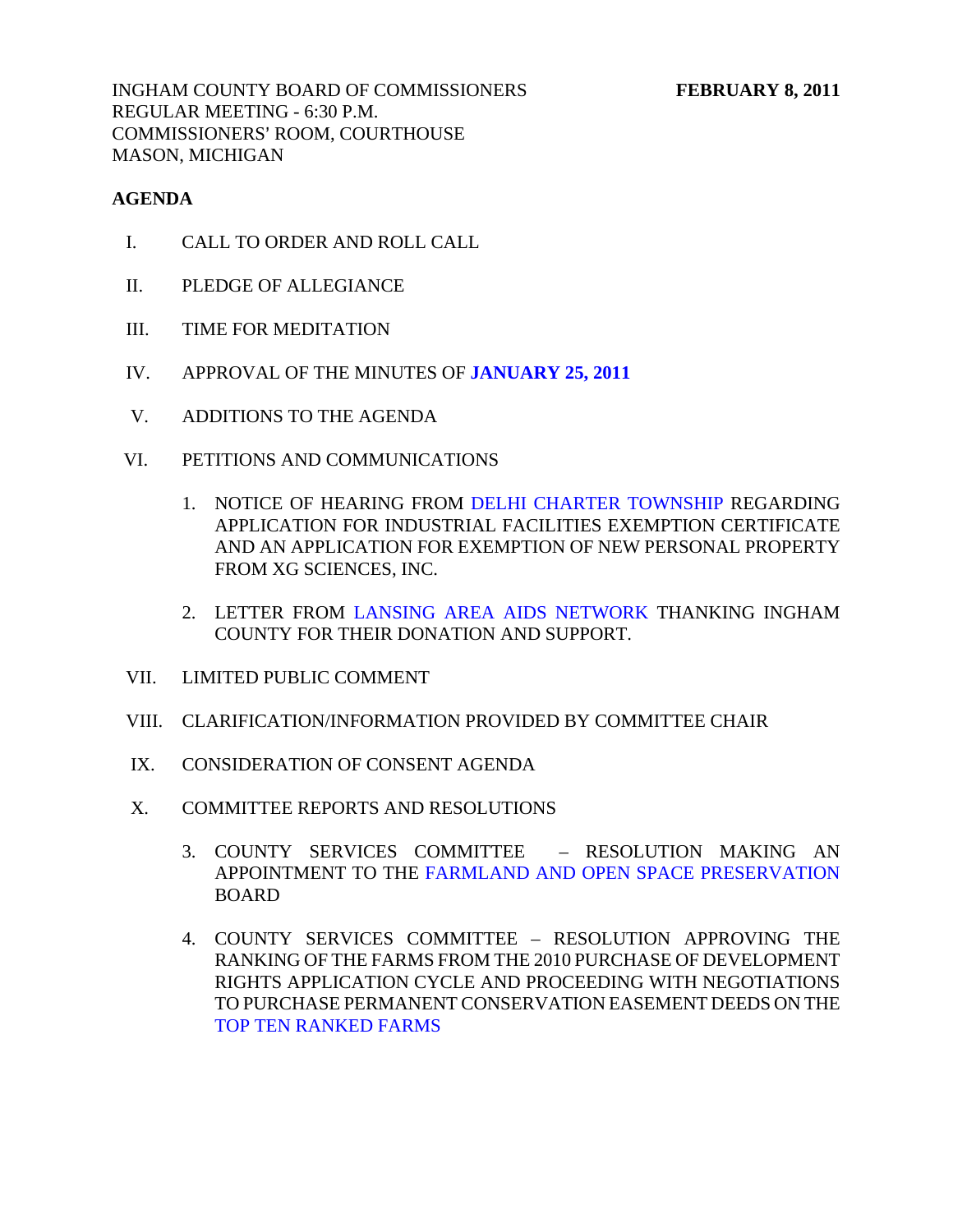INGHAM COUNTY BOARD OF COMMISSIONERS **FEBRUARY 8, 2011**
REGULAR MEETING - 6:30 P.M.
COMMISSIONERS' ROOM, COURTHOUSE
MASON, MICHIGAN

**AGENDA**

I. CALL TO ORDER AND ROLL CALL

II. PLEDGE OF ALLEGIANCE

III. TIME FOR MEDITATION

IV. APPROVAL OF THE MINUTES OF **JANUARY 25, 2011**

V. ADDITIONS TO THE AGENDA

VI. PETITIONS AND COMMUNICATIONS

1. NOTICE OF HEARING FROM DELHI CHARTER TOWNSHIP REGARDING APPLICATION FOR INDUSTRIAL FACILITIES EXEMPTION CERTIFICATE AND AN APPLICATION FOR EXEMPTION OF NEW PERSONAL PROPERTY FROM XG SCIENCES, INC.

2. LETTER FROM LANSING AREA AIDS NETWORK THANKING INGHAM COUNTY FOR THEIR DONATION AND SUPPORT.

VII. LIMITED PUBLIC COMMENT

VIII. CLARIFICATION/INFORMATION PROVIDED BY COMMITTEE CHAIR

IX. CONSIDERATION OF CONSENT AGENDA

X. COMMITTEE REPORTS AND RESOLUTIONS

3. COUNTY SERVICES COMMITTEE – RESOLUTION MAKING AN APPOINTMENT TO THE FARMLAND AND OPEN SPACE PRESERVATION BOARD

4. COUNTY SERVICES COMMITTEE – RESOLUTION APPROVING THE RANKING OF THE FARMS FROM THE 2010 PURCHASE OF DEVELOPMENT RIGHTS APPLICATION CYCLE AND PROCEEDING WITH NEGOTIATIONS TO PURCHASE PERMANENT CONSERVATION EASEMENT DEEDS ON THE TOP TEN RANKED FARMS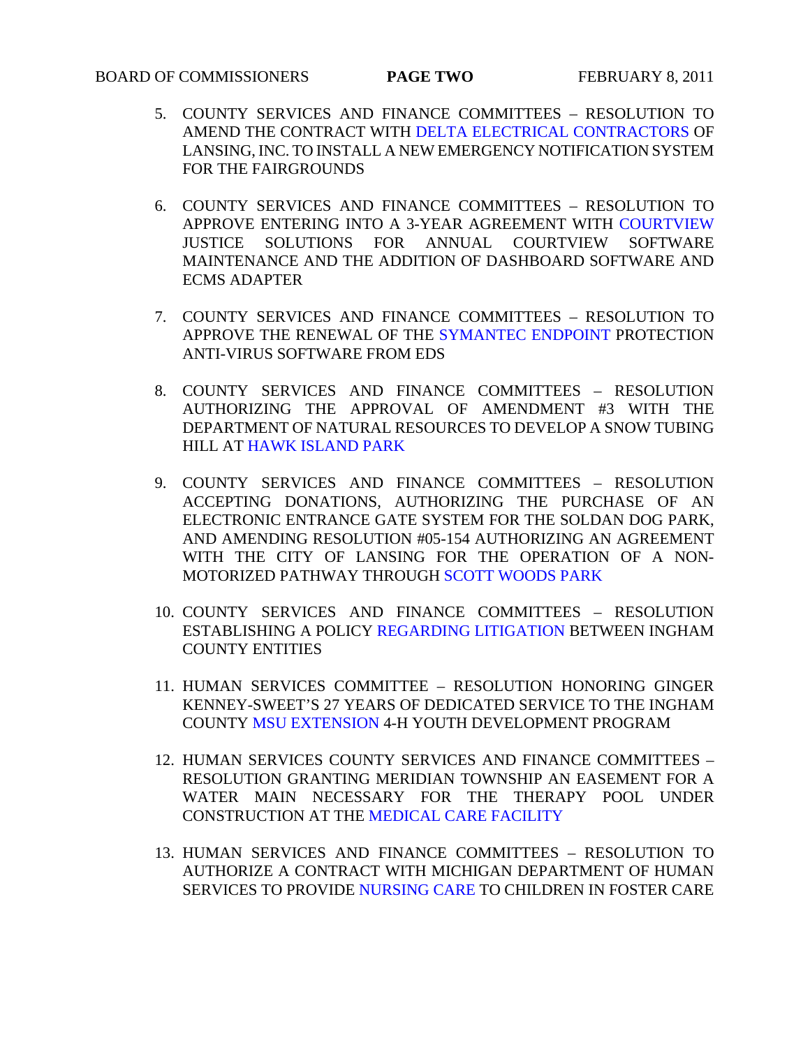5. COUNTY SERVICES AND FINANCE COMMITTEES – RESOLUTION TO AMEND THE CONTRACT WITH DELTA ELECTRICAL CONTRACTORS OF LANSING, INC. TO INSTALL A NEW EMERGENCY NOTIFICATION SYSTEM FOR THE FAIRGROUNDS

6. COUNTY SERVICES AND FINANCE COMMITTEES – RESOLUTION TO APPROVE ENTERING INTO A 3-YEAR AGREEMENT WITH COURTVIEW JUSTICE SOLUTIONS FOR ANNUAL COURTVIEW SOFTWARE MAINTENANCE AND THE ADDITION OF DASHBOARD SOFTWARE AND ECMS ADAPTER

7. COUNTY SERVICES AND FINANCE COMMITTEES – RESOLUTION TO APPROVE THE RENEWAL OF THE SYMANTEC ENDPOINT PROTECTION ANTI-VIRUS SOFTWARE FROM EDS

8. COUNTY SERVICES AND FINANCE COMMITTEES – RESOLUTION AUTHORIZING THE APPROVAL OF AMENDMENT #3 WITH THE DEPARTMENT OF NATURAL RESOURCES TO DEVELOP A SNOW TUBING HILL AT HAWK ISLAND PARK

9. COUNTY SERVICES AND FINANCE COMMITTEES – RESOLUTION ACCEPTING DONATIONS, AUTHORIZING THE PURCHASE OF AN ELECTRONIC ENTRANCE GATE SYSTEM FOR THE SOLDAN DOG PARK, AND AMENDING RESOLUTION #05-154 AUTHORIZING AN AGREEMENT WITH THE CITY OF LANSING FOR THE OPERATION OF A NON-MOTORIZED PATHWAY THROUGH SCOTT WOODS PARK

10. COUNTY SERVICES AND FINANCE COMMITTEES – RESOLUTION ESTABLISHING A POLICY REGARDING LITIGATION BETWEEN INGHAM COUNTY ENTITIES

11. HUMAN SERVICES COMMITTEE – RESOLUTION HONORING GINGER KENNEY-SWEET'S 27 YEARS OF DEDICATED SERVICE TO THE INGHAM COUNTY MSU EXTENSION 4-H YOUTH DEVELOPMENT PROGRAM

12. HUMAN SERVICES COUNTY SERVICES AND FINANCE COMMITTEES – RESOLUTION GRANTING MERIDIAN TOWNSHIP AN EASEMENT FOR A WATER MAIN NECESSARY FOR THE THERAPY POOL UNDER CONSTRUCTION AT THE MEDICAL CARE FACILITY

13. HUMAN SERVICES AND FINANCE COMMITTEES – RESOLUTION TO AUTHORIZE A CONTRACT WITH MICHIGAN DEPARTMENT OF HUMAN SERVICES TO PROVIDE NURSING CARE TO CHILDREN IN FOSTER CARE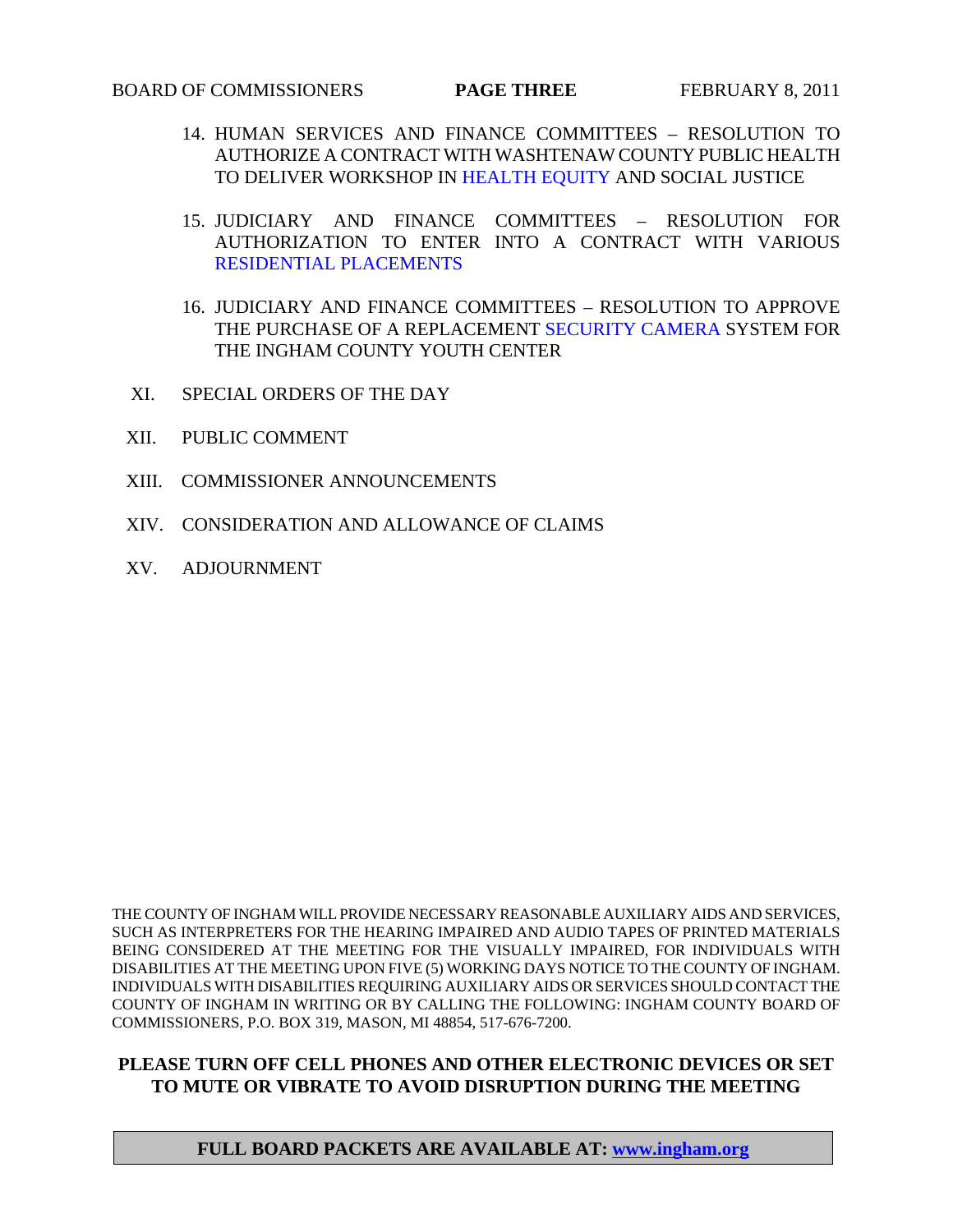14. HUMAN SERVICES AND FINANCE COMMITTEES – RESOLUTION TO AUTHORIZE A CONTRACT WITH WASHTENAW COUNTY PUBLIC HEALTH TO DELIVER WORKSHOP IN HEALTH EQUITY AND SOCIAL JUSTICE

15. JUDICIARY AND FINANCE COMMITTEES – RESOLUTION FOR AUTHORIZATION TO ENTER INTO A CONTRACT WITH VARIOUS RESIDENTIAL PLACEMENTS

16. JUDICIARY AND FINANCE COMMITTEES – RESOLUTION TO APPROVE THE PURCHASE OF A REPLACEMENT SECURITY CAMERA SYSTEM FOR THE INGHAM COUNTY YOUTH CENTER

XI. SPECIAL ORDERS OF THE DAY

XII. PUBLIC COMMENT

XIII. COMMISSIONER ANNOUNCEMENTS

XIV. CONSIDERATION AND ALLOWANCE OF CLAIMS

XV. ADJOURNMENT

THE COUNTY OF INGHAM WILL PROVIDE NECESSARY REASONABLE AUXILIARY AIDS AND SERVICES, SUCH AS INTERPRETERS FOR THE HEARING IMPAIRED AND AUDIO TAPES OF PRINTED MATERIALS BEING CONSIDERED AT THE MEETING FOR THE VISUALLY IMPAIRED, FOR INDIVIDUALS WITH DISABILITIES AT THE MEETING UPON FIVE (5) WORKING DAYS NOTICE TO THE COUNTY OF INGHAM. INDIVIDUALS WITH DISABILITIES REQUIRING AUXILIARY AIDS OR SERVICES SHOULD CONTACT THE COUNTY OF INGHAM IN WRITING OR BY CALLING THE FOLLOWING: INGHAM COUNTY BOARD OF COMMISSIONERS, P.O. BOX 319, MASON, MI 48854, 517-676-7200.

**PLEASE TURN OFF CELL PHONES AND OTHER ELECTRONIC DEVICES OR SET TO MUTE OR VIBRATE TO AVOID DISRUPTION DURING THE MEETING**

**FULL BOARD PACKETS ARE AVAILABLE AT: www.ingham.org**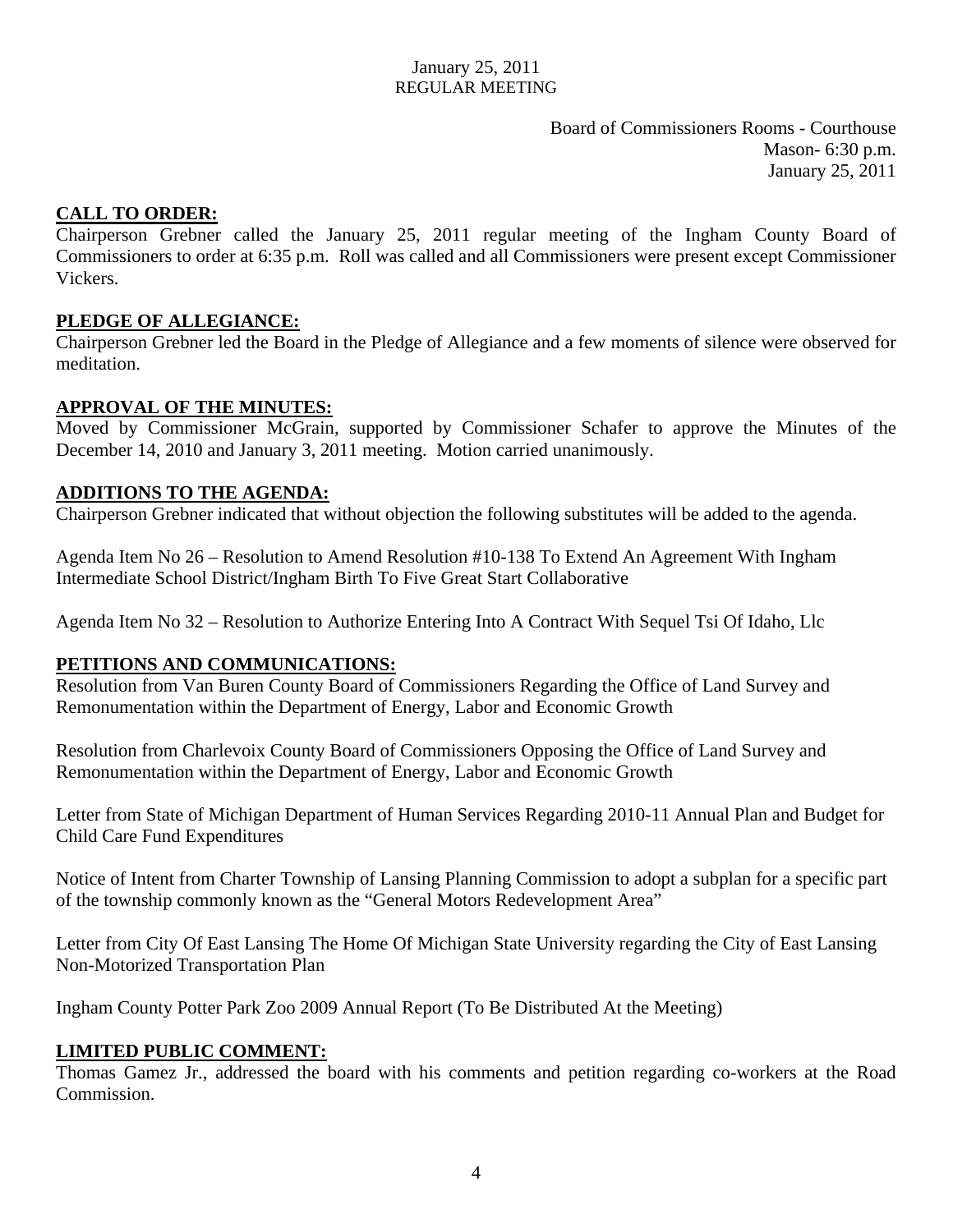January 25, 2011
REGULAR MEETING

Board of Commissioners Rooms - Courthouse
Mason- 6:30 p.m.
January 25, 2011

**CALL TO ORDER:**

Chairperson Grebner called the January 25, 2011 regular meeting of the Ingham County Board of Commissioners to order at 6:35 p.m. Roll was called and all Commissioners were present except Commissioner Vickers.

**PLEDGE OF ALLEGIANCE:**

Chairperson Grebner led the Board in the Pledge of Allegiance and a few moments of silence were observed for meditation.

**APPROVAL OF THE MINUTES:**

Moved by Commissioner McGrain, supported by Commissioner Schafer to approve the Minutes of the December 14, 2010 and January 3, 2011 meeting. Motion carried unanimously.

**ADDITIONS TO THE AGENDA:**

Chairperson Grebner indicated that without objection the following substitutes will be added to the agenda.

Agenda Item No 26 – Resolution to Amend Resolution #10-138 To Extend An Agreement With Ingham Intermediate School District/Ingham Birth To Five Great Start Collaborative

Agenda Item No 32 – Resolution to Authorize Entering Into A Contract With Sequel Tsi Of Idaho, Llc

**PETITIONS AND COMMUNICATIONS:**

Resolution from Van Buren County Board of Commissioners Regarding the Office of Land Survey and Remonumentation within the Department of Energy, Labor and Economic Growth

Resolution from Charlevoix County Board of Commissioners Opposing the Office of Land Survey and Remonumentation within the Department of Energy, Labor and Economic Growth

Letter from State of Michigan Department of Human Services Regarding 2010-11 Annual Plan and Budget for Child Care Fund Expenditures

Notice of Intent from Charter Township of Lansing Planning Commission to adopt a subplan for a specific part of the township commonly known as the "General Motors Redevelopment Area"

Letter from City Of East Lansing The Home Of Michigan State University regarding the City of East Lansing Non-Motorized Transportation Plan

Ingham County Potter Park Zoo 2009 Annual Report (To Be Distributed At the Meeting)

**LIMITED PUBLIC COMMENT:**

Thomas Gamez Jr., addressed the board with his comments and petition regarding co-workers at the Road Commission.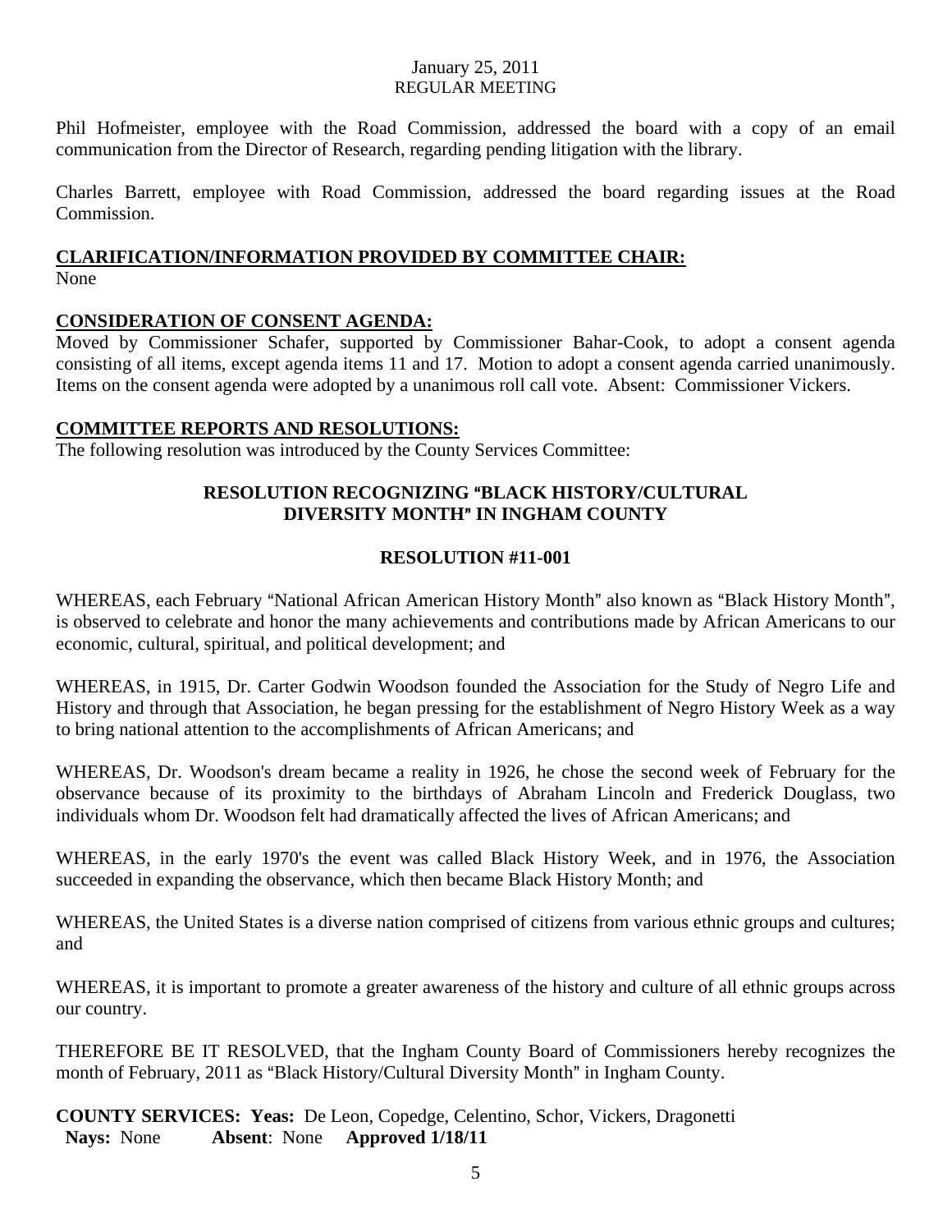Phil Hofmeister, employee with the Road Commission, addressed the board with a copy of an email communication from the Director of Research, regarding pending litigation with the library.

Charles Barrett, employee with Road Commission, addressed the board regarding issues at the Road Commission.

**CLARIFICATION/INFORMATION PROVIDED BY COMMITTEE CHAIR:**

None

**CONSIDERATION OF CONSENT AGENDA:**

Moved by Commissioner Schafer, supported by Commissioner Bahar-Cook, to adopt a consent agenda consisting of all items, except agenda items 11 and 17. Motion to adopt a consent agenda carried unanimously. Items on the consent agenda were adopted by a unanimous roll call vote. Absent: Commissioner Vickers.

**COMMITTEE REPORTS AND RESOLUTIONS:**

The following resolution was introduced by the County Services Committee:

**RESOLUTION RECOGNIZING "BLACK HISTORY/CULTURAL DIVERSITY MONTH" IN INGHAM COUNTY**

**RESOLUTION #11-001**

WHEREAS, each February "National African American History Month" also known as "Black History Month", is observed to celebrate and honor the many achievements and contributions made by African Americans to our economic, cultural, spiritual, and political development; and

WHEREAS, in 1915, Dr. Carter Godwin Woodson founded the Association for the Study of Negro Life and History and through that Association, he began pressing for the establishment of Negro History Week as a way to bring national attention to the accomplishments of African Americans; and

WHEREAS, Dr. Woodson's dream became a reality in 1926, he chose the second week of February for the observance because of its proximity to the birthdays of Abraham Lincoln and Frederick Douglass, two individuals whom Dr. Woodson felt had dramatically affected the lives of African Americans; and

WHEREAS, in the early 1970's the event was called Black History Week, and in 1976, the Association succeeded in expanding the observance, which then became Black History Month; and

WHEREAS, the United States is a diverse nation comprised of citizens from various ethnic groups and cultures; and

WHEREAS, it is important to promote a greater awareness of the history and culture of all ethnic groups across our country.

THEREFORE BE IT RESOLVED, that the Ingham County Board of Commissioners hereby recognizes the month of February, 2011 as "Black History/Cultural Diversity Month" in Ingham County.

**COUNTY SERVICES: Yeas:** De Leon, Copedge, Celentino, Schor, Vickers, Dragonetti
**Nays:** None **Absent**: None **Approved 1/18/11**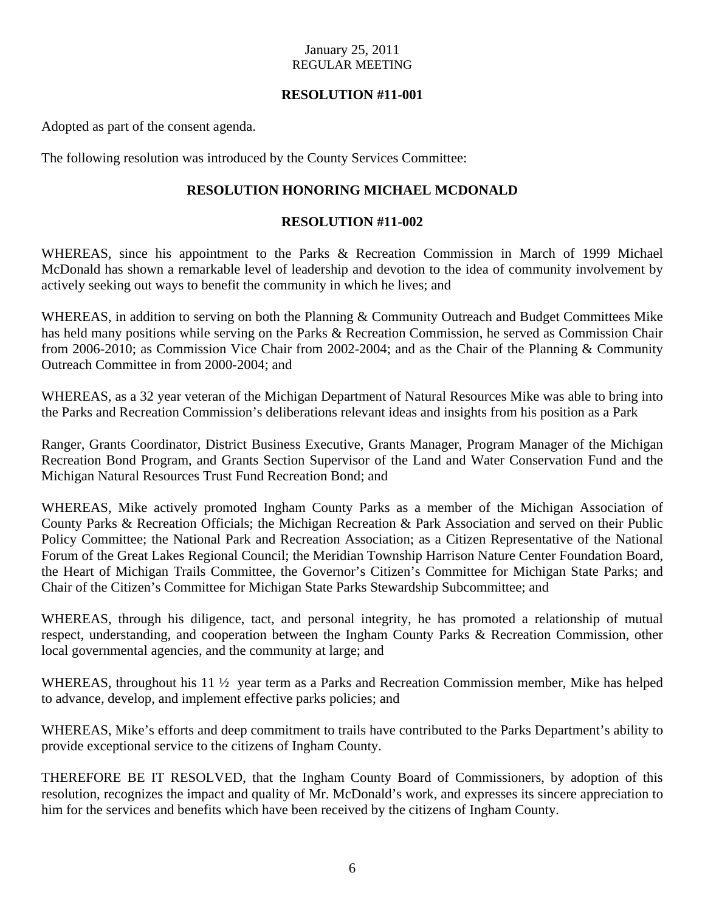January 25, 2011
REGULAR MEETING

**RESOLUTION #11-001**

Adopted as part of the consent agenda.

The following resolution was introduced by the County Services Committee:

**RESOLUTION HONORING MICHAEL MCDONALD**

**RESOLUTION #11-002**

WHEREAS, since his appointment to the Parks & Recreation Commission in March of 1999 Michael McDonald has shown a remarkable level of leadership and devotion to the idea of community involvement by actively seeking out ways to benefit the community in which he lives; and

WHEREAS, in addition to serving on both the Planning & Community Outreach and Budget Committees Mike has held many positions while serving on the Parks & Recreation Commission, he served as Commission Chair from 2006-2010; as Commission Vice Chair from 2002-2004; and as the Chair of the Planning & Community Outreach Committee in from 2000-2004; and

WHEREAS, as a 32 year veteran of the Michigan Department of Natural Resources Mike was able to bring into the Parks and Recreation Commission's deliberations relevant ideas and insights from his position as a Park

Ranger, Grants Coordinator, District Business Executive, Grants Manager, Program Manager of the Michigan Recreation Bond Program, and Grants Section Supervisor of the Land and Water Conservation Fund and the Michigan Natural Resources Trust Fund Recreation Bond; and

WHEREAS, Mike actively promoted Ingham County Parks as a member of the Michigan Association of County Parks & Recreation Officials; the Michigan Recreation & Park Association and served on their Public Policy Committee; the National Park and Recreation Association; as a Citizen Representative of the National Forum of the Great Lakes Regional Council; the Meridian Township Harrison Nature Center Foundation Board, the Heart of Michigan Trails Committee, the Governor's Citizen's Committee for Michigan State Parks; and Chair of the Citizen's Committee for Michigan State Parks Stewardship Subcommittee; and

WHEREAS, through his diligence, tact, and personal integrity, he has promoted a relationship of mutual respect, understanding, and cooperation between the Ingham County Parks & Recreation Commission, other local governmental agencies, and the community at large; and

WHEREAS, throughout his 11 ½ year term as a Parks and Recreation Commission member, Mike has helped to advance, develop, and implement effective parks policies; and

WHEREAS, Mike's efforts and deep commitment to trails have contributed to the Parks Department's ability to provide exceptional service to the citizens of Ingham County.

THEREFORE BE IT RESOLVED, that the Ingham County Board of Commissioners, by adoption of this resolution, recognizes the impact and quality of Mr. McDonald's work, and expresses its sincere appreciation to him for the services and benefits which have been received by the citizens of Ingham County.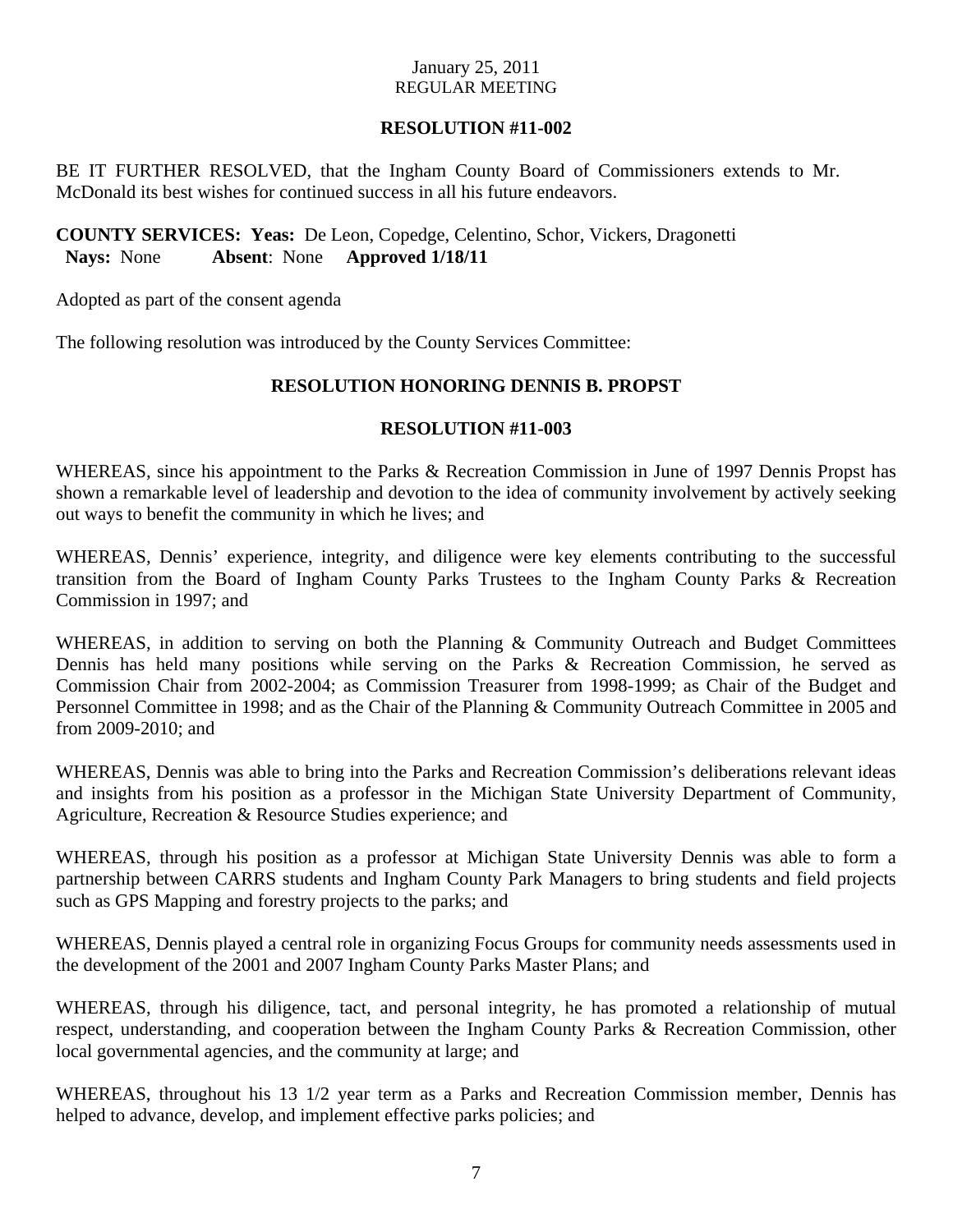**RESOLUTION #11-002**

BE IT FURTHER RESOLVED, that the Ingham County Board of Commissioners extends to Mr. McDonald its best wishes for continued success in all his future endeavors.

**COUNTY SERVICES: Yeas:** De Leon, Copedge, Celentino, Schor, Vickers, Dragonetti
**Nays:** None **Absent**: None **Approved 1/18/11**

Adopted as part of the consent agenda

The following resolution was introduced by the County Services Committee:

**RESOLUTION HONORING DENNIS B. PROPST**

**RESOLUTION #11-003**

WHEREAS, since his appointment to the Parks & Recreation Commission in June of 1997 Dennis Propst has shown a remarkable level of leadership and devotion to the idea of community involvement by actively seeking out ways to benefit the community in which he lives; and

WHEREAS, Dennis' experience, integrity, and diligence were key elements contributing to the successful transition from the Board of Ingham County Parks Trustees to the Ingham County Parks & Recreation Commission in 1997; and

WHEREAS, in addition to serving on both the Planning & Community Outreach and Budget Committees Dennis has held many positions while serving on the Parks & Recreation Commission, he served as Commission Chair from 2002-2004; as Commission Treasurer from 1998-1999; as Chair of the Budget and Personnel Committee in 1998; and as the Chair of the Planning & Community Outreach Committee in 2005 and from 2009-2010; and

WHEREAS, Dennis was able to bring into the Parks and Recreation Commission's deliberations relevant ideas and insights from his position as a professor in the Michigan State University Department of Community, Agriculture, Recreation & Resource Studies experience; and

WHEREAS, through his position as a professor at Michigan State University Dennis was able to form a partnership between CARRS students and Ingham County Park Managers to bring students and field projects such as GPS Mapping and forestry projects to the parks; and

WHEREAS, Dennis played a central role in organizing Focus Groups for community needs assessments used in the development of the 2001 and 2007 Ingham County Parks Master Plans; and

WHEREAS, through his diligence, tact, and personal integrity, he has promoted a relationship of mutual respect, understanding, and cooperation between the Ingham County Parks & Recreation Commission, other local governmental agencies, and the community at large; and

WHEREAS, throughout his 13 1/2 year term as a Parks and Recreation Commission member, Dennis has helped to advance, develop, and implement effective parks policies; and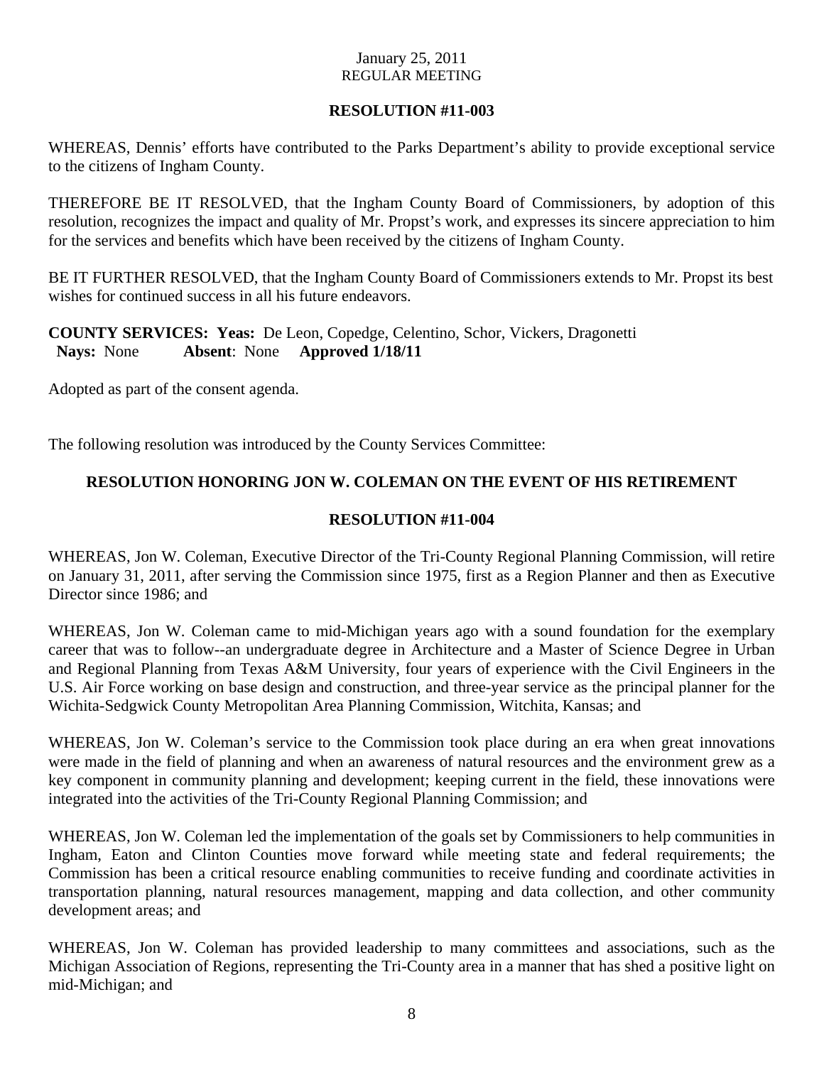**RESOLUTION #11-003**

WHEREAS, Dennis' efforts have contributed to the Parks Department's ability to provide exceptional service to the citizens of Ingham County.

THEREFORE BE IT RESOLVED, that the Ingham County Board of Commissioners, by adoption of this resolution, recognizes the impact and quality of Mr. Propst's work, and expresses its sincere appreciation to him for the services and benefits which have been received by the citizens of Ingham County.

BE IT FURTHER RESOLVED, that the Ingham County Board of Commissioners extends to Mr. Propst its best wishes for continued success in all his future endeavors.

**COUNTY SERVICES: Yeas:** De Leon, Copedge, Celentino, Schor, Vickers, Dragonetti
**Nays:** None **Absent**: None **Approved 1/18/11**

Adopted as part of the consent agenda.

The following resolution was introduced by the County Services Committee:

**RESOLUTION HONORING JON W. COLEMAN ON THE EVENT OF HIS RETIREMENT**

**RESOLUTION #11-004**

WHEREAS, Jon W. Coleman, Executive Director of the Tri-County Regional Planning Commission, will retire on January 31, 2011, after serving the Commission since 1975, first as a Region Planner and then as Executive Director since 1986; and

WHEREAS, Jon W. Coleman came to mid-Michigan years ago with a sound foundation for the exemplary career that was to follow--an undergraduate degree in Architecture and a Master of Science Degree in Urban and Regional Planning from Texas A&M University, four years of experience with the Civil Engineers in the U.S. Air Force working on base design and construction, and three-year service as the principal planner for the Wichita-Sedgwick County Metropolitan Area Planning Commission, Witchita, Kansas; and

WHEREAS, Jon W. Coleman's service to the Commission took place during an era when great innovations were made in the field of planning and when an awareness of natural resources and the environment grew as a key component in community planning and development; keeping current in the field, these innovations were integrated into the activities of the Tri-County Regional Planning Commission; and

WHEREAS, Jon W. Coleman led the implementation of the goals set by Commissioners to help communities in Ingham, Eaton and Clinton Counties move forward while meeting state and federal requirements; the Commission has been a critical resource enabling communities to receive funding and coordinate activities in transportation planning, natural resources management, mapping and data collection, and other community development areas; and

WHEREAS, Jon W. Coleman has provided leadership to many committees and associations, such as the Michigan Association of Regions, representing the Tri-County area in a manner that has shed a positive light on mid-Michigan; and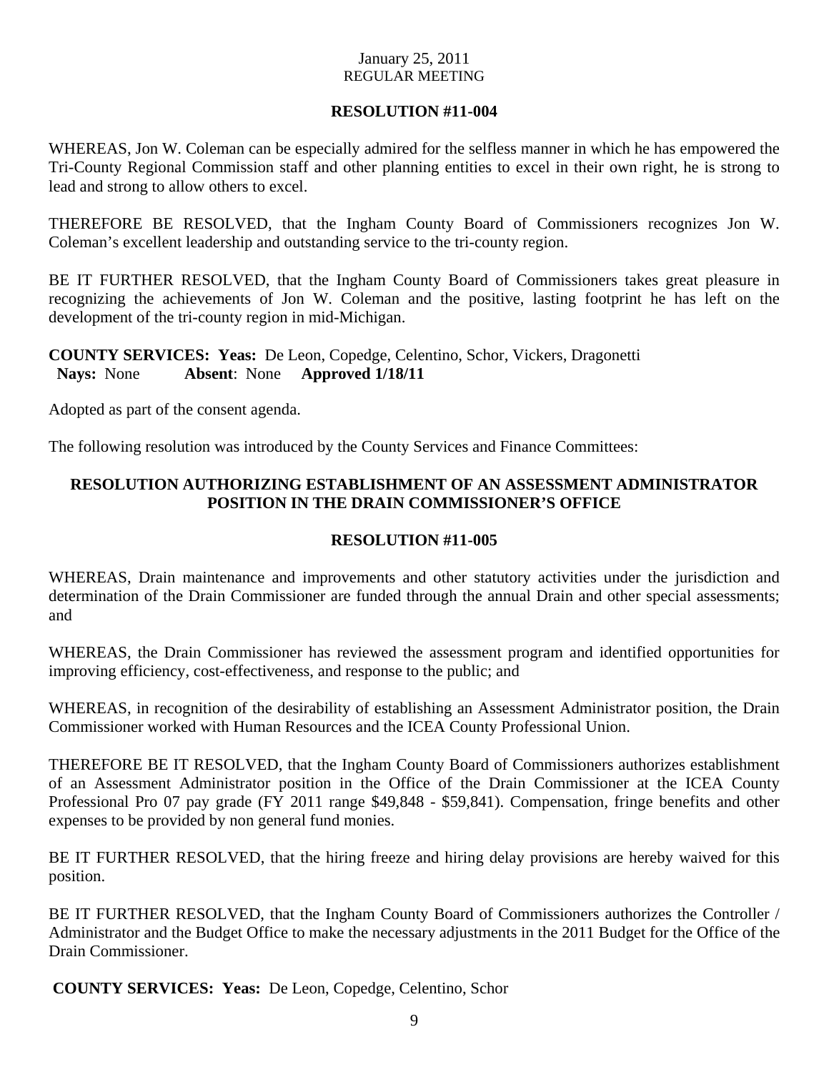January 25, 2011
REGULAR MEETING

**RESOLUTION #11-004**

WHEREAS, Jon W. Coleman can be especially admired for the selfless manner in which he has empowered the Tri-County Regional Commission staff and other planning entities to excel in their own right, he is strong to lead and strong to allow others to excel.

THEREFORE BE RESOLVED, that the Ingham County Board of Commissioners recognizes Jon W. Coleman's excellent leadership and outstanding service to the tri-county region.

BE IT FURTHER RESOLVED, that the Ingham County Board of Commissioners takes great pleasure in recognizing the achievements of Jon W. Coleman and the positive, lasting footprint he has left on the development of the tri-county region in mid-Michigan.

**COUNTY SERVICES: Yeas:** De Leon, Copedge, Celentino, Schor, Vickers, Dragonetti
**Nays:** None **Absent**: None **Approved 1/18/11**

Adopted as part of the consent agenda.

The following resolution was introduced by the County Services and Finance Committees:

**RESOLUTION AUTHORIZING ESTABLISHMENT OF AN ASSESSMENT ADMINISTRATOR POSITION IN THE DRAIN COMMISSIONER'S OFFICE**

**RESOLUTION #11-005**

WHEREAS, Drain maintenance and improvements and other statutory activities under the jurisdiction and determination of the Drain Commissioner are funded through the annual Drain and other special assessments; and

WHEREAS, the Drain Commissioner has reviewed the assessment program and identified opportunities for improving efficiency, cost-effectiveness, and response to the public; and

WHEREAS, in recognition of the desirability of establishing an Assessment Administrator position, the Drain Commissioner worked with Human Resources and the ICEA County Professional Union.

THEREFORE BE IT RESOLVED, that the Ingham County Board of Commissioners authorizes establishment of an Assessment Administrator position in the Office of the Drain Commissioner at the ICEA County Professional Pro 07 pay grade (FY 2011 range $49,848 - $59,841). Compensation, fringe benefits and other expenses to be provided by non general fund monies.

BE IT FURTHER RESOLVED, that the hiring freeze and hiring delay provisions are hereby waived for this position.

BE IT FURTHER RESOLVED, that the Ingham County Board of Commissioners authorizes the Controller / Administrator and the Budget Office to make the necessary adjustments in the 2011 Budget for the Office of the Drain Commissioner.

**COUNTY SERVICES: Yeas:** De Leon, Copedge, Celentino, Schor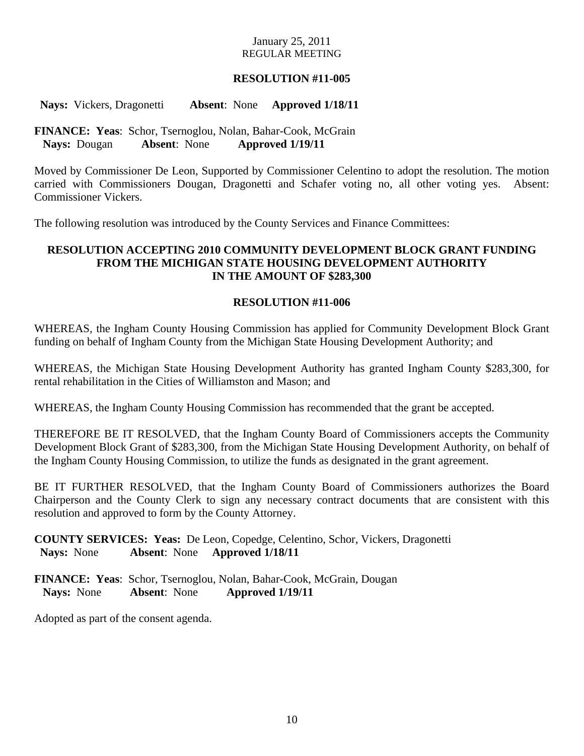January 25, 2011
REGULAR MEETING

**RESOLUTION #11-005**

**Nays:** Vickers, Dragonetti **Absent**: None **Approved 1/18/11**

**FINANCE: Yeas**: Schor, Tsernoglou, Nolan, Bahar-Cook, McGrain
**Nays:** Dougan **Absent**: None **Approved 1/19/11**

Moved by Commissioner De Leon, Supported by Commissioner Celentino to adopt the resolution. The motion carried with Commissioners Dougan, Dragonetti and Schafer voting no, all other voting yes. Absent: Commissioner Vickers.

The following resolution was introduced by the County Services and Finance Committees:

**RESOLUTION ACCEPTING 2010 COMMUNITY DEVELOPMENT BLOCK GRANT FUNDING FROM THE MICHIGAN STATE HOUSING DEVELOPMENT AUTHORITY IN THE AMOUNT OF $283,300**

**RESOLUTION #11-006**

WHEREAS, the Ingham County Housing Commission has applied for Community Development Block Grant funding on behalf of Ingham County from the Michigan State Housing Development Authority; and

WHEREAS, the Michigan State Housing Development Authority has granted Ingham County $283,300, for rental rehabilitation in the Cities of Williamston and Mason; and

WHEREAS, the Ingham County Housing Commission has recommended that the grant be accepted.

THEREFORE BE IT RESOLVED, that the Ingham County Board of Commissioners accepts the Community Development Block Grant of $283,300, from the Michigan State Housing Development Authority, on behalf of the Ingham County Housing Commission, to utilize the funds as designated in the grant agreement.

BE IT FURTHER RESOLVED, that the Ingham County Board of Commissioners authorizes the Board Chairperson and the County Clerk to sign any necessary contract documents that are consistent with this resolution and approved to form by the County Attorney.

**COUNTY SERVICES: Yeas:** De Leon, Copedge, Celentino, Schor, Vickers, Dragonetti
**Nays:** None **Absent**: None **Approved 1/18/11**

**FINANCE: Yeas**: Schor, Tsernoglou, Nolan, Bahar-Cook, McGrain, Dougan
**Nays:** None **Absent**: None **Approved 1/19/11**

Adopted as part of the consent agenda.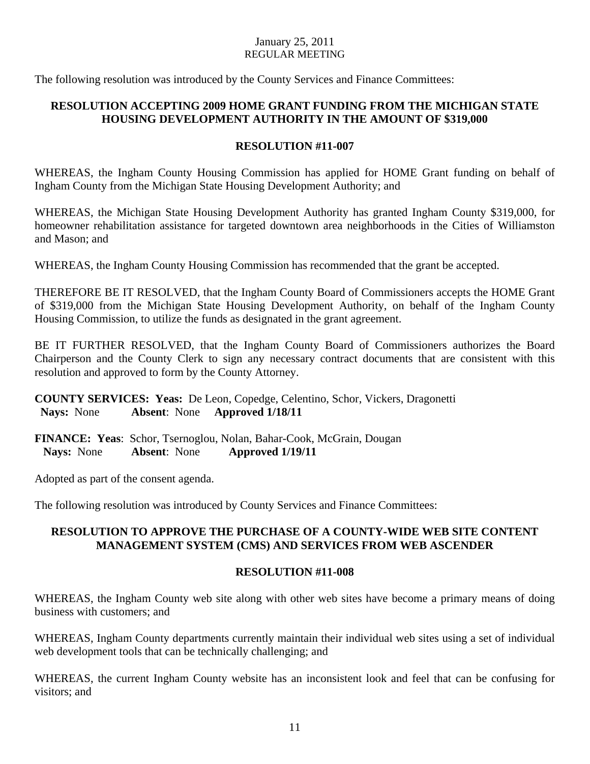January 25, 2011
REGULAR MEETING

The following resolution was introduced by the County Services and Finance Committees:

**RESOLUTION ACCEPTING 2009 HOME GRANT FUNDING FROM THE MICHIGAN STATE HOUSING DEVELOPMENT AUTHORITY IN THE AMOUNT OF $319,000**

**RESOLUTION #11-007**

WHEREAS, the Ingham County Housing Commission has applied for HOME Grant funding on behalf of Ingham County from the Michigan State Housing Development Authority; and

WHEREAS, the Michigan State Housing Development Authority has granted Ingham County $319,000, for homeowner rehabilitation assistance for targeted downtown area neighborhoods in the Cities of Williamston and Mason; and

WHEREAS, the Ingham County Housing Commission has recommended that the grant be accepted.

THEREFORE BE IT RESOLVED, that the Ingham County Board of Commissioners accepts the HOME Grant of $319,000 from the Michigan State Housing Development Authority, on behalf of the Ingham County Housing Commission, to utilize the funds as designated in the grant agreement.

BE IT FURTHER RESOLVED, that the Ingham County Board of Commissioners authorizes the Board Chairperson and the County Clerk to sign any necessary contract documents that are consistent with this resolution and approved to form by the County Attorney.

**COUNTY SERVICES: Yeas:** De Leon, Copedge, Celentino, Schor, Vickers, Dragonetti
**Nays:** None **Absent**: None **Approved 1/18/11**

**FINANCE: Yeas**: Schor, Tsernoglou, Nolan, Bahar-Cook, McGrain, Dougan
**Nays:** None **Absent**: None **Approved 1/19/11**

Adopted as part of the consent agenda.

The following resolution was introduced by County Services and Finance Committees:

**RESOLUTION TO APPROVE THE PURCHASE OF A COUNTY-WIDE WEB SITE CONTENT MANAGEMENT SYSTEM (CMS) AND SERVICES FROM WEB ASCENDER**

**RESOLUTION #11-008**

WHEREAS, the Ingham County web site along with other web sites have become a primary means of doing business with customers; and

WHEREAS, Ingham County departments currently maintain their individual web sites using a set of individual web development tools that can be technically challenging; and

WHEREAS, the current Ingham County website has an inconsistent look and feel that can be confusing for visitors; and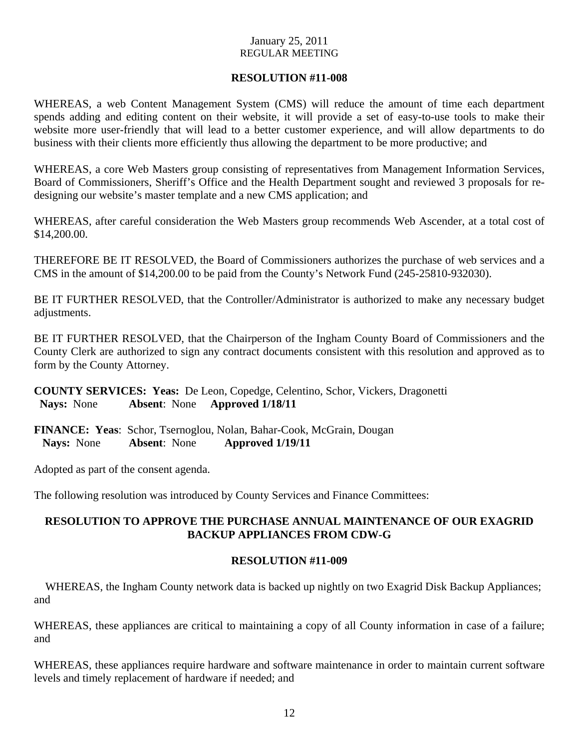January 25, 2011
REGULAR MEETING

**RESOLUTION #11-008**

WHEREAS, a web Content Management System (CMS) will reduce the amount of time each department spends adding and editing content on their website, it will provide a set of easy-to-use tools to make their website more user-friendly that will lead to a better customer experience, and will allow departments to do business with their clients more efficiently thus allowing the department to be more productive; and

WHEREAS, a core Web Masters group consisting of representatives from Management Information Services, Board of Commissioners, Sheriff's Office and the Health Department sought and reviewed 3 proposals for re-designing our website's master template and a new CMS application; and

WHEREAS, after careful consideration the Web Masters group recommends Web Ascender, at a total cost of $14,200.00.

THEREFORE BE IT RESOLVED, the Board of Commissioners authorizes the purchase of web services and a CMS in the amount of $14,200.00 to be paid from the County's Network Fund (245-25810-932030).

BE IT FURTHER RESOLVED, that the Controller/Administrator is authorized to make any necessary budget adjustments.

BE IT FURTHER RESOLVED, that the Chairperson of the Ingham County Board of Commissioners and the County Clerk are authorized to sign any contract documents consistent with this resolution and approved as to form by the County Attorney.

**COUNTY SERVICES: Yeas:** De Leon, Copedge, Celentino, Schor, Vickers, Dragonetti
**Nays:** None **Absent**: None **Approved 1/18/11**

**FINANCE: Yeas**: Schor, Tsernoglou, Nolan, Bahar-Cook, McGrain, Dougan
**Nays:** None **Absent**: None **Approved 1/19/11**

Adopted as part of the consent agenda.

The following resolution was introduced by County Services and Finance Committees:

**RESOLUTION TO APPROVE THE PURCHASE ANNUAL MAINTENANCE OF OUR EXAGRID BACKUP APPLIANCES FROM CDW-G**

**RESOLUTION #11-009**

WHEREAS, the Ingham County network data is backed up nightly on two Exagrid Disk Backup Appliances; and

WHEREAS, these appliances are critical to maintaining a copy of all County information in case of a failure; and

WHEREAS, these appliances require hardware and software maintenance in order to maintain current software levels and timely replacement of hardware if needed; and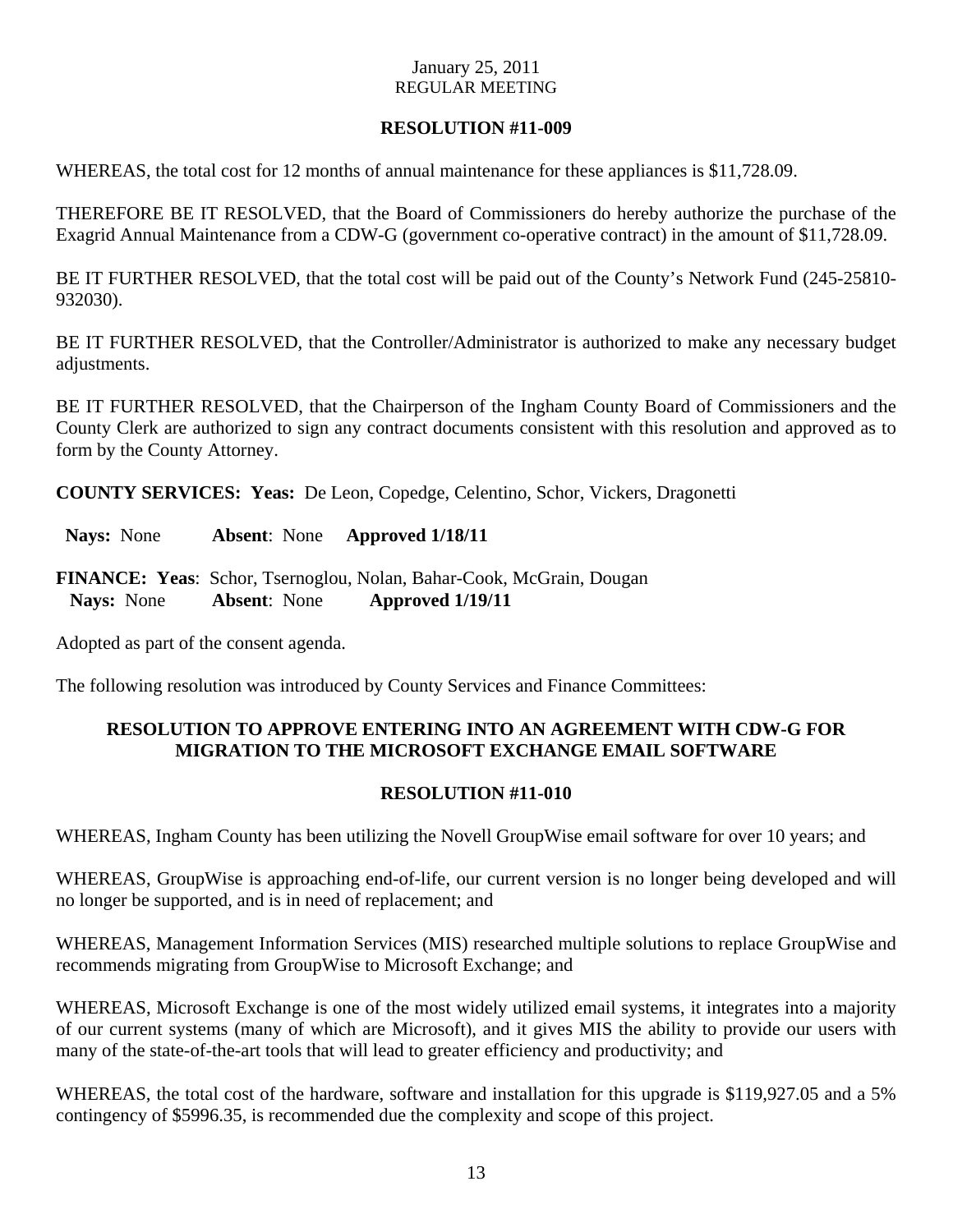January 25, 2011
REGULAR MEETING

**RESOLUTION #11-009**

WHEREAS, the total cost for 12 months of annual maintenance for these appliances is $11,728.09.

THEREFORE BE IT RESOLVED, that the Board of Commissioners do hereby authorize the purchase of the Exagrid Annual Maintenance from a CDW-G (government co-operative contract) in the amount of $11,728.09.

BE IT FURTHER RESOLVED, that the total cost will be paid out of the County's Network Fund (245-25810-932030).

BE IT FURTHER RESOLVED, that the Controller/Administrator is authorized to make any necessary budget adjustments.

BE IT FURTHER RESOLVED, that the Chairperson of the Ingham County Board of Commissioners and the County Clerk are authorized to sign any contract documents consistent with this resolution and approved as to form by the County Attorney.

**COUNTY SERVICES: Yeas:** De Leon, Copedge, Celentino, Schor, Vickers, Dragonetti

**Nays:** None **Absent**: None **Approved 1/18/11**

**FINANCE: Yeas**: Schor, Tsernoglou, Nolan, Bahar-Cook, McGrain, Dougan
**Nays:** None **Absent**: None **Approved 1/19/11**

Adopted as part of the consent agenda.

The following resolution was introduced by County Services and Finance Committees:

## RESOLUTION TO APPROVE ENTERING INTO AN AGREEMENT WITH CDW-G FOR MIGRATION TO THE MICROSOFT EXCHANGE EMAIL SOFTWARE

**RESOLUTION #11-010**

WHEREAS, Ingham County has been utilizing the Novell GroupWise email software for over 10 years; and

WHEREAS, GroupWise is approaching end-of-life, our current version is no longer being developed and will no longer be supported, and is in need of replacement; and

WHEREAS, Management Information Services (MIS) researched multiple solutions to replace GroupWise and recommends migrating from GroupWise to Microsoft Exchange; and

WHEREAS, Microsoft Exchange is one of the most widely utilized email systems, it integrates into a majority of our current systems (many of which are Microsoft), and it gives MIS the ability to provide our users with many of the state-of-the-art tools that will lead to greater efficiency and productivity; and

WHEREAS, the total cost of the hardware, software and installation for this upgrade is $119,927.05 and a 5% contingency of $5996.35, is recommended due the complexity and scope of this project.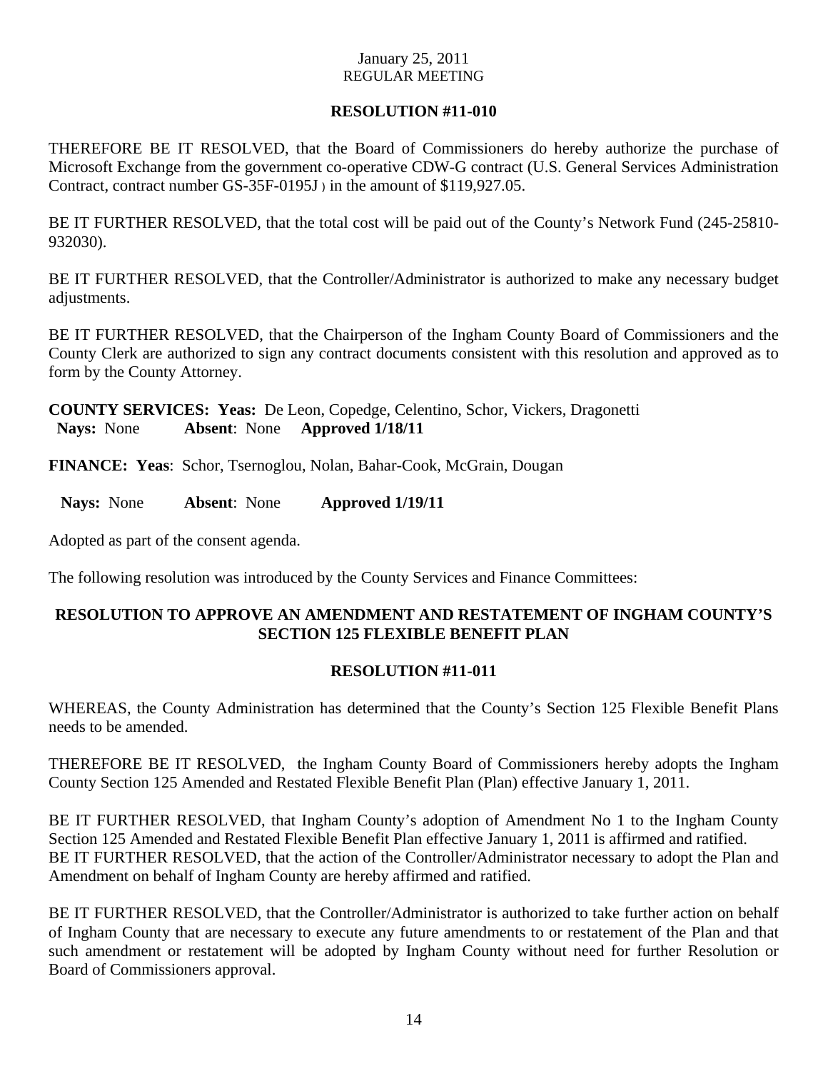January 25, 2011
REGULAR MEETING

**RESOLUTION #11-010**

THEREFORE BE IT RESOLVED, that the Board of Commissioners do hereby authorize the purchase of Microsoft Exchange from the government co-operative CDW-G contract (U.S. General Services Administration Contract, contract number GS-35F-0195J ) in the amount of $119,927.05.

BE IT FURTHER RESOLVED, that the total cost will be paid out of the County's Network Fund (245-25810-932030).

BE IT FURTHER RESOLVED, that the Controller/Administrator is authorized to make any necessary budget adjustments.

BE IT FURTHER RESOLVED, that the Chairperson of the Ingham County Board of Commissioners and the County Clerk are authorized to sign any contract documents consistent with this resolution and approved as to form by the County Attorney.

**COUNTY SERVICES: Yeas:** De Leon, Copedge, Celentino, Schor, Vickers, Dragonetti
**Nays:** None **Absent**: None **Approved 1/18/11**

**FINANCE: Yeas**: Schor, Tsernoglou, Nolan, Bahar-Cook, McGrain, Dougan

**Nays:** None **Absent**: None **Approved 1/19/11**

Adopted as part of the consent agenda.

The following resolution was introduced by the County Services and Finance Committees:

## RESOLUTION TO APPROVE AN AMENDMENT AND RESTATEMENT OF INGHAM COUNTY'S SECTION 125 FLEXIBLE BENEFIT PLAN

**RESOLUTION #11-011**

WHEREAS, the County Administration has determined that the County's Section 125 Flexible Benefit Plans needs to be amended.

THEREFORE BE IT RESOLVED, the Ingham County Board of Commissioners hereby adopts the Ingham County Section 125 Amended and Restated Flexible Benefit Plan (Plan) effective January 1, 2011.

BE IT FURTHER RESOLVED, that Ingham County's adoption of Amendment No 1 to the Ingham County Section 125 Amended and Restated Flexible Benefit Plan effective January 1, 2011 is affirmed and ratified.
BE IT FURTHER RESOLVED, that the action of the Controller/Administrator necessary to adopt the Plan and Amendment on behalf of Ingham County are hereby affirmed and ratified.

BE IT FURTHER RESOLVED, that the Controller/Administrator is authorized to take further action on behalf of Ingham County that are necessary to execute any future amendments to or restatement of the Plan and that such amendment or restatement will be adopted by Ingham County without need for further Resolution or Board of Commissioners approval.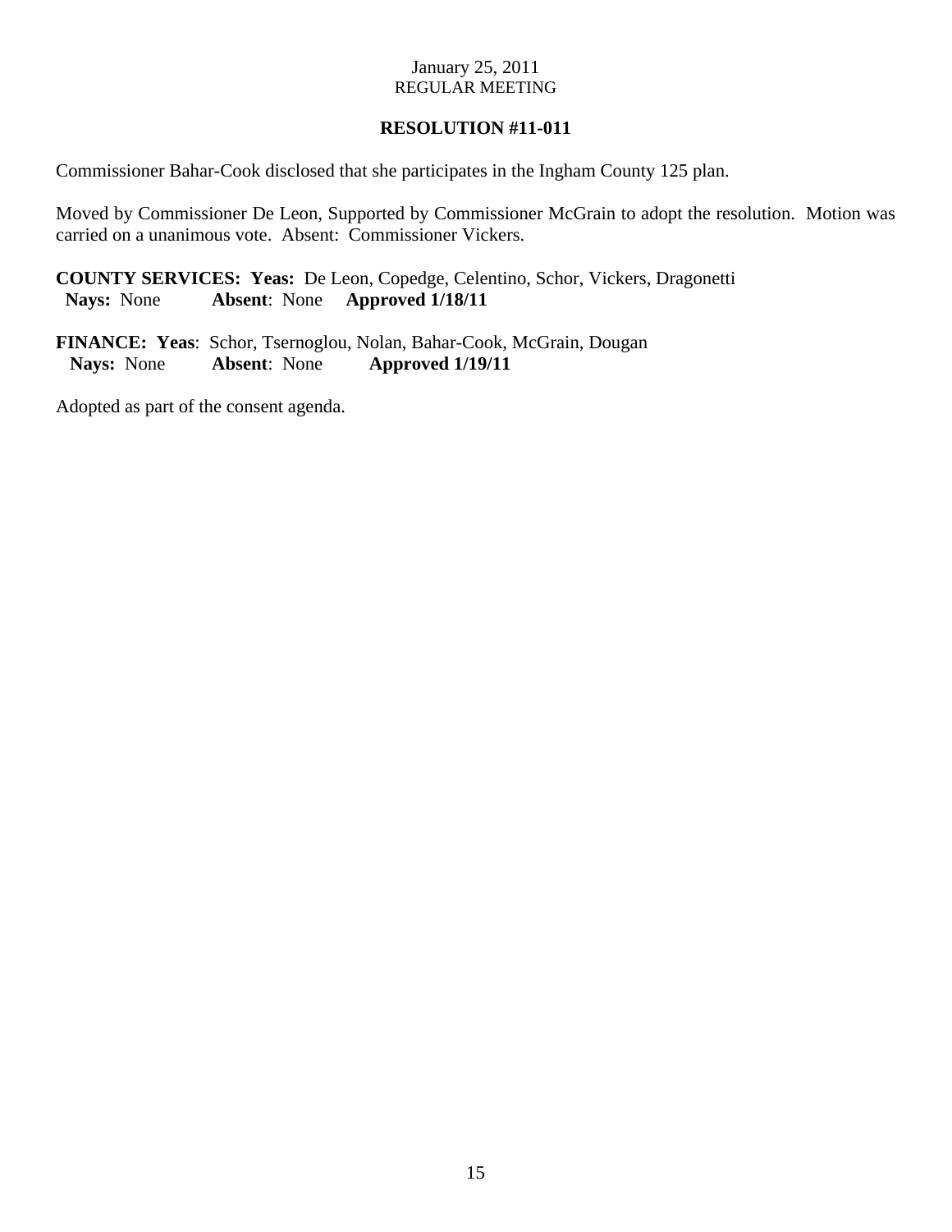January 25, 2011
REGULAR MEETING

**RESOLUTION #11-011**

Commissioner Bahar-Cook disclosed that she participates in the Ingham County 125 plan.

Moved by Commissioner De Leon, Supported by Commissioner McGrain to adopt the resolution. Motion was carried on a unanimous vote. Absent: Commissioner Vickers.

**COUNTY SERVICES: Yeas:** De Leon, Copedge, Celentino, Schor, Vickers, Dragonetti
**Nays:** None **Absent**: None **Approved 1/18/11**

**FINANCE: Yeas**: Schor, Tsernoglou, Nolan, Bahar-Cook, McGrain, Dougan
**Nays:** None **Absent**: None **Approved 1/19/11**

Adopted as part of the consent agenda.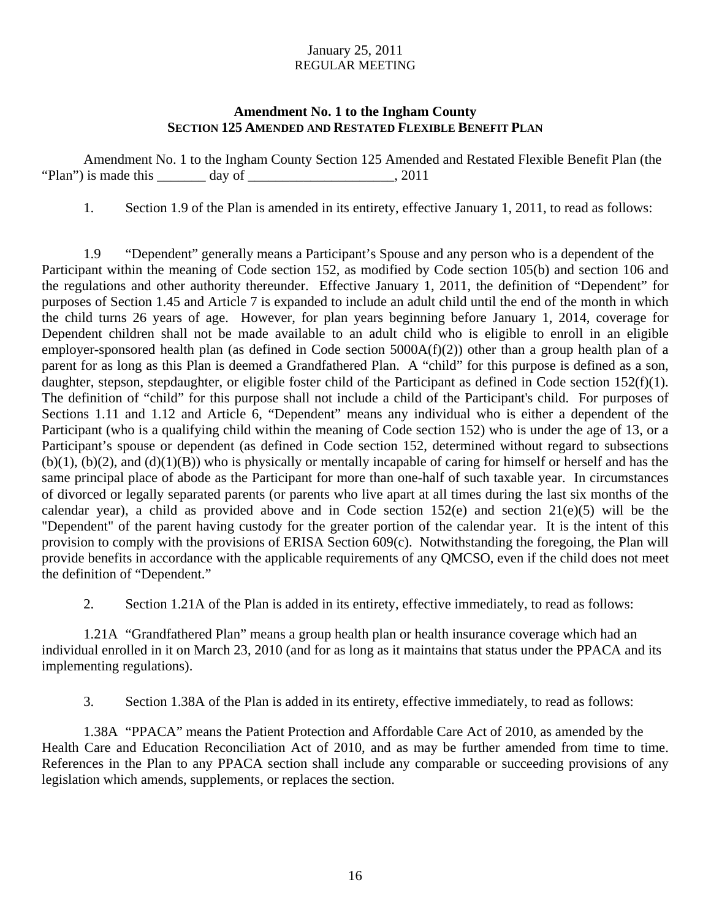## Amendment No. 1 to the Ingham County
## SECTION 125 AMENDED AND RESTATED FLEXIBLE BENEFIT PLAN

Amendment No. 1 to the Ingham County Section 125 Amended and Restated Flexible Benefit Plan (the "Plan") is made this _______ day of _____________________, 2011

1. Section 1.9 of the Plan is amended in its entirety, effective January 1, 2011, to read as follows:

1.9 "Dependent" generally means a Participant's Spouse and any person who is a dependent of the Participant within the meaning of Code section 152, as modified by Code section 105(b) and section 106 and the regulations and other authority thereunder. Effective January 1, 2011, the definition of "Dependent" for purposes of Section 1.45 and Article 7 is expanded to include an adult child until the end of the month in which the child turns 26 years of age. However, for plan years beginning before January 1, 2014, coverage for Dependent children shall not be made available to an adult child who is eligible to enroll in an eligible employer-sponsored health plan (as defined in Code section 5000A(f)(2)) other than a group health plan of a parent for as long as this Plan is deemed a Grandfathered Plan. A "child" for this purpose is defined as a son, daughter, stepson, stepdaughter, or eligible foster child of the Participant as defined in Code section 152(f)(1). The definition of "child" for this purpose shall not include a child of the Participant's child. For purposes of Sections 1.11 and 1.12 and Article 6, "Dependent" means any individual who is either a dependent of the Participant (who is a qualifying child within the meaning of Code section 152) who is under the age of 13, or a Participant's spouse or dependent (as defined in Code section 152, determined without regard to subsections (b)(1), (b)(2), and (d)(1)(B)) who is physically or mentally incapable of caring for himself or herself and has the same principal place of abode as the Participant for more than one-half of such taxable year. In circumstances of divorced or legally separated parents (or parents who live apart at all times during the last six months of the calendar year), a child as provided above and in Code section 152(e) and section 21(e)(5) will be the "Dependent" of the parent having custody for the greater portion of the calendar year. It is the intent of this provision to comply with the provisions of ERISA Section 609(c). Notwithstanding the foregoing, the Plan will provide benefits in accordance with the applicable requirements of any QMCSO, even if the child does not meet the definition of "Dependent."

2. Section 1.21A of the Plan is added in its entirety, effective immediately, to read as follows:

1.21A "Grandfathered Plan" means a group health plan or health insurance coverage which had an individual enrolled in it on March 23, 2010 (and for as long as it maintains that status under the PPACA and its implementing regulations).

3. Section 1.38A of the Plan is added in its entirety, effective immediately, to read as follows:

1.38A "PPACA" means the Patient Protection and Affordable Care Act of 2010, as amended by the Health Care and Education Reconciliation Act of 2010, and as may be further amended from time to time. References in the Plan to any PPACA section shall include any comparable or succeeding provisions of any legislation which amends, supplements, or replaces the section.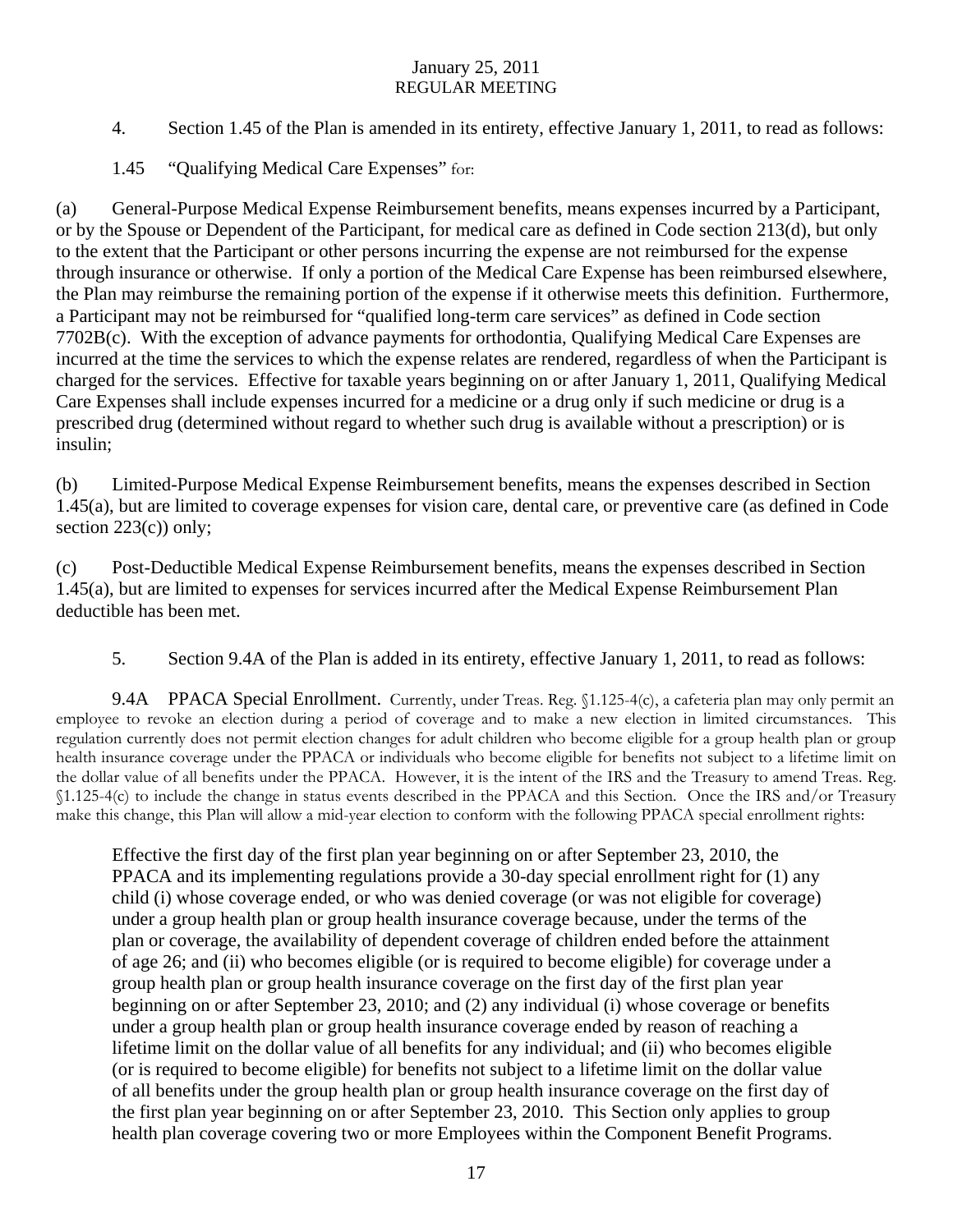4. Section 1.45 of the Plan is amended in its entirety, effective January 1, 2011, to read as follows:

1.45 "Qualifying Medical Care Expenses" for:

(a) General-Purpose Medical Expense Reimbursement benefits, means expenses incurred by a Participant, or by the Spouse or Dependent of the Participant, for medical care as defined in Code section 213(d), but only to the extent that the Participant or other persons incurring the expense are not reimbursed for the expense through insurance or otherwise. If only a portion of the Medical Care Expense has been reimbursed elsewhere, the Plan may reimburse the remaining portion of the expense if it otherwise meets this definition. Furthermore, a Participant may not be reimbursed for "qualified long-term care services" as defined in Code section 7702B(c). With the exception of advance payments for orthodontia, Qualifying Medical Care Expenses are incurred at the time the services to which the expense relates are rendered, regardless of when the Participant is charged for the services. Effective for taxable years beginning on or after January 1, 2011, Qualifying Medical Care Expenses shall include expenses incurred for a medicine or a drug only if such medicine or drug is a prescribed drug (determined without regard to whether such drug is available without a prescription) or is insulin;

(b) Limited-Purpose Medical Expense Reimbursement benefits, means the expenses described in Section 1.45(a), but are limited to coverage expenses for vision care, dental care, or preventive care (as defined in Code section 223(c)) only;

(c) Post-Deductible Medical Expense Reimbursement benefits, means the expenses described in Section 1.45(a), but are limited to expenses for services incurred after the Medical Expense Reimbursement Plan deductible has been met.

5. Section 9.4A of the Plan is added in its entirety, effective January 1, 2011, to read as follows:

9.4A PPACA Special Enrollment. Currently, under Treas. Reg. §1.125-4(c), a cafeteria plan may only permit an employee to revoke an election during a period of coverage and to make a new election in limited circumstances. This regulation currently does not permit election changes for adult children who become eligible for a group health plan or group health insurance coverage under the PPACA or individuals who become eligible for benefits not subject to a lifetime limit on the dollar value of all benefits under the PPACA. However, it is the intent of the IRS and the Treasury to amend Treas. Reg. §1.125-4(c) to include the change in status events described in the PPACA and this Section. Once the IRS and/or Treasury make this change, this Plan will allow a mid-year election to conform with the following PPACA special enrollment rights:

> Effective the first day of the first plan year beginning on or after September 23, 2010, the PPACA and its implementing regulations provide a 30-day special enrollment right for (1) any child (i) whose coverage ended, or who was denied coverage (or was not eligible for coverage) under a group health plan or group health insurance coverage because, under the terms of the plan or coverage, the availability of dependent coverage of children ended before the attainment of age 26; and (ii) who becomes eligible (or is required to become eligible) for coverage under a group health plan or group health insurance coverage on the first day of the first plan year beginning on or after September 23, 2010; and (2) any individual (i) whose coverage or benefits under a group health plan or group health insurance coverage ended by reason of reaching a lifetime limit on the dollar value of all benefits for any individual; and (ii) who becomes eligible (or is required to become eligible) for benefits not subject to a lifetime limit on the dollar value of all benefits under the group health plan or group health insurance coverage on the first day of the first plan year beginning on or after September 23, 2010. This Section only applies to group health plan coverage covering two or more Employees within the Component Benefit Programs.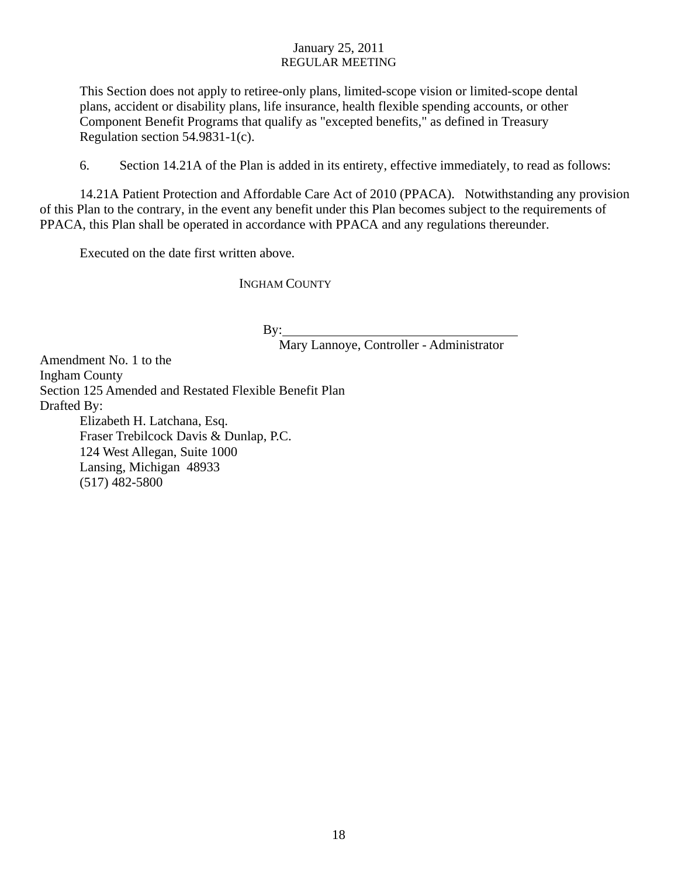This Section does not apply to retiree-only plans, limited-scope vision or limited-scope dental plans, accident or disability plans, life insurance, health flexible spending accounts, or other Component Benefit Programs that qualify as "excepted benefits," as defined in Treasury Regulation section 54.9831-1(c).

6. Section 14.21A of the Plan is added in its entirety, effective immediately, to read as follows:

14.21A Patient Protection and Affordable Care Act of 2010 (PPACA). Notwithstanding any provision of this Plan to the contrary, in the event any benefit under this Plan becomes subject to the requirements of PPACA, this Plan shall be operated in accordance with PPACA and any regulations thereunder.

Executed on the date first written above.

INGHAM COUNTY

By:\_\_\_\_\_\_\_\_\_\_\_\_\_\_\_\_\_\_\_\_\_\_\_\_\_\_\_\_\_\_\_\_\_\_\_
Mary Lannoye, Controller - Administrator

Amendment No. 1 to the
Ingham County
Section 125 Amended and Restated Flexible Benefit Plan
Drafted By:
Elizabeth H. Latchana, Esq.
Fraser Trebilcock Davis & Dunlap, P.C.
124 West Allegan, Suite 1000
Lansing, Michigan 48933
(517) 482-5800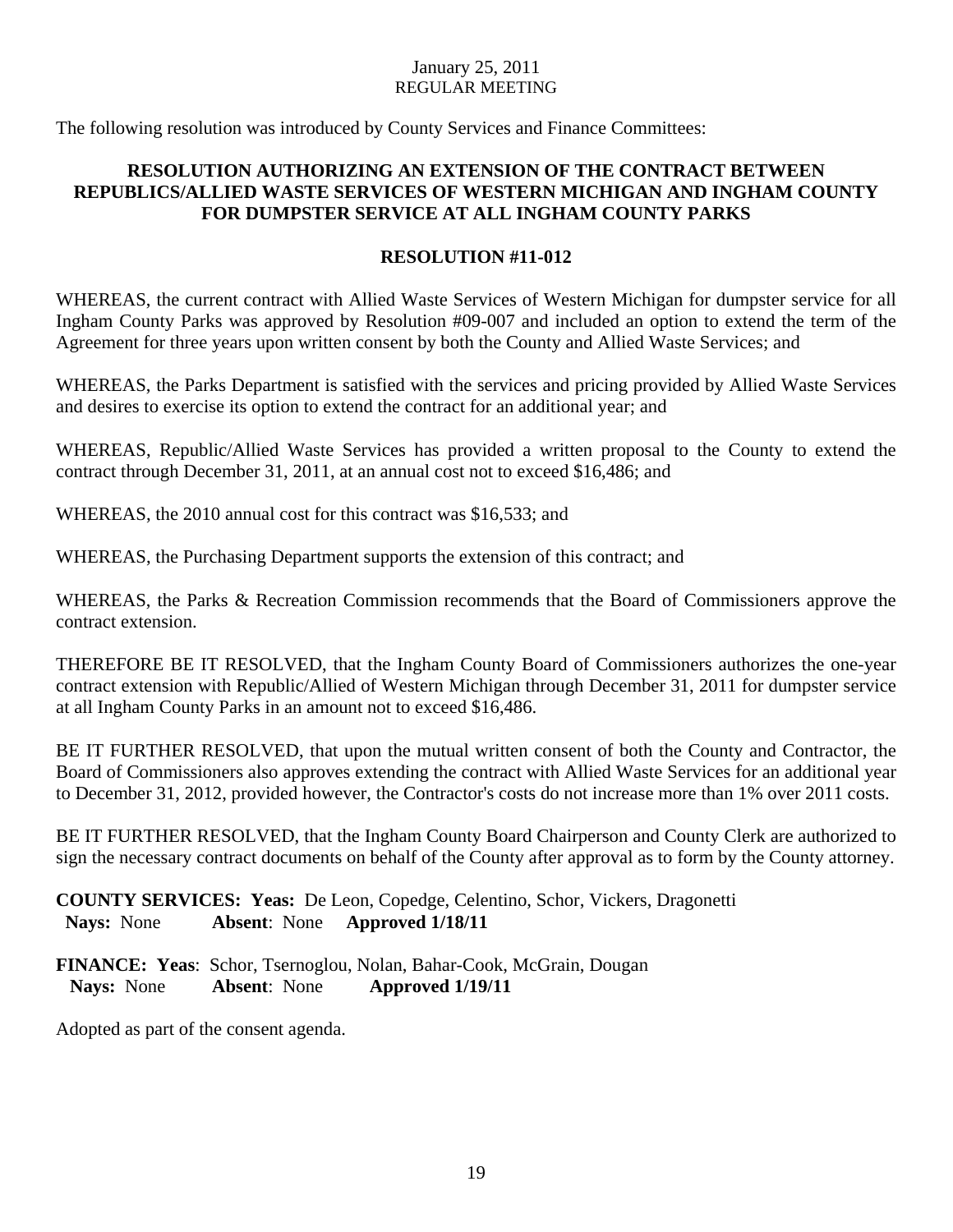January 25, 2011
REGULAR MEETING

The following resolution was introduced by County Services and Finance Committees:

**RESOLUTION AUTHORIZING AN EXTENSION OF THE CONTRACT BETWEEN REPUBLICS/ALLIED WASTE SERVICES OF WESTERN MICHIGAN AND INGHAM COUNTY FOR DUMPSTER SERVICE AT ALL INGHAM COUNTY PARKS**

**RESOLUTION #11-012**

WHEREAS, the current contract with Allied Waste Services of Western Michigan for dumpster service for all Ingham County Parks was approved by Resolution #09-007 and included an option to extend the term of the Agreement for three years upon written consent by both the County and Allied Waste Services; and

WHEREAS, the Parks Department is satisfied with the services and pricing provided by Allied Waste Services and desires to exercise its option to extend the contract for an additional year; and

WHEREAS, Republic/Allied Waste Services has provided a written proposal to the County to extend the contract through December 31, 2011, at an annual cost not to exceed $16,486; and

WHEREAS, the 2010 annual cost for this contract was $16,533; and

WHEREAS, the Purchasing Department supports the extension of this contract; and

WHEREAS, the Parks & Recreation Commission recommends that the Board of Commissioners approve the contract extension.

THEREFORE BE IT RESOLVED, that the Ingham County Board of Commissioners authorizes the one-year contract extension with Republic/Allied of Western Michigan through December 31, 2011 for dumpster service at all Ingham County Parks in an amount not to exceed $16,486.

BE IT FURTHER RESOLVED, that upon the mutual written consent of both the County and Contractor, the Board of Commissioners also approves extending the contract with Allied Waste Services for an additional year to December 31, 2012, provided however, the Contractor's costs do not increase more than 1% over 2011 costs.

BE IT FURTHER RESOLVED, that the Ingham County Board Chairperson and County Clerk are authorized to sign the necessary contract documents on behalf of the County after approval as to form by the County attorney.

**COUNTY SERVICES: Yeas:** De Leon, Copedge, Celentino, Schor, Vickers, Dragonetti
**Nays:** None **Absent**: None **Approved 1/18/11**

**FINANCE: Yeas**: Schor, Tsernoglou, Nolan, Bahar-Cook, McGrain, Dougan
**Nays:** None **Absent**: None **Approved 1/19/11**

Adopted as part of the consent agenda.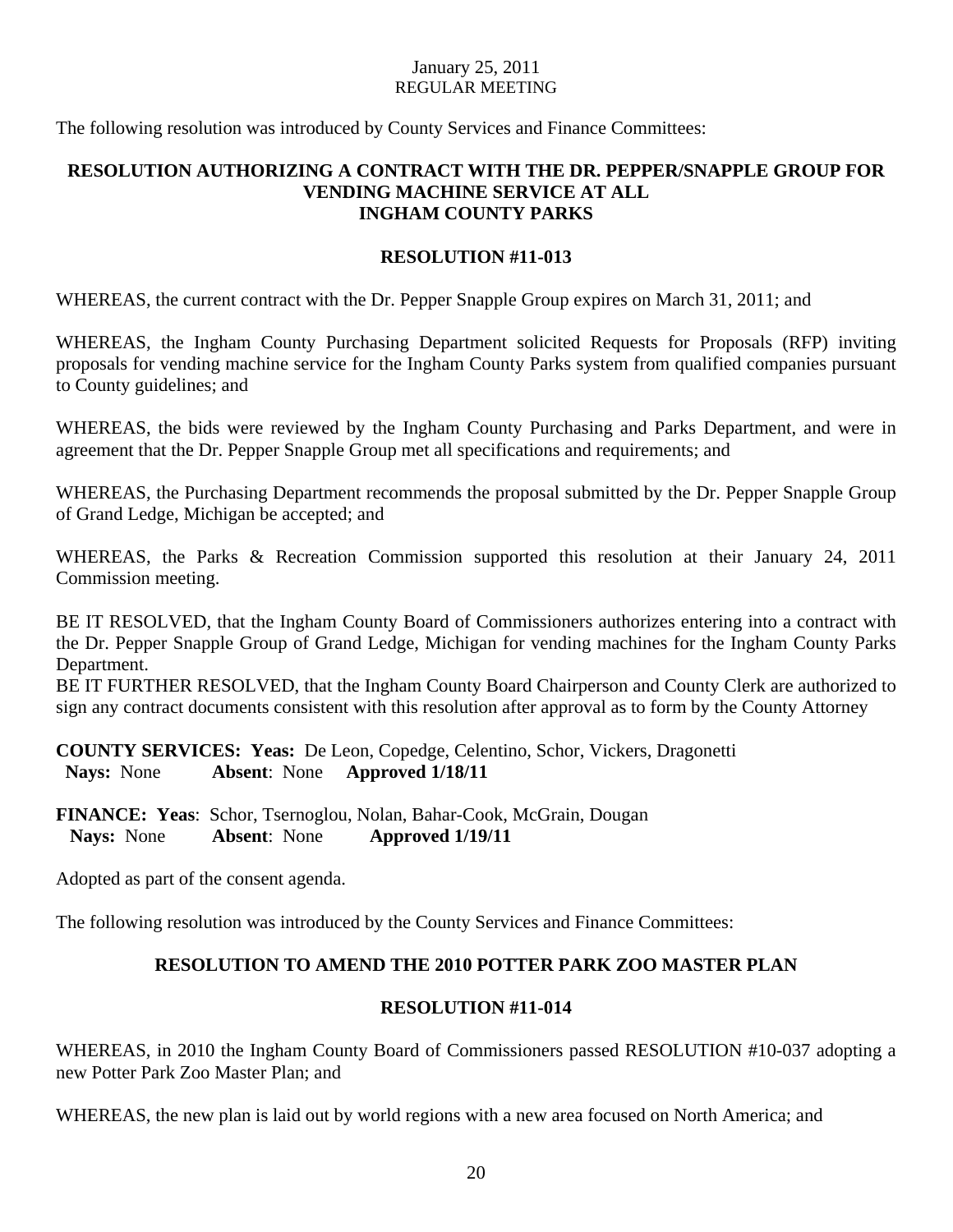January 25, 2011
REGULAR MEETING

The following resolution was introduced by County Services and Finance Committees:

**RESOLUTION AUTHORIZING A CONTRACT WITH THE DR. PEPPER/SNAPPLE GROUP FOR VENDING MACHINE SERVICE AT ALL INGHAM COUNTY PARKS**

**RESOLUTION #11-013**

WHEREAS, the current contract with the Dr. Pepper Snapple Group expires on March 31, 2011; and

WHEREAS, the Ingham County Purchasing Department solicited Requests for Proposals (RFP) inviting proposals for vending machine service for the Ingham County Parks system from qualified companies pursuant to County guidelines; and

WHEREAS, the bids were reviewed by the Ingham County Purchasing and Parks Department, and were in agreement that the Dr. Pepper Snapple Group met all specifications and requirements; and

WHEREAS, the Purchasing Department recommends the proposal submitted by the Dr. Pepper Snapple Group of Grand Ledge, Michigan be accepted; and

WHEREAS, the Parks & Recreation Commission supported this resolution at their January 24, 2011 Commission meeting.

BE IT RESOLVED, that the Ingham County Board of Commissioners authorizes entering into a contract with the Dr. Pepper Snapple Group of Grand Ledge, Michigan for vending machines for the Ingham County Parks Department.

BE IT FURTHER RESOLVED, that the Ingham County Board Chairperson and County Clerk are authorized to sign any contract documents consistent with this resolution after approval as to form by the County Attorney

**COUNTY SERVICES: Yeas:** De Leon, Copedge, Celentino, Schor, Vickers, Dragonetti
**Nays:** None **Absent**: None **Approved 1/18/11**

**FINANCE: Yeas**: Schor, Tsernoglou, Nolan, Bahar-Cook, McGrain, Dougan
**Nays:** None **Absent**: None **Approved 1/19/11**

Adopted as part of the consent agenda.

The following resolution was introduced by the County Services and Finance Committees:

**RESOLUTION TO AMEND THE 2010 POTTER PARK ZOO MASTER PLAN**

**RESOLUTION #11-014**

WHEREAS, in 2010 the Ingham County Board of Commissioners passed RESOLUTION #10-037 adopting a new Potter Park Zoo Master Plan; and

WHEREAS, the new plan is laid out by world regions with a new area focused on North America; and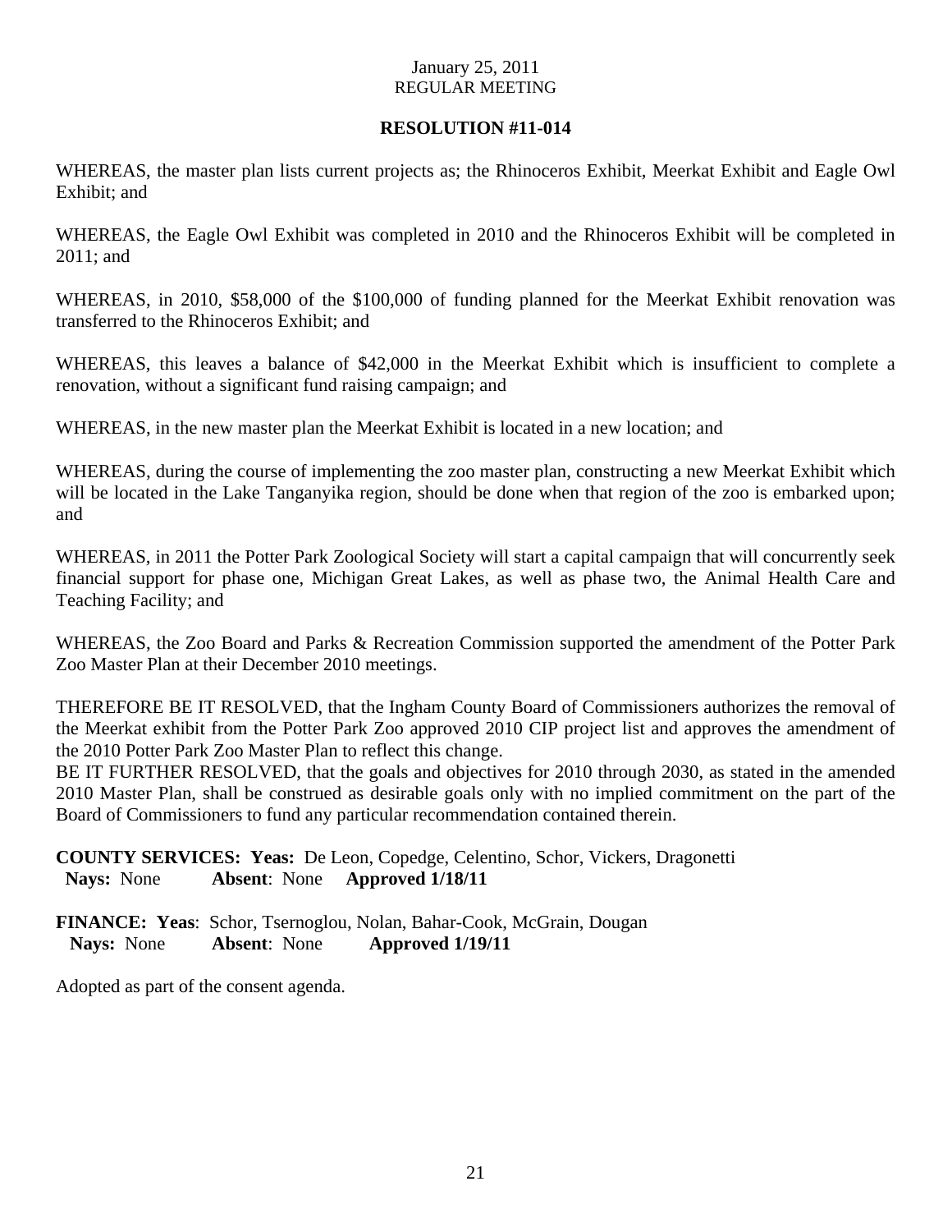January 25, 2011
REGULAR MEETING

**RESOLUTION #11-014**

WHEREAS, the master plan lists current projects as; the Rhinoceros Exhibit, Meerkat Exhibit and Eagle Owl Exhibit; and

WHEREAS, the Eagle Owl Exhibit was completed in 2010 and the Rhinoceros Exhibit will be completed in 2011; and

WHEREAS, in 2010, $58,000 of the $100,000 of funding planned for the Meerkat Exhibit renovation was transferred to the Rhinoceros Exhibit; and

WHEREAS, this leaves a balance of $42,000 in the Meerkat Exhibit which is insufficient to complete a renovation, without a significant fund raising campaign; and

WHEREAS, in the new master plan the Meerkat Exhibit is located in a new location; and

WHEREAS, during the course of implementing the zoo master plan, constructing a new Meerkat Exhibit which will be located in the Lake Tanganyika region, should be done when that region of the zoo is embarked upon; and

WHEREAS, in 2011 the Potter Park Zoological Society will start a capital campaign that will concurrently seek financial support for phase one, Michigan Great Lakes, as well as phase two, the Animal Health Care and Teaching Facility; and

WHEREAS, the Zoo Board and Parks & Recreation Commission supported the amendment of the Potter Park Zoo Master Plan at their December 2010 meetings.

THEREFORE BE IT RESOLVED, that the Ingham County Board of Commissioners authorizes the removal of the Meerkat exhibit from the Potter Park Zoo approved 2010 CIP project list and approves the amendment of the 2010 Potter Park Zoo Master Plan to reflect this change.

BE IT FURTHER RESOLVED, that the goals and objectives for 2010 through 2030, as stated in the amended 2010 Master Plan, shall be construed as desirable goals only with no implied commitment on the part of the Board of Commissioners to fund any particular recommendation contained therein.

**COUNTY SERVICES: Yeas:** De Leon, Copedge, Celentino, Schor, Vickers, Dragonetti
**Nays:** None **Absent**: None **Approved 1/18/11**

**FINANCE: Yeas**: Schor, Tsernoglou, Nolan, Bahar-Cook, McGrain, Dougan
**Nays:** None **Absent**: None **Approved 1/19/11**

Adopted as part of the consent agenda.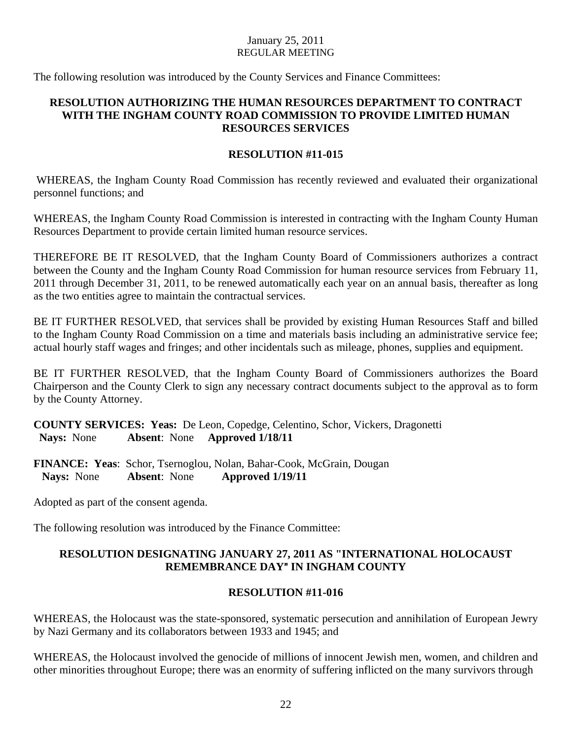The following resolution was introduced by the County Services and Finance Committees:

### RESOLUTION AUTHORIZING THE HUMAN RESOURCES DEPARTMENT TO CONTRACT WITH THE INGHAM COUNTY ROAD COMMISSION TO PROVIDE LIMITED HUMAN RESOURCES SERVICES

### RESOLUTION #11-015

WHEREAS, the Ingham County Road Commission has recently reviewed and evaluated their organizational personnel functions; and

WHEREAS, the Ingham County Road Commission is interested in contracting with the Ingham County Human Resources Department to provide certain limited human resource services.

THEREFORE BE IT RESOLVED, that the Ingham County Board of Commissioners authorizes a contract between the County and the Ingham County Road Commission for human resource services from February 11, 2011 through December 31, 2011, to be renewed automatically each year on an annual basis, thereafter as long as the two entities agree to maintain the contractual services.

BE IT FURTHER RESOLVED, that services shall be provided by existing Human Resources Staff and billed to the Ingham County Road Commission on a time and materials basis including an administrative service fee; actual hourly staff wages and fringes; and other incidentals such as mileage, phones, supplies and equipment.

BE IT FURTHER RESOLVED, that the Ingham County Board of Commissioners authorizes the Board Chairperson and the County Clerk to sign any necessary contract documents subject to the approval as to form by the County Attorney.

**COUNTY SERVICES: Yeas:** De Leon, Copedge, Celentino, Schor, Vickers, Dragonetti
**Nays:** None **Absent**: None **Approved 1/18/11**

**FINANCE: Yeas**: Schor, Tsernoglou, Nolan, Bahar-Cook, McGrain, Dougan
**Nays:** None **Absent**: None **Approved 1/19/11**

Adopted as part of the consent agenda.

The following resolution was introduced by the Finance Committee:

### RESOLUTION DESIGNATING JANUARY 27, 2011 AS "INTERNATIONAL HOLOCAUST REMEMBRANCE DAY" IN INGHAM COUNTY

### RESOLUTION #11-016

WHEREAS, the Holocaust was the state-sponsored, systematic persecution and annihilation of European Jewry by Nazi Germany and its collaborators between 1933 and 1945; and

WHEREAS, the Holocaust involved the genocide of millions of innocent Jewish men, women, and children and other minorities throughout Europe; there was an enormity of suffering inflicted on the many survivors through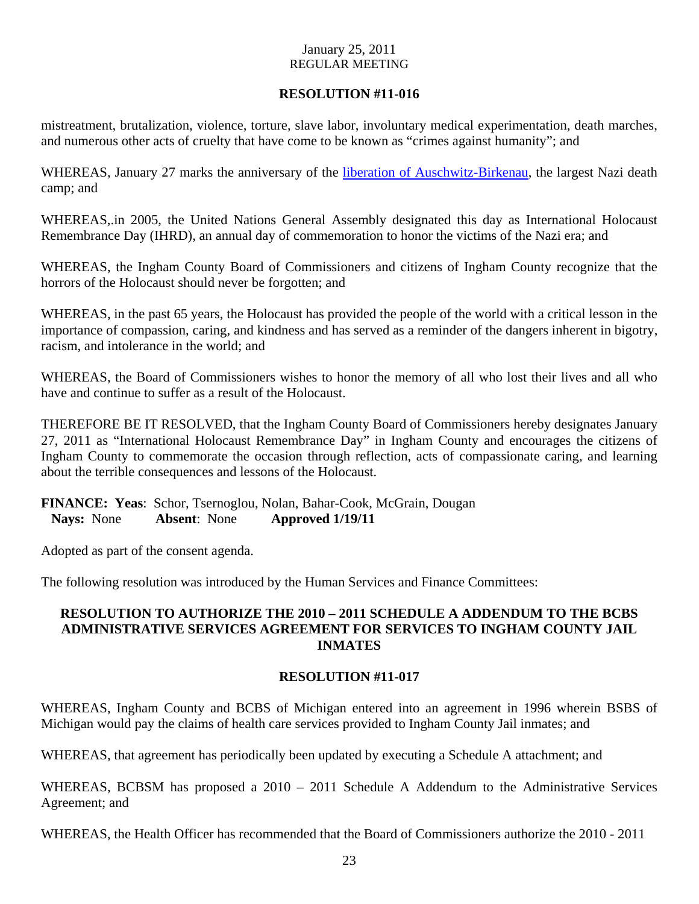January 25, 2011
REGULAR MEETING

**RESOLUTION #11-016**

mistreatment, brutalization, violence, torture, slave labor, involuntary medical experimentation, death marches, and numerous other acts of cruelty that have come to be known as "crimes against humanity"; and

WHEREAS, January 27 marks the anniversary of the liberation of Auschwitz-Birkenau, the largest Nazi death camp; and

WHEREAS,.in 2005, the United Nations General Assembly designated this day as International Holocaust Remembrance Day (IHRD), an annual day of commemoration to honor the victims of the Nazi era; and

WHEREAS, the Ingham County Board of Commissioners and citizens of Ingham County recognize that the horrors of the Holocaust should never be forgotten; and

WHEREAS, in the past 65 years, the Holocaust has provided the people of the world with a critical lesson in the importance of compassion, caring, and kindness and has served as a reminder of the dangers inherent in bigotry, racism, and intolerance in the world; and

WHEREAS, the Board of Commissioners wishes to honor the memory of all who lost their lives and all who have and continue to suffer as a result of the Holocaust.

THEREFORE BE IT RESOLVED, that the Ingham County Board of Commissioners hereby designates January 27, 2011 as "International Holocaust Remembrance Day" in Ingham County and encourages the citizens of Ingham County to commemorate the occasion through reflection, acts of compassionate caring, and learning about the terrible consequences and lessons of the Holocaust.

**FINANCE: Yeas**: Schor, Tsernoglou, Nolan, Bahar-Cook, McGrain, Dougan
**Nays:** None **Absent**: None **Approved 1/19/11**

Adopted as part of the consent agenda.

The following resolution was introduced by the Human Services and Finance Committees:

**RESOLUTION TO AUTHORIZE THE 2010 – 2011 SCHEDULE A ADDENDUM TO THE BCBS ADMINISTRATIVE SERVICES AGREEMENT FOR SERVICES TO INGHAM COUNTY JAIL INMATES**

**RESOLUTION #11-017**

WHEREAS, Ingham County and BCBS of Michigan entered into an agreement in 1996 wherein BSBS of Michigan would pay the claims of health care services provided to Ingham County Jail inmates; and

WHEREAS, that agreement has periodically been updated by executing a Schedule A attachment; and

WHEREAS, BCBSM has proposed a 2010 – 2011 Schedule A Addendum to the Administrative Services Agreement; and

WHEREAS, the Health Officer has recommended that the Board of Commissioners authorize the 2010 - 2011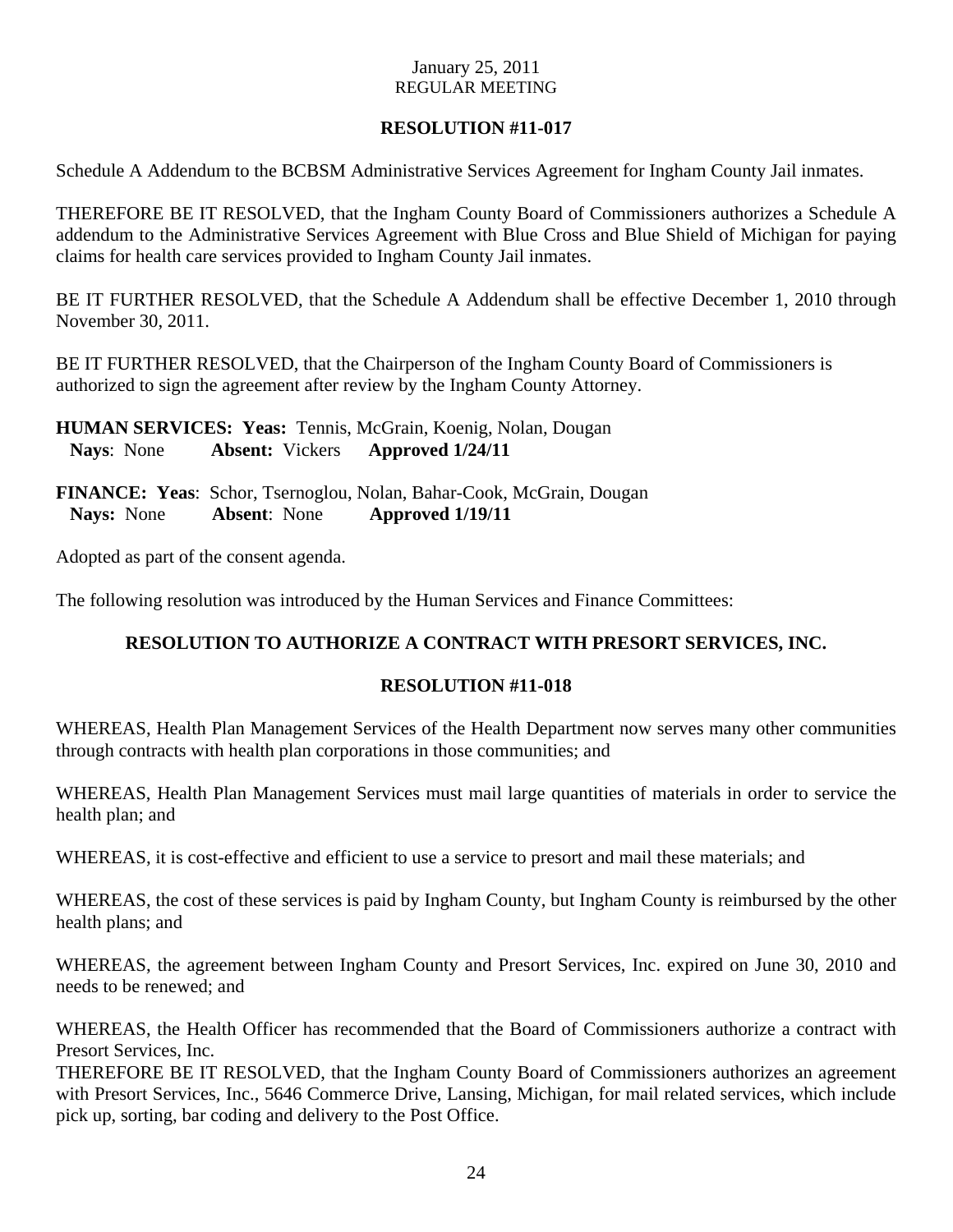January 25, 2011
REGULAR MEETING

**RESOLUTION #11-017**

Schedule A Addendum to the BCBSM Administrative Services Agreement for Ingham County Jail inmates.

THEREFORE BE IT RESOLVED, that the Ingham County Board of Commissioners authorizes a Schedule A addendum to the Administrative Services Agreement with Blue Cross and Blue Shield of Michigan for paying claims for health care services provided to Ingham County Jail inmates.

BE IT FURTHER RESOLVED, that the Schedule A Addendum shall be effective December 1, 2010 through November 30, 2011.

BE IT FURTHER RESOLVED, that the Chairperson of the Ingham County Board of Commissioners is authorized to sign the agreement after review by the Ingham County Attorney.

**HUMAN SERVICES: Yeas:** Tennis, McGrain, Koenig, Nolan, Dougan
**Nays**: None **Absent:** Vickers **Approved 1/24/11**

**FINANCE: Yeas**: Schor, Tsernoglou, Nolan, Bahar-Cook, McGrain, Dougan
**Nays:** None **Absent**: None **Approved 1/19/11**

Adopted as part of the consent agenda.

The following resolution was introduced by the Human Services and Finance Committees:

**RESOLUTION TO AUTHORIZE A CONTRACT WITH PRESORT SERVICES, INC.**

**RESOLUTION #11-018**

WHEREAS, Health Plan Management Services of the Health Department now serves many other communities through contracts with health plan corporations in those communities; and

WHEREAS, Health Plan Management Services must mail large quantities of materials in order to service the health plan; and

WHEREAS, it is cost-effective and efficient to use a service to presort and mail these materials; and

WHEREAS, the cost of these services is paid by Ingham County, but Ingham County is reimbursed by the other health plans; and

WHEREAS, the agreement between Ingham County and Presort Services, Inc. expired on June 30, 2010 and needs to be renewed; and

WHEREAS, the Health Officer has recommended that the Board of Commissioners authorize a contract with Presort Services, Inc.

THEREFORE BE IT RESOLVED, that the Ingham County Board of Commissioners authorizes an agreement with Presort Services, Inc., 5646 Commerce Drive, Lansing, Michigan, for mail related services, which include pick up, sorting, bar coding and delivery to the Post Office.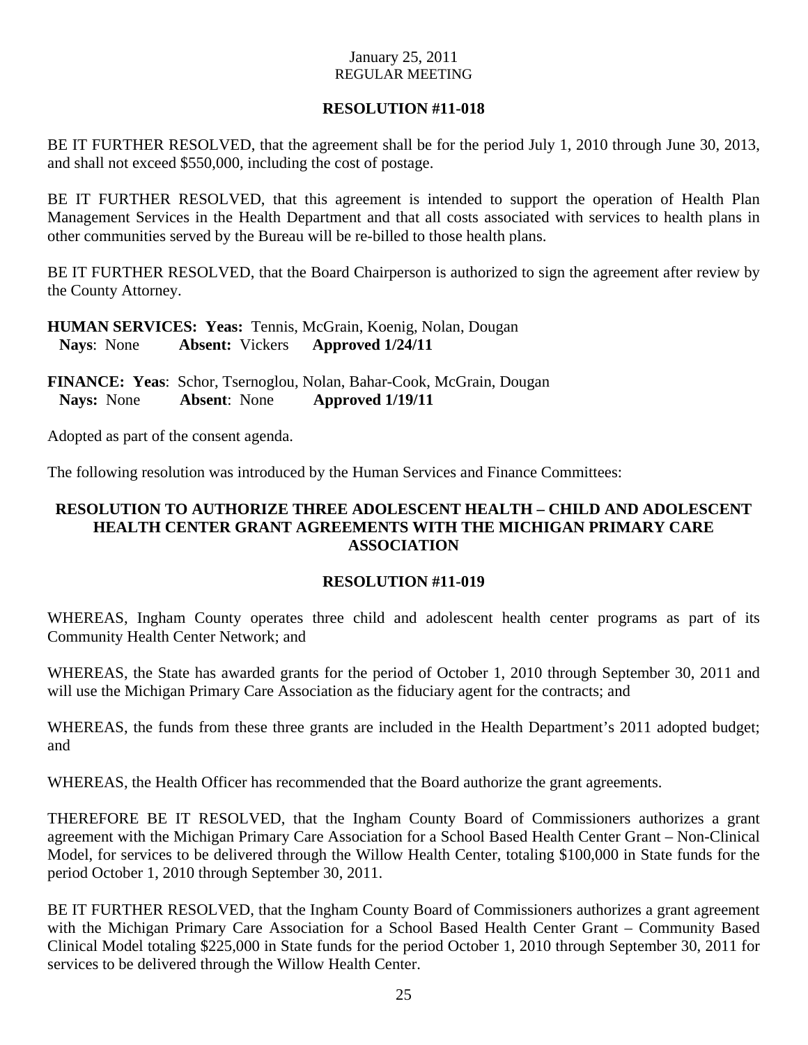January 25, 2011
REGULAR MEETING

**RESOLUTION #11-018**

BE IT FURTHER RESOLVED, that the agreement shall be for the period July 1, 2010 through June 30, 2013, and shall not exceed $550,000, including the cost of postage.

BE IT FURTHER RESOLVED, that this agreement is intended to support the operation of Health Plan Management Services in the Health Department and that all costs associated with services to health plans in other communities served by the Bureau will be re-billed to those health plans.

BE IT FURTHER RESOLVED, that the Board Chairperson is authorized to sign the agreement after review by the County Attorney.

**HUMAN SERVICES: Yeas:** Tennis, McGrain, Koenig, Nolan, Dougan
**Nays**: None **Absent:** Vickers **Approved 1/24/11**

**FINANCE: Yeas**: Schor, Tsernoglou, Nolan, Bahar-Cook, McGrain, Dougan
**Nays:** None **Absent**: None **Approved 1/19/11**

Adopted as part of the consent agenda.

The following resolution was introduced by the Human Services and Finance Committees:

**RESOLUTION TO AUTHORIZE THREE ADOLESCENT HEALTH – CHILD AND ADOLESCENT HEALTH CENTER GRANT AGREEMENTS WITH THE MICHIGAN PRIMARY CARE ASSOCIATION**

**RESOLUTION #11-019**

WHEREAS, Ingham County operates three child and adolescent health center programs as part of its Community Health Center Network; and

WHEREAS, the State has awarded grants for the period of October 1, 2010 through September 30, 2011 and will use the Michigan Primary Care Association as the fiduciary agent for the contracts; and

WHEREAS, the funds from these three grants are included in the Health Department's 2011 adopted budget; and

WHEREAS, the Health Officer has recommended that the Board authorize the grant agreements.

THEREFORE BE IT RESOLVED, that the Ingham County Board of Commissioners authorizes a grant agreement with the Michigan Primary Care Association for a School Based Health Center Grant – Non-Clinical Model, for services to be delivered through the Willow Health Center, totaling $100,000 in State funds for the period October 1, 2010 through September 30, 2011.

BE IT FURTHER RESOLVED, that the Ingham County Board of Commissioners authorizes a grant agreement with the Michigan Primary Care Association for a School Based Health Center Grant – Community Based Clinical Model totaling $225,000 in State funds for the period October 1, 2010 through September 30, 2011 for services to be delivered through the Willow Health Center.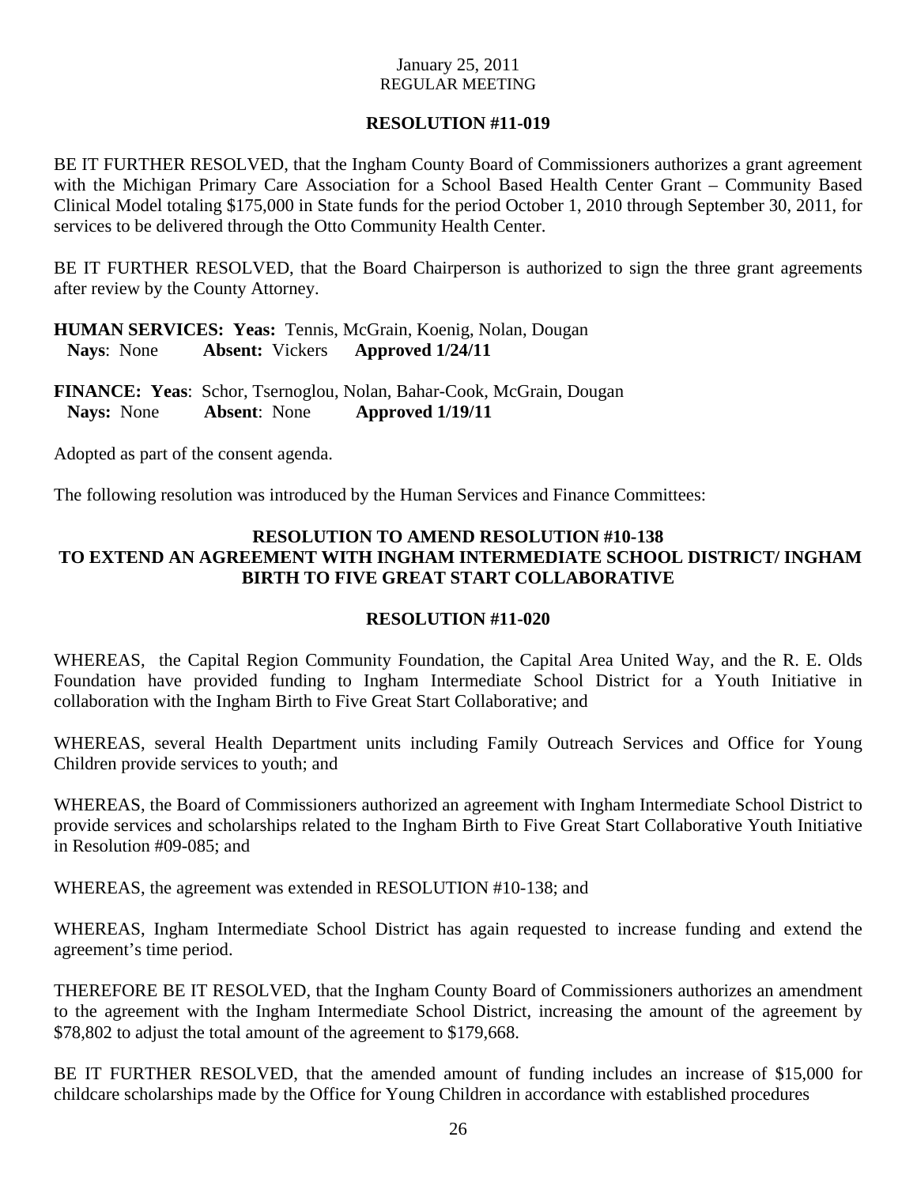**RESOLUTION #11-019**

BE IT FURTHER RESOLVED, that the Ingham County Board of Commissioners authorizes a grant agreement with the Michigan Primary Care Association for a School Based Health Center Grant – Community Based Clinical Model totaling $175,000 in State funds for the period October 1, 2010 through September 30, 2011, for services to be delivered through the Otto Community Health Center.

BE IT FURTHER RESOLVED, that the Board Chairperson is authorized to sign the three grant agreements after review by the County Attorney.

**HUMAN SERVICES: Yeas:** Tennis, McGrain, Koenig, Nolan, Dougan
**Nays**: None **Absent:** Vickers **Approved 1/24/11**

**FINANCE: Yeas**: Schor, Tsernoglou, Nolan, Bahar-Cook, McGrain, Dougan
**Nays:** None **Absent**: None **Approved 1/19/11**

Adopted as part of the consent agenda.

The following resolution was introduced by the Human Services and Finance Committees:

**RESOLUTION TO AMEND RESOLUTION #10-138 TO EXTEND AN AGREEMENT WITH INGHAM INTERMEDIATE SCHOOL DISTRICT/ INGHAM BIRTH TO FIVE GREAT START COLLABORATIVE**

**RESOLUTION #11-020**

WHEREAS, the Capital Region Community Foundation, the Capital Area United Way, and the R. E. Olds Foundation have provided funding to Ingham Intermediate School District for a Youth Initiative in collaboration with the Ingham Birth to Five Great Start Collaborative; and

WHEREAS, several Health Department units including Family Outreach Services and Office for Young Children provide services to youth; and

WHEREAS, the Board of Commissioners authorized an agreement with Ingham Intermediate School District to provide services and scholarships related to the Ingham Birth to Five Great Start Collaborative Youth Initiative in Resolution #09-085; and

WHEREAS, the agreement was extended in RESOLUTION #10-138; and

WHEREAS, Ingham Intermediate School District has again requested to increase funding and extend the agreement's time period.

THEREFORE BE IT RESOLVED, that the Ingham County Board of Commissioners authorizes an amendment to the agreement with the Ingham Intermediate School District, increasing the amount of the agreement by $78,802 to adjust the total amount of the agreement to $179,668.

BE IT FURTHER RESOLVED, that the amended amount of funding includes an increase of $15,000 for childcare scholarships made by the Office for Young Children in accordance with established procedures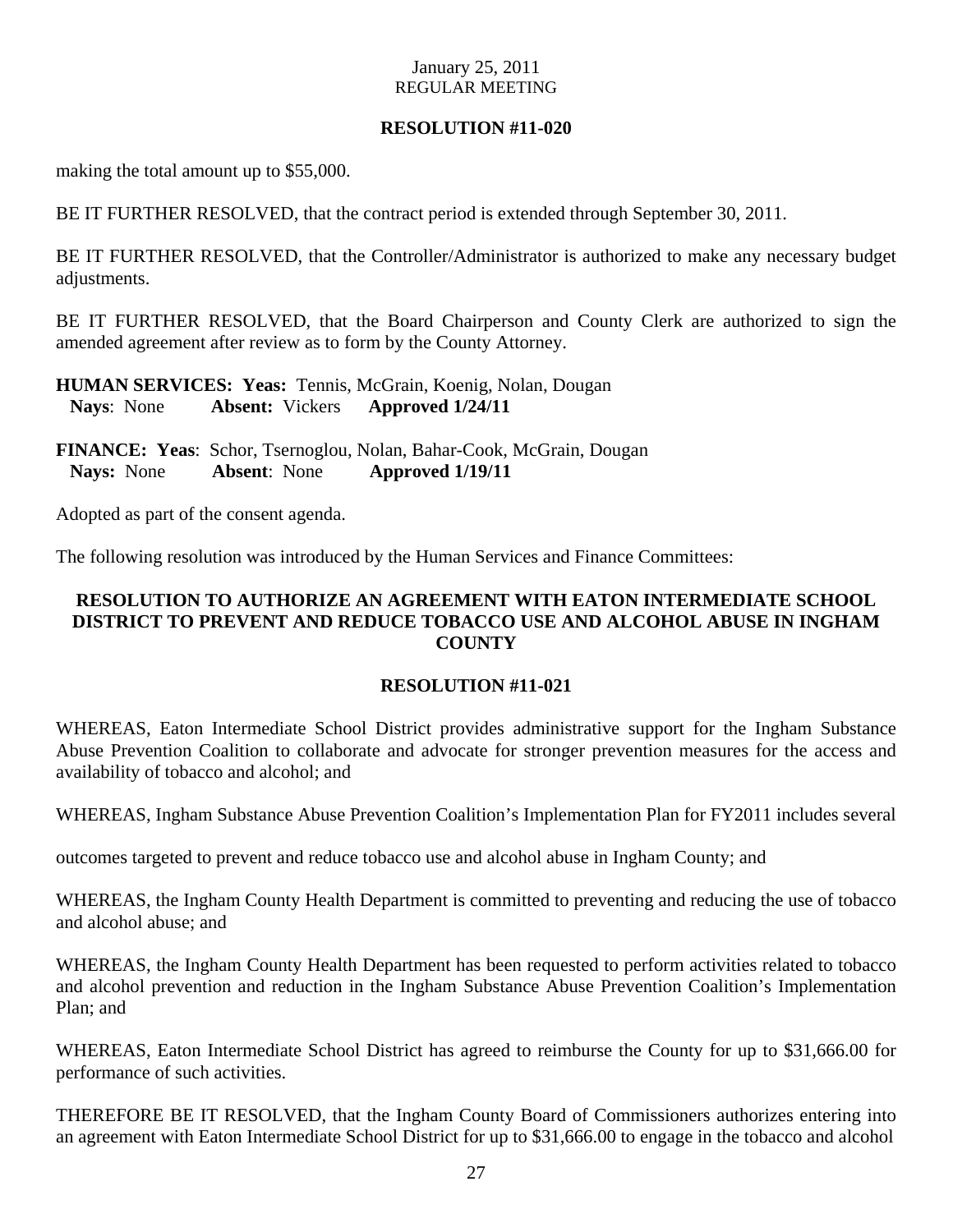January 25, 2011
REGULAR MEETING

**RESOLUTION #11-020**

making the total amount up to $55,000.

BE IT FURTHER RESOLVED, that the contract period is extended through September 30, 2011.

BE IT FURTHER RESOLVED, that the Controller/Administrator is authorized to make any necessary budget adjustments.

BE IT FURTHER RESOLVED, that the Board Chairperson and County Clerk are authorized to sign the amended agreement after review as to form by the County Attorney.

**HUMAN SERVICES: Yeas:** Tennis, McGrain, Koenig, Nolan, Dougan
**Nays**: None **Absent:** Vickers **Approved 1/24/11**

**FINANCE: Yeas**: Schor, Tsernoglou, Nolan, Bahar-Cook, McGrain, Dougan
**Nays:** None **Absent**: None **Approved 1/19/11**

Adopted as part of the consent agenda.

The following resolution was introduced by the Human Services and Finance Committees:

**RESOLUTION TO AUTHORIZE AN AGREEMENT WITH EATON INTERMEDIATE SCHOOL DISTRICT TO PREVENT AND REDUCE TOBACCO USE AND ALCOHOL ABUSE IN INGHAM COUNTY**

**RESOLUTION #11-021**

WHEREAS, Eaton Intermediate School District provides administrative support for the Ingham Substance Abuse Prevention Coalition to collaborate and advocate for stronger prevention measures for the access and availability of tobacco and alcohol; and

WHEREAS, Ingham Substance Abuse Prevention Coalition's Implementation Plan for FY2011 includes several outcomes targeted to prevent and reduce tobacco use and alcohol abuse in Ingham County; and

WHEREAS, the Ingham County Health Department is committed to preventing and reducing the use of tobacco and alcohol abuse; and

WHEREAS, the Ingham County Health Department has been requested to perform activities related to tobacco and alcohol prevention and reduction in the Ingham Substance Abuse Prevention Coalition's Implementation Plan; and

WHEREAS, Eaton Intermediate School District has agreed to reimburse the County for up to $31,666.00 for performance of such activities.

THEREFORE BE IT RESOLVED, that the Ingham County Board of Commissioners authorizes entering into an agreement with Eaton Intermediate School District for up to $31,666.00 to engage in the tobacco and alcohol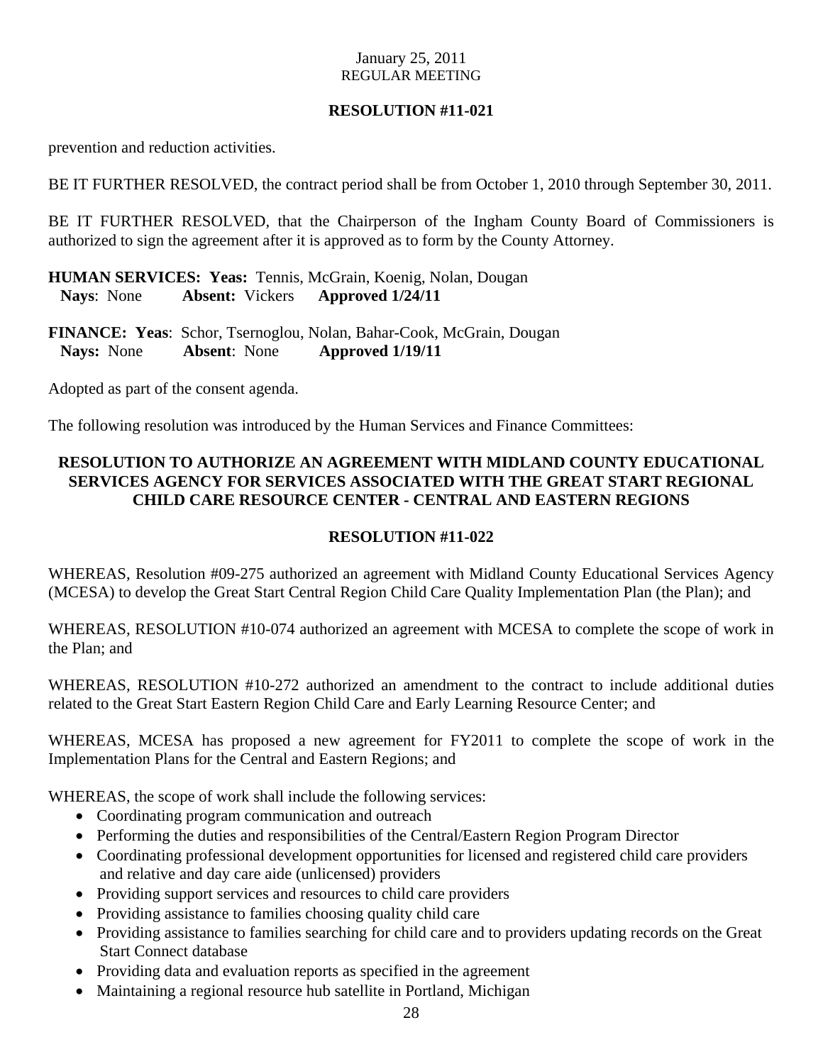**RESOLUTION #11-021**

prevention and reduction activities.

BE IT FURTHER RESOLVED, the contract period shall be from October 1, 2010 through September 30, 2011.

BE IT FURTHER RESOLVED, that the Chairperson of the Ingham County Board of Commissioners is authorized to sign the agreement after it is approved as to form by the County Attorney.

**HUMAN SERVICES: Yeas:** Tennis, McGrain, Koenig, Nolan, Dougan
**Nays**: None **Absent:** Vickers **Approved 1/24/11**

**FINANCE: Yeas**: Schor, Tsernoglou, Nolan, Bahar-Cook, McGrain, Dougan
**Nays:** None **Absent**: None **Approved 1/19/11**

Adopted as part of the consent agenda.

The following resolution was introduced by the Human Services and Finance Committees:

## RESOLUTION TO AUTHORIZE AN AGREEMENT WITH MIDLAND COUNTY EDUCATIONAL SERVICES AGENCY FOR SERVICES ASSOCIATED WITH THE GREAT START REGIONAL CHILD CARE RESOURCE CENTER - CENTRAL AND EASTERN REGIONS

**RESOLUTION #11-022**

WHEREAS, Resolution #09-275 authorized an agreement with Midland County Educational Services Agency (MCESA) to develop the Great Start Central Region Child Care Quality Implementation Plan (the Plan); and

WHEREAS, RESOLUTION #10-074 authorized an agreement with MCESA to complete the scope of work in the Plan; and

WHEREAS, RESOLUTION #10-272 authorized an amendment to the contract to include additional duties related to the Great Start Eastern Region Child Care and Early Learning Resource Center; and

WHEREAS, MCESA has proposed a new agreement for FY2011 to complete the scope of work in the Implementation Plans for the Central and Eastern Regions; and

WHEREAS, the scope of work shall include the following services:

- Coordinating program communication and outreach
- Performing the duties and responsibilities of the Central/Eastern Region Program Director
- Coordinating professional development opportunities for licensed and registered child care providers and relative and day care aide (unlicensed) providers
- Providing support services and resources to child care providers
- Providing assistance to families choosing quality child care
- Providing assistance to families searching for child care and to providers updating records on the Great Start Connect database
- Providing data and evaluation reports as specified in the agreement
- Maintaining a regional resource hub satellite in Portland, Michigan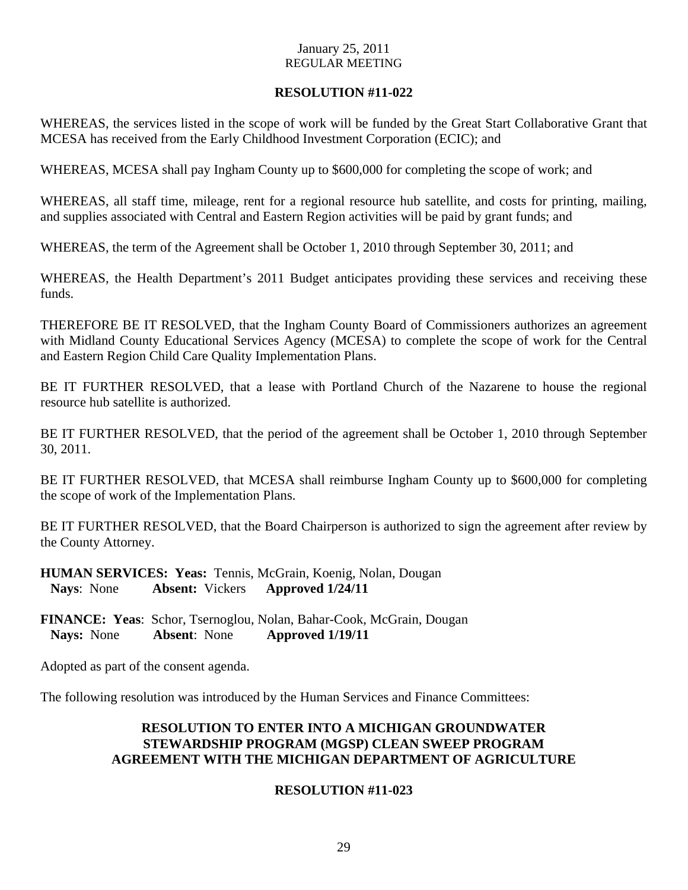**RESOLUTION #11-022**

WHEREAS, the services listed in the scope of work will be funded by the Great Start Collaborative Grant that MCESA has received from the Early Childhood Investment Corporation (ECIC); and

WHEREAS, MCESA shall pay Ingham County up to $600,000 for completing the scope of work; and

WHEREAS, all staff time, mileage, rent for a regional resource hub satellite, and costs for printing, mailing, and supplies associated with Central and Eastern Region activities will be paid by grant funds; and

WHEREAS, the term of the Agreement shall be October 1, 2010 through September 30, 2011; and

WHEREAS, the Health Department's 2011 Budget anticipates providing these services and receiving these funds.

THEREFORE BE IT RESOLVED, that the Ingham County Board of Commissioners authorizes an agreement with Midland County Educational Services Agency (MCESA) to complete the scope of work for the Central and Eastern Region Child Care Quality Implementation Plans.

BE IT FURTHER RESOLVED, that a lease with Portland Church of the Nazarene to house the regional resource hub satellite is authorized.

BE IT FURTHER RESOLVED, that the period of the agreement shall be October 1, 2010 through September 30, 2011.

BE IT FURTHER RESOLVED, that MCESA shall reimburse Ingham County up to $600,000 for completing the scope of work of the Implementation Plans.

BE IT FURTHER RESOLVED, that the Board Chairperson is authorized to sign the agreement after review by the County Attorney.

**HUMAN SERVICES: Yeas:** Tennis, McGrain, Koenig, Nolan, Dougan
**Nays**: None **Absent:** Vickers **Approved 1/24/11**

**FINANCE: Yeas**: Schor, Tsernoglou, Nolan, Bahar-Cook, McGrain, Dougan
**Nays:** None **Absent**: None **Approved 1/19/11**

Adopted as part of the consent agenda.

The following resolution was introduced by the Human Services and Finance Committees:

**RESOLUTION TO ENTER INTO A MICHIGAN GROUNDWATER STEWARDSHIP PROGRAM (MGSP) CLEAN SWEEP PROGRAM AGREEMENT WITH THE MICHIGAN DEPARTMENT OF AGRICULTURE**

**RESOLUTION #11-023**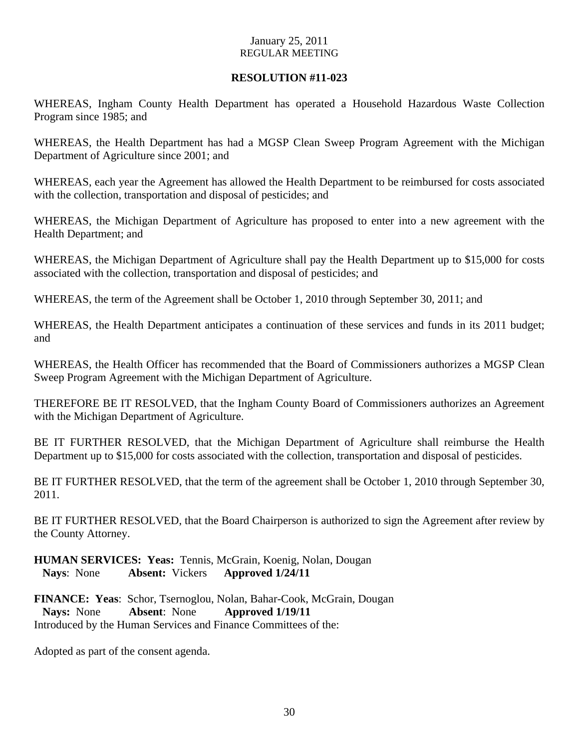January 25, 2011
REGULAR MEETING

**RESOLUTION #11-023**

WHEREAS, Ingham County Health Department has operated a Household Hazardous Waste Collection Program since 1985; and

WHEREAS, the Health Department has had a MGSP Clean Sweep Program Agreement with the Michigan Department of Agriculture since 2001; and

WHEREAS, each year the Agreement has allowed the Health Department to be reimbursed for costs associated with the collection, transportation and disposal of pesticides; and

WHEREAS, the Michigan Department of Agriculture has proposed to enter into a new agreement with the Health Department; and

WHEREAS, the Michigan Department of Agriculture shall pay the Health Department up to $15,000 for costs associated with the collection, transportation and disposal of pesticides; and

WHEREAS, the term of the Agreement shall be October 1, 2010 through September 30, 2011; and

WHEREAS, the Health Department anticipates a continuation of these services and funds in its 2011 budget; and

WHEREAS, the Health Officer has recommended that the Board of Commissioners authorizes a MGSP Clean Sweep Program Agreement with the Michigan Department of Agriculture.

THEREFORE BE IT RESOLVED, that the Ingham County Board of Commissioners authorizes an Agreement with the Michigan Department of Agriculture.

BE IT FURTHER RESOLVED, that the Michigan Department of Agriculture shall reimburse the Health Department up to $15,000 for costs associated with the collection, transportation and disposal of pesticides.

BE IT FURTHER RESOLVED, that the term of the agreement shall be October 1, 2010 through September 30, 2011.

BE IT FURTHER RESOLVED, that the Board Chairperson is authorized to sign the Agreement after review by the County Attorney.

**HUMAN SERVICES: Yeas:** Tennis, McGrain, Koenig, Nolan, Dougan
**Nays**: None **Absent:** Vickers **Approved 1/24/11**

**FINANCE: Yeas**: Schor, Tsernoglou, Nolan, Bahar-Cook, McGrain, Dougan
**Nays:** None **Absent**: None **Approved 1/19/11**
Introduced by the Human Services and Finance Committees of the:

Adopted as part of the consent agenda.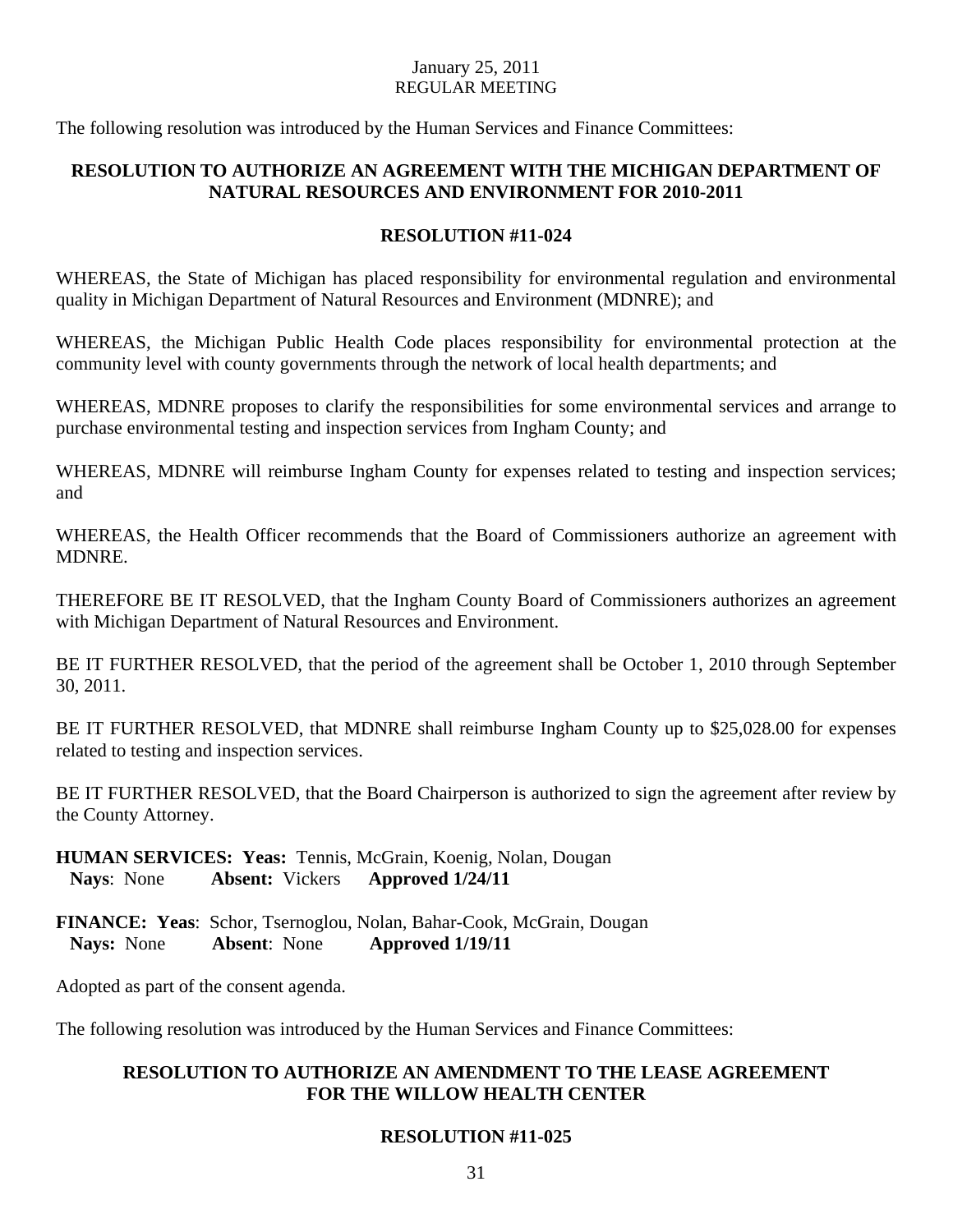The following resolution was introduced by the Human Services and Finance Committees:

**RESOLUTION TO AUTHORIZE AN AGREEMENT WITH THE MICHIGAN DEPARTMENT OF NATURAL RESOURCES AND ENVIRONMENT FOR 2010-2011**

**RESOLUTION #11-024**

WHEREAS, the State of Michigan has placed responsibility for environmental regulation and environmental quality in Michigan Department of Natural Resources and Environment (MDNRE); and

WHEREAS, the Michigan Public Health Code places responsibility for environmental protection at the community level with county governments through the network of local health departments; and

WHEREAS, MDNRE proposes to clarify the responsibilities for some environmental services and arrange to purchase environmental testing and inspection services from Ingham County; and

WHEREAS, MDNRE will reimburse Ingham County for expenses related to testing and inspection services; and

WHEREAS, the Health Officer recommends that the Board of Commissioners authorize an agreement with MDNRE.

THEREFORE BE IT RESOLVED, that the Ingham County Board of Commissioners authorizes an agreement with Michigan Department of Natural Resources and Environment.

BE IT FURTHER RESOLVED, that the period of the agreement shall be October 1, 2010 through September 30, 2011.

BE IT FURTHER RESOLVED, that MDNRE shall reimburse Ingham County up to $25,028.00 for expenses related to testing and inspection services.

BE IT FURTHER RESOLVED, that the Board Chairperson is authorized to sign the agreement after review by the County Attorney.

**HUMAN SERVICES: Yeas:** Tennis, McGrain, Koenig, Nolan, Dougan
**Nays**: None **Absent:** Vickers **Approved 1/24/11**

**FINANCE: Yeas**: Schor, Tsernoglou, Nolan, Bahar-Cook, McGrain, Dougan
**Nays:** None **Absent**: None **Approved 1/19/11**

Adopted as part of the consent agenda.

The following resolution was introduced by the Human Services and Finance Committees:

**RESOLUTION TO AUTHORIZE AN AMENDMENT TO THE LEASE AGREEMENT FOR THE WILLOW HEALTH CENTER**

**RESOLUTION #11-025**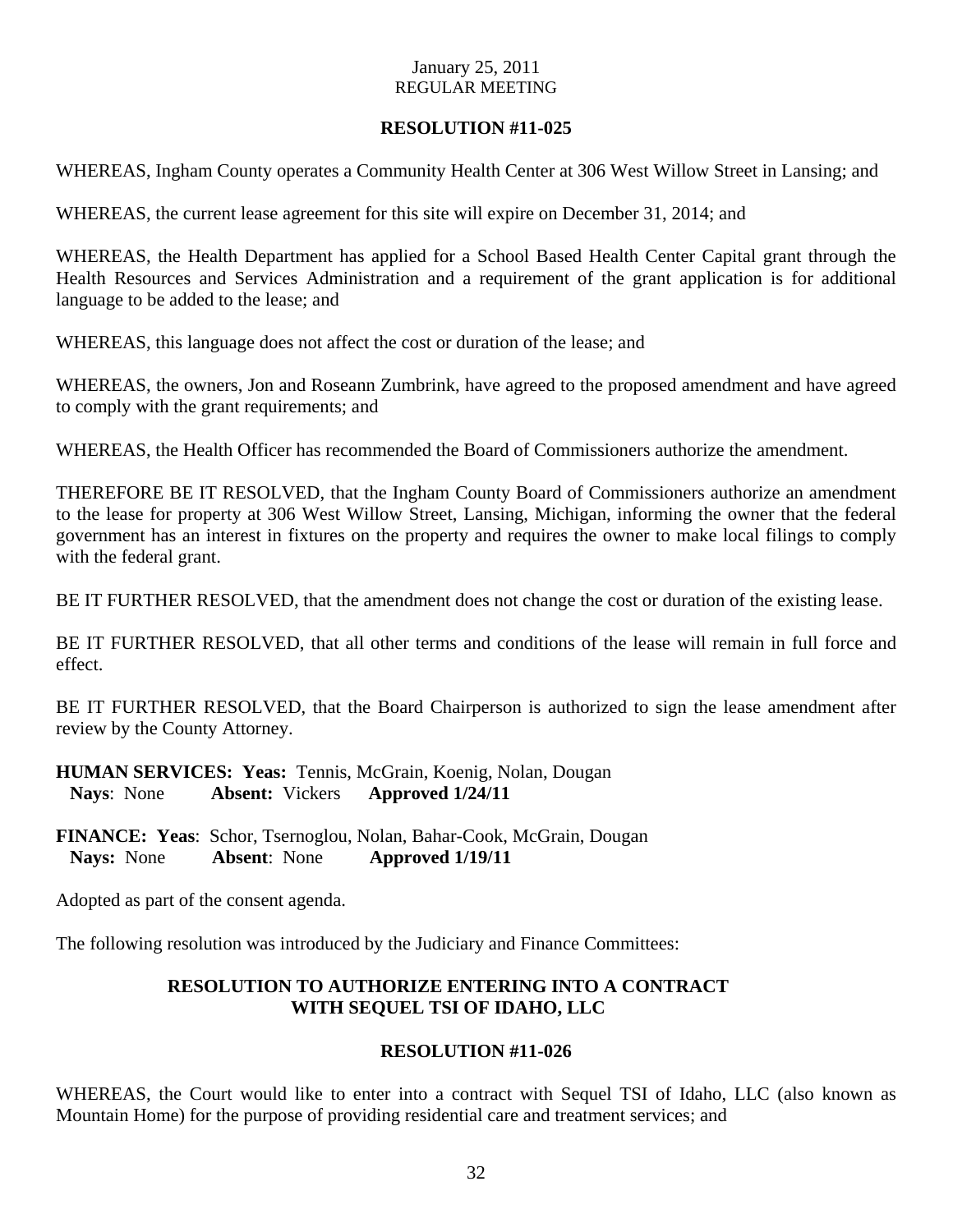**RESOLUTION #11-025**

WHEREAS, Ingham County operates a Community Health Center at 306 West Willow Street in Lansing; and

WHEREAS, the current lease agreement for this site will expire on December 31, 2014; and

WHEREAS, the Health Department has applied for a School Based Health Center Capital grant through the Health Resources and Services Administration and a requirement of the grant application is for additional language to be added to the lease; and

WHEREAS, this language does not affect the cost or duration of the lease; and

WHEREAS, the owners, Jon and Roseann Zumbrink, have agreed to the proposed amendment and have agreed to comply with the grant requirements; and

WHEREAS, the Health Officer has recommended the Board of Commissioners authorize the amendment.

THEREFORE BE IT RESOLVED, that the Ingham County Board of Commissioners authorize an amendment to the lease for property at 306 West Willow Street, Lansing, Michigan, informing the owner that the federal government has an interest in fixtures on the property and requires the owner to make local filings to comply with the federal grant.

BE IT FURTHER RESOLVED, that the amendment does not change the cost or duration of the existing lease.

BE IT FURTHER RESOLVED, that all other terms and conditions of the lease will remain in full force and effect.

BE IT FURTHER RESOLVED, that the Board Chairperson is authorized to sign the lease amendment after review by the County Attorney.

**HUMAN SERVICES: Yeas:** Tennis, McGrain, Koenig, Nolan, Dougan
**Nays**: None **Absent:** Vickers **Approved 1/24/11**

**FINANCE: Yeas**: Schor, Tsernoglou, Nolan, Bahar-Cook, McGrain, Dougan
**Nays:** None **Absent**: None **Approved 1/19/11**

Adopted as part of the consent agenda.

The following resolution was introduced by the Judiciary and Finance Committees:

**RESOLUTION TO AUTHORIZE ENTERING INTO A CONTRACT WITH SEQUEL TSI OF IDAHO, LLC**

**RESOLUTION #11-026**

WHEREAS, the Court would like to enter into a contract with Sequel TSI of Idaho, LLC (also known as Mountain Home) for the purpose of providing residential care and treatment services; and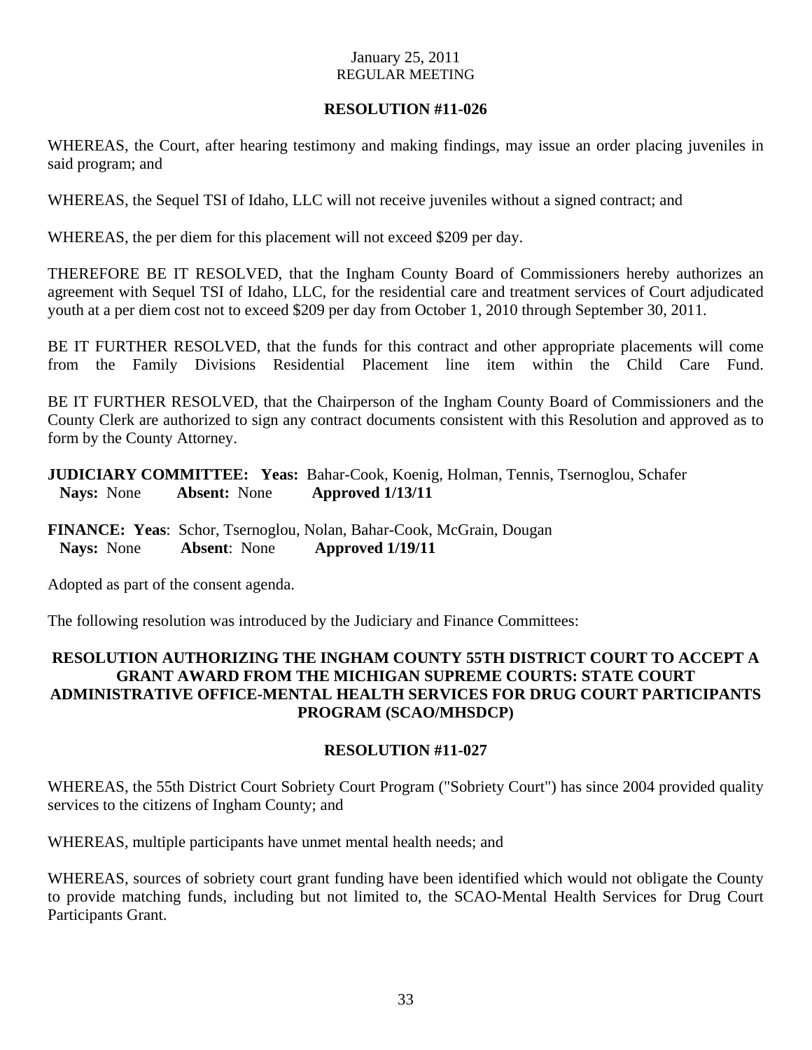January 25, 2011
REGULAR MEETING

**RESOLUTION #11-026**

WHEREAS, the Court, after hearing testimony and making findings, may issue an order placing juveniles in said program; and

WHEREAS, the Sequel TSI of Idaho, LLC will not receive juveniles without a signed contract; and

WHEREAS, the per diem for this placement will not exceed $209 per day.

THEREFORE BE IT RESOLVED, that the Ingham County Board of Commissioners hereby authorizes an agreement with Sequel TSI of Idaho, LLC, for the residential care and treatment services of Court adjudicated youth at a per diem cost not to exceed $209 per day from October 1, 2010 through September 30, 2011.

BE IT FURTHER RESOLVED, that the funds for this contract and other appropriate placements will come from the Family Divisions Residential Placement line item within the Child Care Fund.

BE IT FURTHER RESOLVED, that the Chairperson of the Ingham County Board of Commissioners and the County Clerk are authorized to sign any contract documents consistent with this Resolution and approved as to form by the County Attorney.

**JUDICIARY COMMITTEE: Yeas:** Bahar-Cook, Koenig, Holman, Tennis, Tsernoglou, Schafer
**Nays:** None **Absent:** None **Approved 1/13/11**

**FINANCE: Yeas**: Schor, Tsernoglou, Nolan, Bahar-Cook, McGrain, Dougan
**Nays:** None **Absent**: None **Approved 1/19/11**

Adopted as part of the consent agenda.

The following resolution was introduced by the Judiciary and Finance Committees:

**RESOLUTION AUTHORIZING THE INGHAM COUNTY 55TH DISTRICT COURT TO ACCEPT A GRANT AWARD FROM THE MICHIGAN SUPREME COURTS: STATE COURT ADMINISTRATIVE OFFICE-MENTAL HEALTH SERVICES FOR DRUG COURT PARTICIPANTS PROGRAM (SCAO/MHSDCP)**

**RESOLUTION #11-027**

WHEREAS, the 55th District Court Sobriety Court Program ("Sobriety Court") has since 2004 provided quality services to the citizens of Ingham County; and

WHEREAS, multiple participants have unmet mental health needs; and

WHEREAS, sources of sobriety court grant funding have been identified which would not obligate the County to provide matching funds, including but not limited to, the SCAO-Mental Health Services for Drug Court Participants Grant.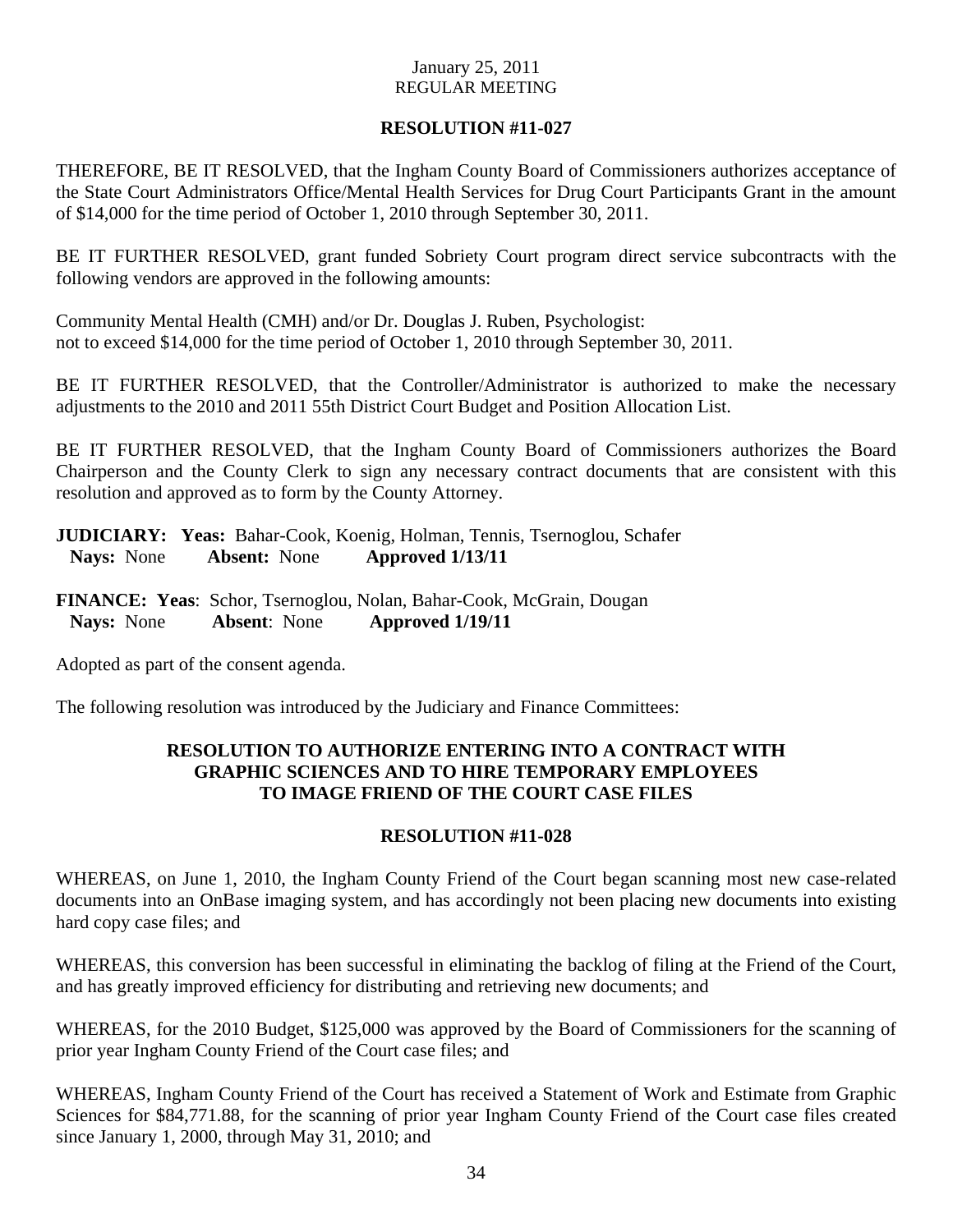January 25, 2011
REGULAR MEETING

**RESOLUTION #11-027**

THEREFORE, BE IT RESOLVED, that the Ingham County Board of Commissioners authorizes acceptance of the State Court Administrators Office/Mental Health Services for Drug Court Participants Grant in the amount of $14,000 for the time period of October 1, 2010 through September 30, 2011.

BE IT FURTHER RESOLVED, grant funded Sobriety Court program direct service subcontracts with the following vendors are approved in the following amounts:

Community Mental Health (CMH) and/or Dr. Douglas J. Ruben, Psychologist:
not to exceed $14,000 for the time period of October 1, 2010 through September 30, 2011.

BE IT FURTHER RESOLVED, that the Controller/Administrator is authorized to make the necessary adjustments to the 2010 and 2011 55th District Court Budget and Position Allocation List.

BE IT FURTHER RESOLVED, that the Ingham County Board of Commissioners authorizes the Board Chairperson and the County Clerk to sign any necessary contract documents that are consistent with this resolution and approved as to form by the County Attorney.

**JUDICIARY: Yeas:** Bahar-Cook, Koenig, Holman, Tennis, Tsernoglou, Schafer
**Nays:** None **Absent:** None **Approved 1/13/11**

**FINANCE: Yeas**: Schor, Tsernoglou, Nolan, Bahar-Cook, McGrain, Dougan
**Nays:** None **Absent**: None **Approved 1/19/11**

Adopted as part of the consent agenda.

The following resolution was introduced by the Judiciary and Finance Committees:

**RESOLUTION TO AUTHORIZE ENTERING INTO A CONTRACT WITH GRAPHIC SCIENCES AND TO HIRE TEMPORARY EMPLOYEES TO IMAGE FRIEND OF THE COURT CASE FILES**

**RESOLUTION #11-028**

WHEREAS, on June 1, 2010, the Ingham County Friend of the Court began scanning most new case-related documents into an OnBase imaging system, and has accordingly not been placing new documents into existing hard copy case files; and

WHEREAS, this conversion has been successful in eliminating the backlog of filing at the Friend of the Court, and has greatly improved efficiency for distributing and retrieving new documents; and

WHEREAS, for the 2010 Budget, $125,000 was approved by the Board of Commissioners for the scanning of prior year Ingham County Friend of the Court case files; and

WHEREAS, Ingham County Friend of the Court has received a Statement of Work and Estimate from Graphic Sciences for $84,771.88, for the scanning of prior year Ingham County Friend of the Court case files created since January 1, 2000, through May 31, 2010; and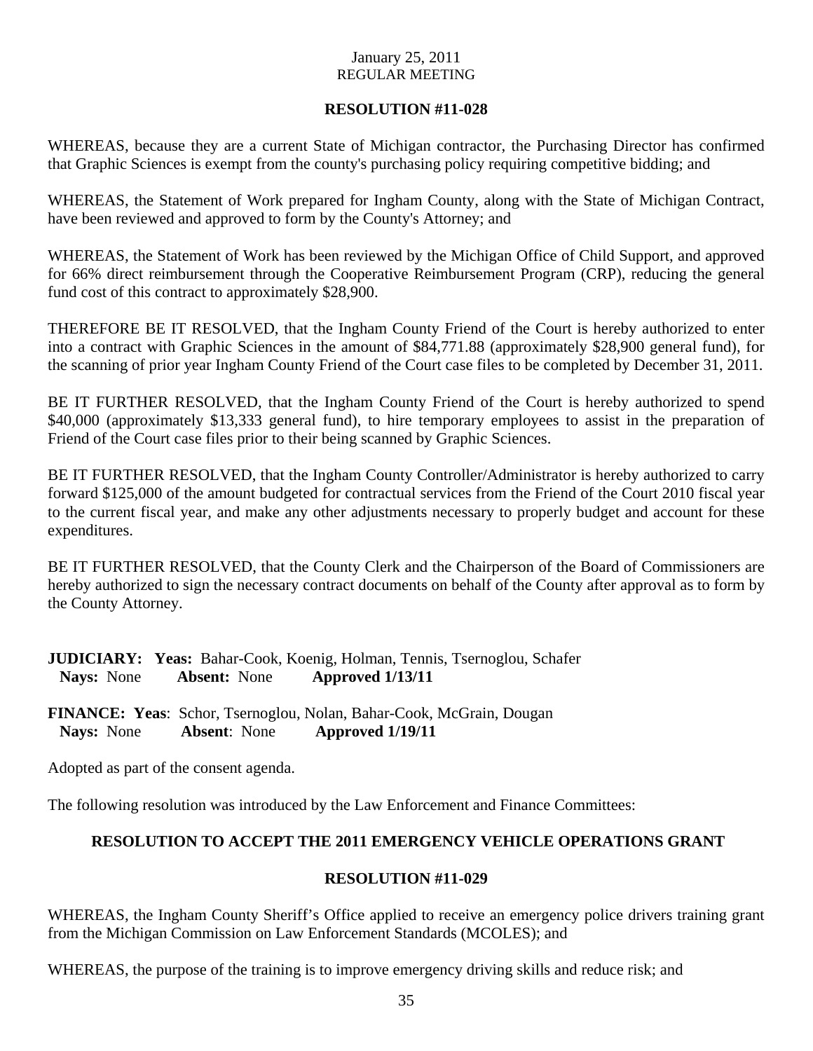January 25, 2011
REGULAR MEETING

**RESOLUTION #11-028**

WHEREAS, because they are a current State of Michigan contractor, the Purchasing Director has confirmed that Graphic Sciences is exempt from the county's purchasing policy requiring competitive bidding; and

WHEREAS, the Statement of Work prepared for Ingham County, along with the State of Michigan Contract, have been reviewed and approved to form by the County's Attorney; and

WHEREAS, the Statement of Work has been reviewed by the Michigan Office of Child Support, and approved for 66% direct reimbursement through the Cooperative Reimbursement Program (CRP), reducing the general fund cost of this contract to approximately $28,900.

THEREFORE BE IT RESOLVED, that the Ingham County Friend of the Court is hereby authorized to enter into a contract with Graphic Sciences in the amount of $84,771.88 (approximately $28,900 general fund), for the scanning of prior year Ingham County Friend of the Court case files to be completed by December 31, 2011.

BE IT FURTHER RESOLVED, that the Ingham County Friend of the Court is hereby authorized to spend $40,000 (approximately $13,333 general fund), to hire temporary employees to assist in the preparation of Friend of the Court case files prior to their being scanned by Graphic Sciences.

BE IT FURTHER RESOLVED, that the Ingham County Controller/Administrator is hereby authorized to carry forward $125,000 of the amount budgeted for contractual services from the Friend of the Court 2010 fiscal year to the current fiscal year, and make any other adjustments necessary to properly budget and account for these expenditures.

BE IT FURTHER RESOLVED, that the County Clerk and the Chairperson of the Board of Commissioners are hereby authorized to sign the necessary contract documents on behalf of the County after approval as to form by the County Attorney.

**JUDICIARY: Yeas:** Bahar-Cook, Koenig, Holman, Tennis, Tsernoglou, Schafer
**Nays:** None **Absent:** None **Approved 1/13/11**

**FINANCE: Yeas**: Schor, Tsernoglou, Nolan, Bahar-Cook, McGrain, Dougan
**Nays:** None **Absent**: None **Approved 1/19/11**

Adopted as part of the consent agenda.

The following resolution was introduced by the Law Enforcement and Finance Committees:

**RESOLUTION TO ACCEPT THE 2011 EMERGENCY VEHICLE OPERATIONS GRANT**

**RESOLUTION #11-029**

WHEREAS, the Ingham County Sheriff's Office applied to receive an emergency police drivers training grant from the Michigan Commission on Law Enforcement Standards (MCOLES); and

WHEREAS, the purpose of the training is to improve emergency driving skills and reduce risk; and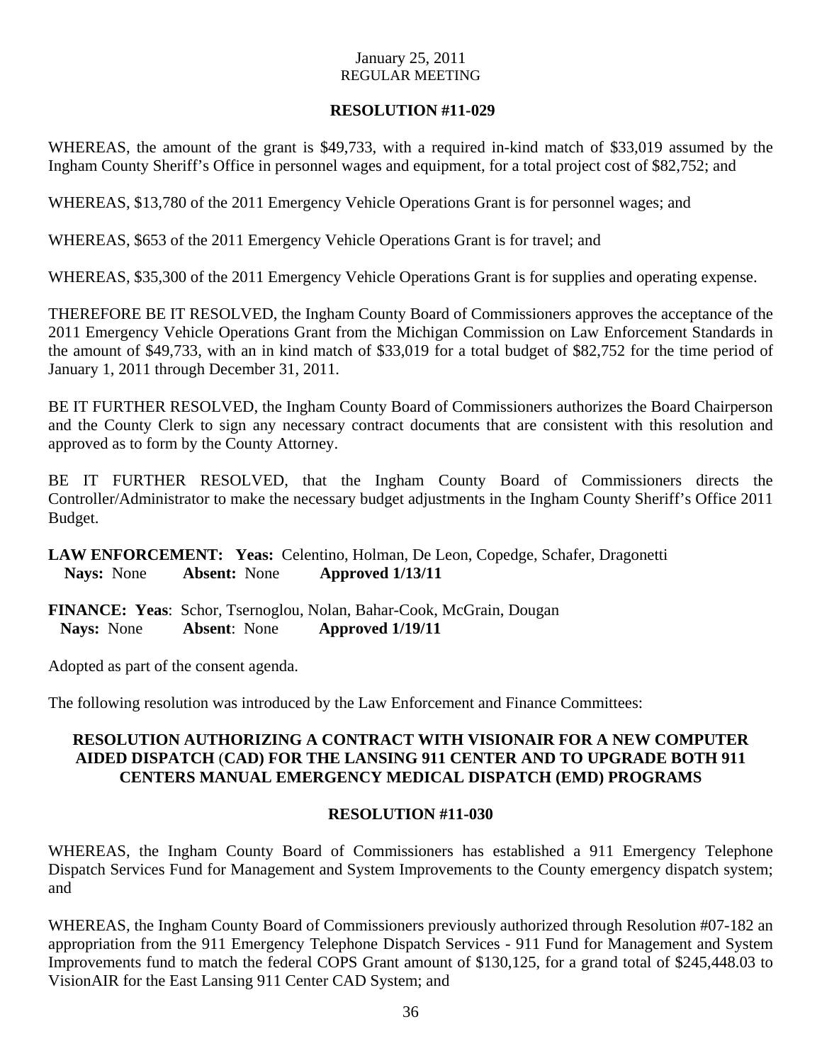January 25, 2011
REGULAR MEETING

**RESOLUTION #11-029**

WHEREAS, the amount of the grant is $49,733, with a required in-kind match of $33,019 assumed by the Ingham County Sheriff's Office in personnel wages and equipment, for a total project cost of $82,752; and

WHEREAS, $13,780 of the 2011 Emergency Vehicle Operations Grant is for personnel wages; and

WHEREAS, $653 of the 2011 Emergency Vehicle Operations Grant is for travel; and

WHEREAS, $35,300 of the 2011 Emergency Vehicle Operations Grant is for supplies and operating expense.

THEREFORE BE IT RESOLVED, the Ingham County Board of Commissioners approves the acceptance of the 2011 Emergency Vehicle Operations Grant from the Michigan Commission on Law Enforcement Standards in the amount of $49,733, with an in kind match of $33,019 for a total budget of $82,752 for the time period of January 1, 2011 through December 31, 2011.

BE IT FURTHER RESOLVED, the Ingham County Board of Commissioners authorizes the Board Chairperson and the County Clerk to sign any necessary contract documents that are consistent with this resolution and approved as to form by the County Attorney.

BE IT FURTHER RESOLVED, that the Ingham County Board of Commissioners directs the Controller/Administrator to make the necessary budget adjustments in the Ingham County Sheriff's Office 2011 Budget.

**LAW ENFORCEMENT: Yeas:** Celentino, Holman, De Leon, Copedge, Schafer, Dragonetti
**Nays:** None **Absent:** None **Approved 1/13/11**

**FINANCE: Yeas**: Schor, Tsernoglou, Nolan, Bahar-Cook, McGrain, Dougan
**Nays:** None **Absent**: None **Approved 1/19/11**

Adopted as part of the consent agenda.

The following resolution was introduced by the Law Enforcement and Finance Committees:

**RESOLUTION AUTHORIZING A CONTRACT WITH VISIONAIR FOR A NEW COMPUTER AIDED DISPATCH (CAD) FOR THE LANSING 911 CENTER AND TO UPGRADE BOTH 911 CENTERS MANUAL EMERGENCY MEDICAL DISPATCH (EMD) PROGRAMS**

**RESOLUTION #11-030**

WHEREAS, the Ingham County Board of Commissioners has established a 911 Emergency Telephone Dispatch Services Fund for Management and System Improvements to the County emergency dispatch system; and

WHEREAS, the Ingham County Board of Commissioners previously authorized through Resolution #07-182 an appropriation from the 911 Emergency Telephone Dispatch Services - 911 Fund for Management and System Improvements fund to match the federal COPS Grant amount of $130,125, for a grand total of $245,448.03 to VisionAIR for the East Lansing 911 Center CAD System; and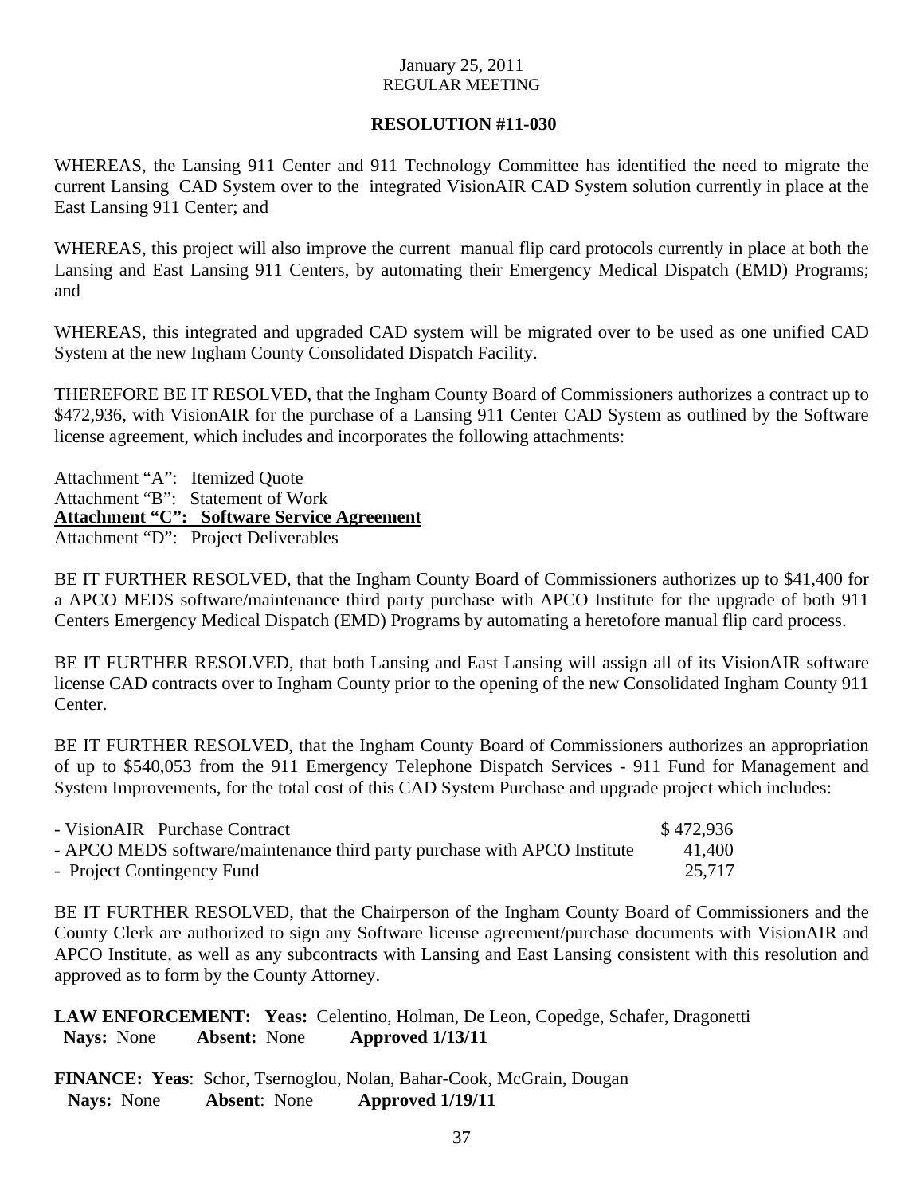January 25, 2011
REGULAR MEETING

**RESOLUTION #11-030**

WHEREAS, the Lansing 911 Center and 911 Technology Committee has identified the need to migrate the current Lansing CAD System over to the integrated VisionAIR CAD System solution currently in place at the East Lansing 911 Center; and

WHEREAS, this project will also improve the current manual flip card protocols currently in place at both the Lansing and East Lansing 911 Centers, by automating their Emergency Medical Dispatch (EMD) Programs; and

WHEREAS, this integrated and upgraded CAD system will be migrated over to be used as one unified CAD System at the new Ingham County Consolidated Dispatch Facility.

THEREFORE BE IT RESOLVED, that the Ingham County Board of Commissioners authorizes a contract up to $472,936, with VisionAIR for the purchase of a Lansing 911 Center CAD System as outlined by the Software license agreement, which includes and incorporates the following attachments:

Attachment "A": Itemized Quote
Attachment "B": Statement of Work
**Attachment "C": Software Service Agreement**
Attachment "D": Project Deliverables

BE IT FURTHER RESOLVED, that the Ingham County Board of Commissioners authorizes up to $41,400 for a APCO MEDS software/maintenance third party purchase with APCO Institute for the upgrade of both 911 Centers Emergency Medical Dispatch (EMD) Programs by automating a heretofore manual flip card process.

BE IT FURTHER RESOLVED, that both Lansing and East Lansing will assign all of its VisionAIR software license CAD contracts over to Ingham County prior to the opening of the new Consolidated Ingham County 911 Center.

BE IT FURTHER RESOLVED, that the Ingham County Board of Commissioners authorizes an appropriation of up to $540,053 from the 911 Emergency Telephone Dispatch Services - 911 Fund for Management and System Improvements, for the total cost of this CAD System Purchase and upgrade project which includes:

| | |
|---|---|
| - VisionAIR Purchase Contract | $ 472,936 |
| - APCO MEDS software/maintenance third party purchase with APCO Institute | 41,400 |
| - Project Contingency Fund | 25,717 |

BE IT FURTHER RESOLVED, that the Chairperson of the Ingham County Board of Commissioners and the County Clerk are authorized to sign any Software license agreement/purchase documents with VisionAIR and APCO Institute, as well as any subcontracts with Lansing and East Lansing consistent with this resolution and approved as to form by the County Attorney.

**LAW ENFORCEMENT: Yeas:** Celentino, Holman, De Leon, Copedge, Schafer, Dragonetti
**Nays:** None **Absent:** None **Approved 1/13/11**

**FINANCE: Yeas**: Schor, Tsernoglou, Nolan, Bahar-Cook, McGrain, Dougan
**Nays:** None **Absent**: None **Approved 1/19/11**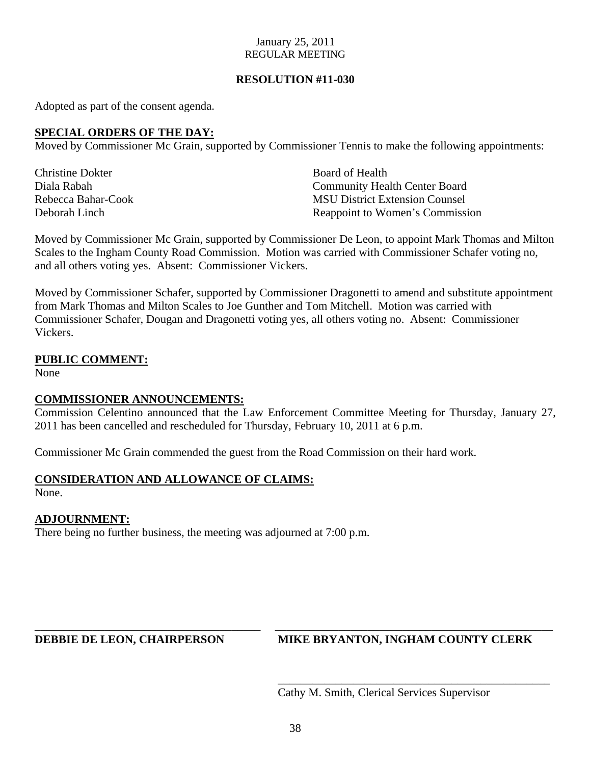January 25, 2011
REGULAR MEETING

**RESOLUTION #11-030**

Adopted as part of the consent agenda.

**SPECIAL ORDERS OF THE DAY:**

Moved by Commissioner Mc Grain, supported by Commissioner Tennis to make the following appointments:

| | |
|---|---|
| Christine Dokter | Board of Health |
| Diala Rabah | Community Health Center Board |
| Rebecca Bahar-Cook | MSU District Extension Counsel |
| Deborah Linch | Reappoint to Women's Commission |

Moved by Commissioner Mc Grain, supported by Commissioner De Leon, to appoint Mark Thomas and Milton Scales to the Ingham County Road Commission. Motion was carried with Commissioner Schafer voting no, and all others voting yes. Absent: Commissioner Vickers.

Moved by Commissioner Schafer, supported by Commissioner Dragonetti to amend and substitute appointment from Mark Thomas and Milton Scales to Joe Gunther and Tom Mitchell. Motion was carried with Commissioner Schafer, Dougan and Dragonetti voting yes, all others voting no. Absent: Commissioner Vickers.

**PUBLIC COMMENT:**

None

**COMMISSIONER ANNOUNCEMENTS:**

Commission Celentino announced that the Law Enforcement Committee Meeting for Thursday, January 27, 2011 has been cancelled and rescheduled for Thursday, February 10, 2011 at 6 p.m.

Commissioner Mc Grain commended the guest from the Road Commission on their hard work.

**CONSIDERATION AND ALLOWANCE OF CLAIMS:**

None.

**ADJOURNMENT:**

There being no further business, the meeting was adjourned at 7:00 p.m.

\_\_\_\_\_\_\_\_\_\_\_\_\_\_\_\_\_\_\_\_\_\_\_\_\_\_\_\_\_\_\_\_\_\_\_\_\_\_
**DEBBIE DE LEON, CHAIRPERSON**

\_\_\_\_\_\_\_\_\_\_\_\_\_\_\_\_\_\_\_\_\_\_\_\_\_\_\_\_\_\_\_\_\_\_\_\_\_\_
**MIKE BRYANTON, INGHAM COUNTY CLERK**

\_\_\_\_\_\_\_\_\_\_\_\_\_\_\_\_\_\_\_\_\_\_\_\_\_\_\_\_\_\_\_\_\_\_\_\_\_\_
Cathy M. Smith, Clerical Services Supervisor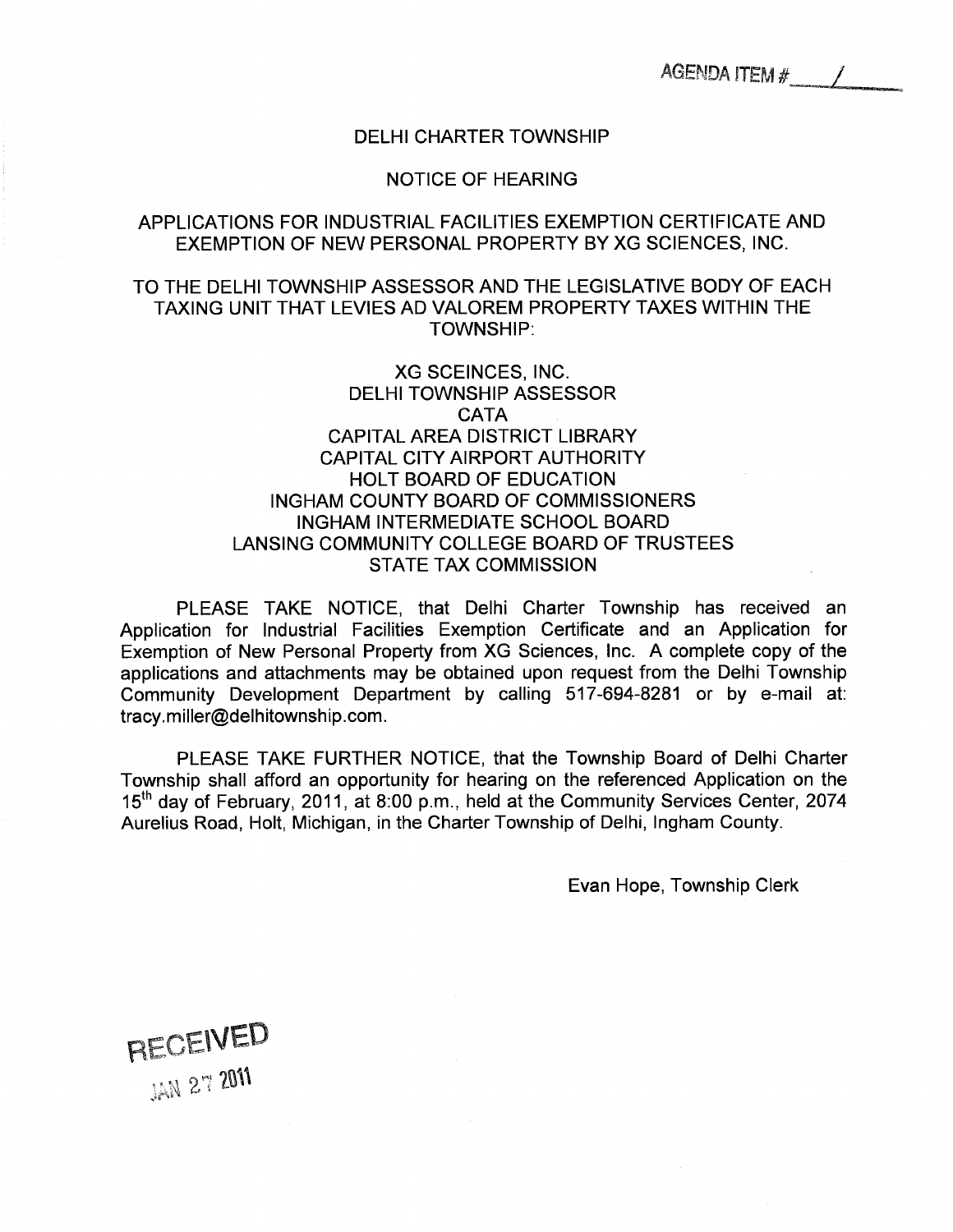AGENDA ITEM # 1

# DELHI CHARTER TOWNSHIP

## NOTICE OF HEARING

## APPLICATIONS FOR INDUSTRIAL FACILITIES EXEMPTION CERTIFICATE AND EXEMPTION OF NEW PERSONAL PROPERTY BY XG SCIENCES, INC.

TO THE DELHI TOWNSHIP ASSESSOR AND THE LEGISLATIVE BODY OF EACH TAXING UNIT THAT LEVIES AD VALOREM PROPERTY TAXES WITHIN THE TOWNSHIP:

XG SCEINCES, INC.
DELHI TOWNSHIP ASSESSOR
CATA
CAPITAL AREA DISTRICT LIBRARY
CAPITAL CITY AIRPORT AUTHORITY
HOLT BOARD OF EDUCATION
INGHAM COUNTY BOARD OF COMMISSIONERS
INGHAM INTERMEDIATE SCHOOL BOARD
LANSING COMMUNITY COLLEGE BOARD OF TRUSTEES
STATE TAX COMMISSION

PLEASE TAKE NOTICE, that Delhi Charter Township has received an Application for Industrial Facilities Exemption Certificate and an Application for Exemption of New Personal Property from XG Sciences, Inc. A complete copy of the applications and attachments may be obtained upon request from the Delhi Township Community Development Department by calling 517-694-8281 or by e-mail at: tracy.miller@delhitownship.com.

PLEASE TAKE FURTHER NOTICE, that the Township Board of Delhi Charter Township shall afford an opportunity for hearing on the referenced Application on the 15th day of February, 2011, at 8:00 p.m., held at the Community Services Center, 2074 Aurelius Road, Holt, Michigan, in the Charter Township of Delhi, Ingham County.

Evan Hope, Township Clerk

RECEIVED
JAN 27 2011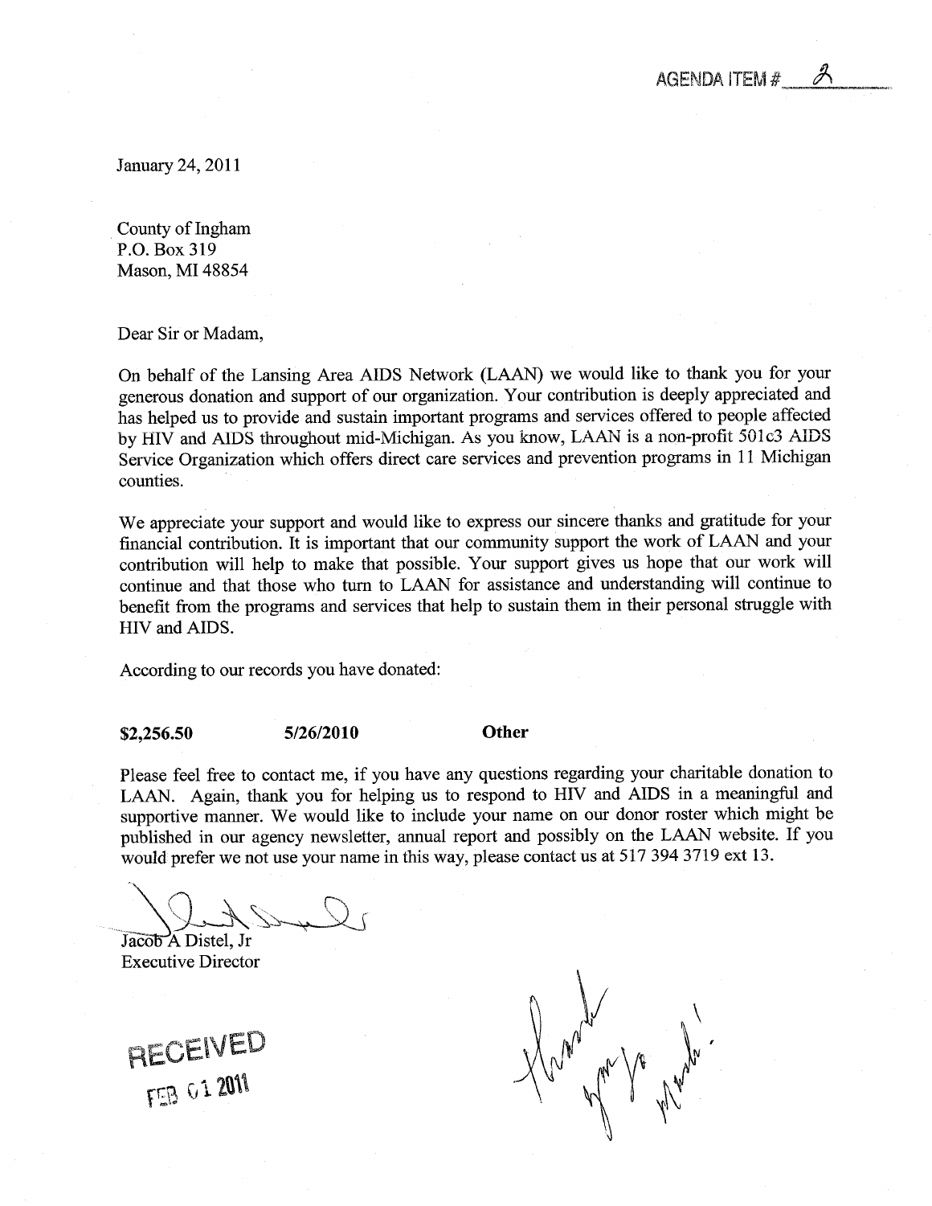AGENDA ITEM # 2

January 24, 2011

County of Ingham
P.O. Box 319
Mason, MI 48854

Dear Sir or Madam,

On behalf of the Lansing Area AIDS Network (LAAN) we would like to thank you for your generous donation and support of our organization. Your contribution is deeply appreciated and has helped us to provide and sustain important programs and services offered to people affected by HIV and AIDS throughout mid-Michigan. As you know, LAAN is a non-profit 501c3 AIDS Service Organization which offers direct care services and prevention programs in 11 Michigan counties.

We appreciate your support and would like to express our sincere thanks and gratitude for your financial contribution. It is important that our community support the work of LAAN and your contribution will help to make that possible. Your support gives us hope that our work will continue and that those who turn to LAAN for assistance and understanding will continue to benefit from the programs and services that help to sustain them in their personal struggle with HIV and AIDS.

According to our records you have donated:

**$2,256.50** **5/26/2010** **Other**

Please feel free to contact me, if you have any questions regarding your charitable donation to LAAN. Again, thank you for helping us to respond to HIV and AIDS in a meaningful and supportive manner. We would like to include your name on our donor roster which might be published in our agency newsletter, annual report and possibly on the LAAN website. If you would prefer we not use your name in this way, please contact us at 517 394 3719 ext 13.

Jacob A Distel, Jr
Executive Director

RECEIVED
FEB 01 2011

Thank you so much!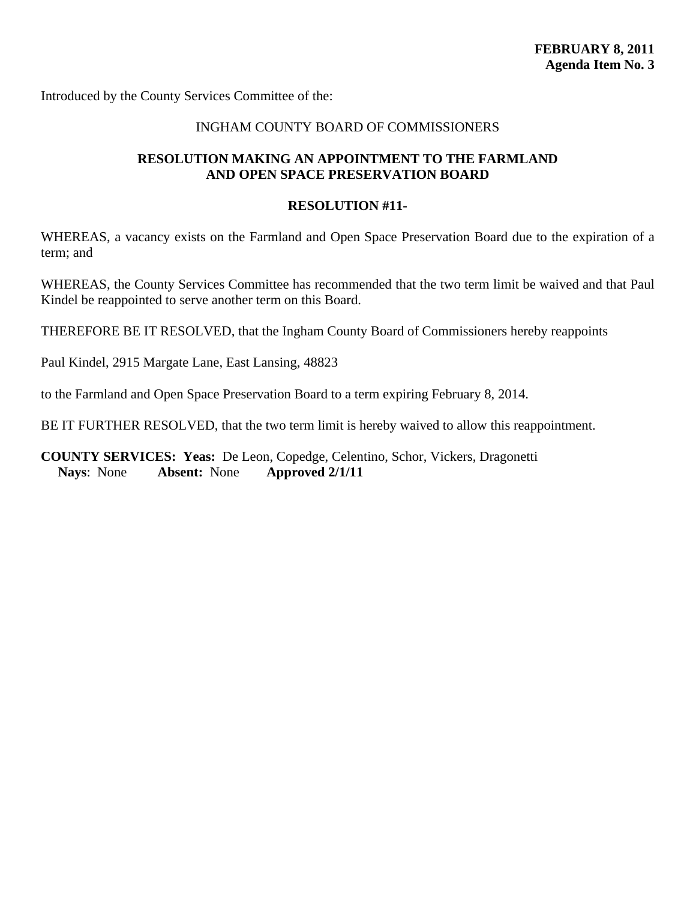**FEBRUARY 8, 2011**
**Agenda Item No. 3**

Introduced by the County Services Committee of the:

INGHAM COUNTY BOARD OF COMMISSIONERS

**RESOLUTION MAKING AN APPOINTMENT TO THE FARMLAND AND OPEN SPACE PRESERVATION BOARD**

**RESOLUTION #11-**

WHEREAS, a vacancy exists on the Farmland and Open Space Preservation Board due to the expiration of a term; and

WHEREAS, the County Services Committee has recommended that the two term limit be waived and that Paul Kindel be reappointed to serve another term on this Board.

THEREFORE BE IT RESOLVED, that the Ingham County Board of Commissioners hereby reappoints

Paul Kindel, 2915 Margate Lane, East Lansing, 48823

to the Farmland and Open Space Preservation Board to a term expiring February 8, 2014.

BE IT FURTHER RESOLVED, that the two term limit is hereby waived to allow this reappointment.

**COUNTY SERVICES: Yeas:** De Leon, Copedge, Celentino, Schor, Vickers, Dragonetti
**Nays**: None **Absent:** None **Approved 2/1/11**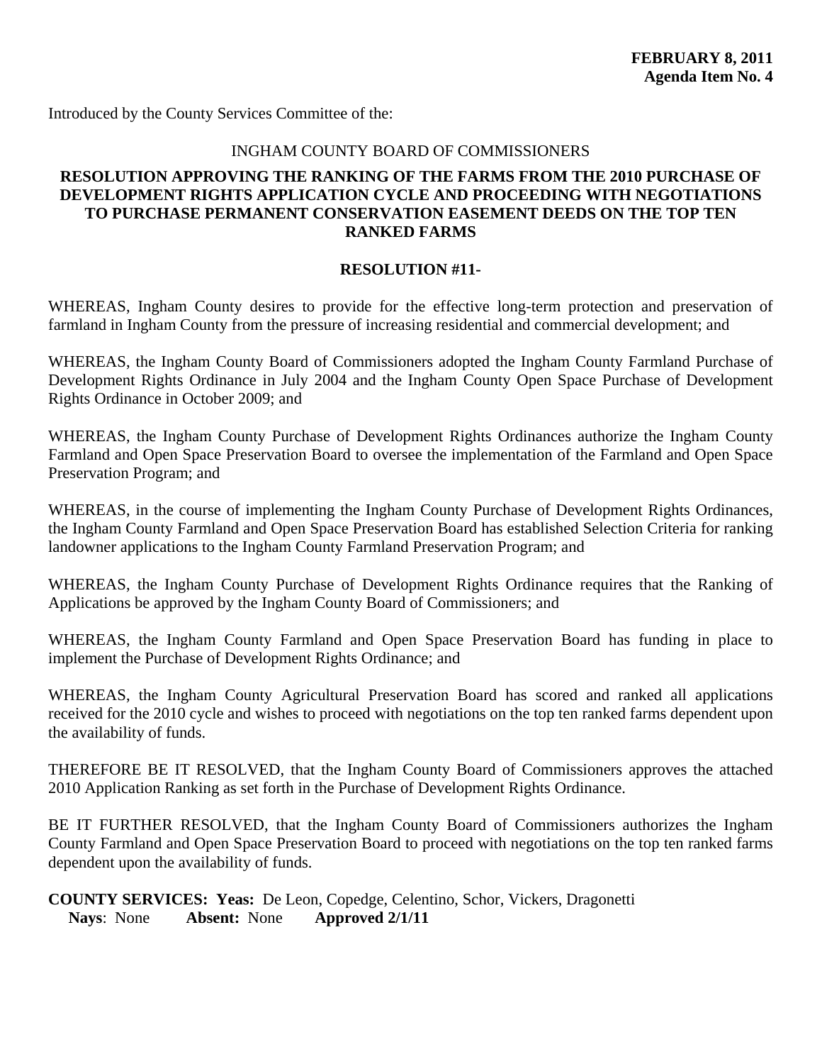**FEBRUARY 8, 2011**
**Agenda Item No. 4**

Introduced by the County Services Committee of the:

INGHAM COUNTY BOARD OF COMMISSIONERS

**RESOLUTION APPROVING THE RANKING OF THE FARMS FROM THE 2010 PURCHASE OF DEVELOPMENT RIGHTS APPLICATION CYCLE AND PROCEEDING WITH NEGOTIATIONS TO PURCHASE PERMANENT CONSERVATION EASEMENT DEEDS ON THE TOP TEN RANKED FARMS**

**RESOLUTION #11-**

WHEREAS, Ingham County desires to provide for the effective long-term protection and preservation of farmland in Ingham County from the pressure of increasing residential and commercial development; and

WHEREAS, the Ingham County Board of Commissioners adopted the Ingham County Farmland Purchase of Development Rights Ordinance in July 2004 and the Ingham County Open Space Purchase of Development Rights Ordinance in October 2009; and

WHEREAS, the Ingham County Purchase of Development Rights Ordinances authorize the Ingham County Farmland and Open Space Preservation Board to oversee the implementation of the Farmland and Open Space Preservation Program; and

WHEREAS, in the course of implementing the Ingham County Purchase of Development Rights Ordinances, the Ingham County Farmland and Open Space Preservation Board has established Selection Criteria for ranking landowner applications to the Ingham County Farmland Preservation Program; and

WHEREAS, the Ingham County Purchase of Development Rights Ordinance requires that the Ranking of Applications be approved by the Ingham County Board of Commissioners; and

WHEREAS, the Ingham County Farmland and Open Space Preservation Board has funding in place to implement the Purchase of Development Rights Ordinance; and

WHEREAS, the Ingham County Agricultural Preservation Board has scored and ranked all applications received for the 2010 cycle and wishes to proceed with negotiations on the top ten ranked farms dependent upon the availability of funds.

THEREFORE BE IT RESOLVED, that the Ingham County Board of Commissioners approves the attached 2010 Application Ranking as set forth in the Purchase of Development Rights Ordinance.

BE IT FURTHER RESOLVED, that the Ingham County Board of Commissioners authorizes the Ingham County Farmland and Open Space Preservation Board to proceed with negotiations on the top ten ranked farms dependent upon the availability of funds.

**COUNTY SERVICES: Yeas:** De Leon, Copedge, Celentino, Schor, Vickers, Dragonetti
**Nays**: None **Absent:** None **Approved 2/1/11**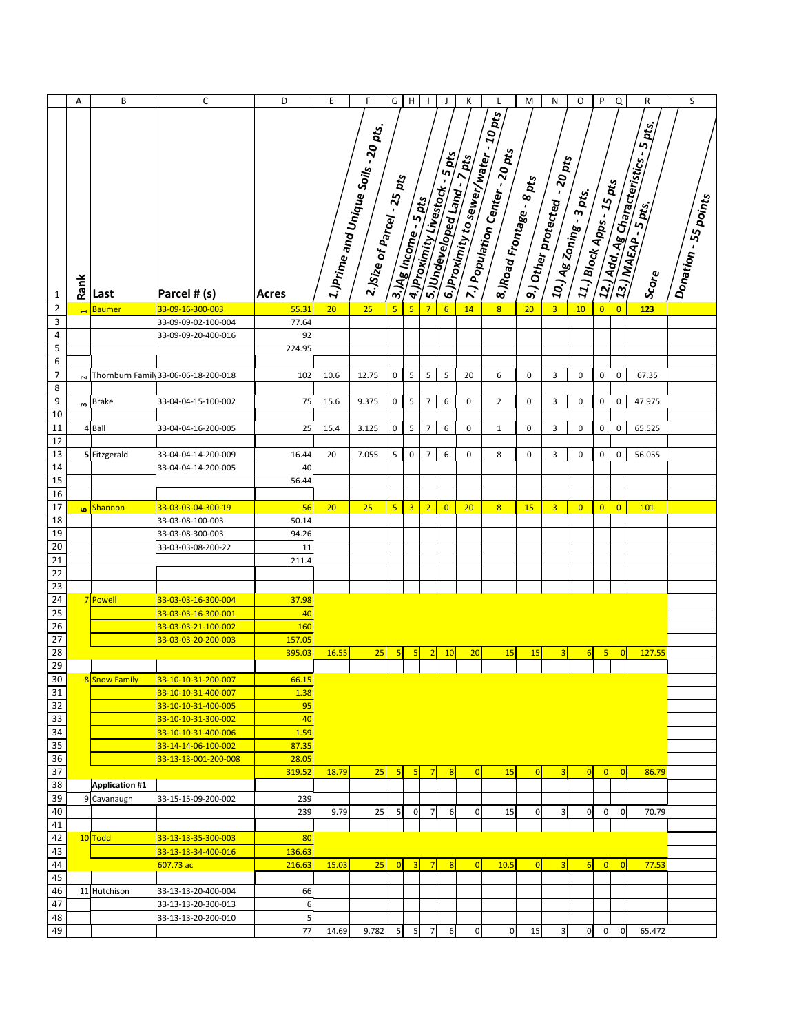| | A | B | C | D | E | F | G | H | I | J | K | L | M | N | O | P | Q | R | S |
|---|---|---|---|---|---|---|---|---|---|---|---|---|---|---|---|---|---|---|---|
| 1 | Rank | Last | Parcel # (s) | Acres | 1.)Prime and Unique Soils - 20 pts. | 2.)Size of Parcel - 25 pts | 3.)Ag Income - 5 pts | 4.)Proximity Livestock - 5 pts | 5.)Undeveloped Land - 7 pts | 6.)Proximity to sewer/water - 10 pts | 7.) Population Center - 20 pts | 8.)Road Frontage - 8 pts | 9.) Other protected - 20 pts | 10.) Ag Zoning - 3 pts. | 11.) Block Apps - 15 pts | 12.) Add. Ag Characteristics - 5 pts. | 13.) MAEAP - 5 pts. | Score | Donation - 55 points |
| 2 | 1 | Baumer | 33-09-16-300-003 | 55.31 | 20 | 25 | 5 | 5 | 7 | 6 | 14 | 8 | 20 | 3 | 10 | 0 | 0 | 123 | |
| 3 | | | 33-09-09-02-100-004 | 77.64 | | | | | | | | | | | | | | | |
| 4 | | | 33-09-09-20-400-016 | 92 | | | | | | | | | | | | | | | |
| 5 | | | | 224.95 | | | | | | | | | | | | | | | |
| 6 | | | | | | | | | | | | | | | | | | | |
| 7 | 2 | Thornburn Famil | 33-06-06-18-200-018 | 102 | 10.6 | 12.75 | 0 | 5 | 5 | 5 | 20 | 6 | 0 | 3 | 0 | 0 | 0 | 67.35 | |
| 8 | | | | | | | | | | | | | | | | | | | |
| 9 | 3 | Brake | 33-04-04-15-100-002 | 75 | 15.6 | 9.375 | 0 | 5 | 7 | 6 | 0 | 2 | 0 | 3 | 0 | 0 | 0 | 47.975 | |
| 10 | | | | | | | | | | | | | | | | | | | |
| 11 | 4 | Ball | 33-04-04-16-200-005 | 25 | 15.4 | 3.125 | 0 | 5 | 7 | 6 | 0 | 1 | 0 | 3 | 0 | 0 | 0 | 65.525 | |
| 12 | | | | | | | | | | | | | | | | | | | |
| 13 | 5 | Fitzgerald | 33-04-04-14-200-009 | 16.44 | 20 | 7.055 | 5 | 0 | 7 | 6 | 0 | 8 | 0 | 3 | 0 | 0 | 0 | 56.055 | |
| 14 | | | 33-04-04-14-200-005 | 40 | | | | | | | | | | | | | | | |
| 15 | | | | 56.44 | | | | | | | | | | | | | | | |
| 16 | | | | | | | | | | | | | | | | | | | |
| 17 | 6 | Shannon | 33-03-03-04-300-19 | 56 | 20 | 25 | 5 | 3 | 2 | 0 | 20 | 8 | 15 | 3 | 0 | 0 | 0 | 101 | |
| 18 | | | 33-03-08-100-003 | 50.14 | | | | | | | | | | | | | | | |
| 19 | | | 33-03-08-300-003 | 94.26 | | | | | | | | | | | | | | | |
| 20 | | | 33-03-03-08-200-22 | 11 | | | | | | | | | | | | | | | |
| 21 | | | | 211.4 | | | | | | | | | | | | | | | |
| 22 | | | | | | | | | | | | | | | | | | | |
| 23 | | | | | | | | | | | | | | | | | | | |
| 24 | 7 | Powell | 33-03-03-16-300-004 | 37.98 | | | | | | | | | | | | | | | |
| 25 | | | 33-03-03-16-300-001 | 40 | | | | | | | | | | | | | | | |
| 26 | | | 33-03-03-21-100-002 | 160 | | | | | | | | | | | | | | | |
| 27 | | | 33-03-03-20-200-003 | 157.05 | | | | | | | | | | | | | | | |
| 28 | | | | 395.03 | 16.55 | 25 | 5 | 5 | 2 | 10 | 20 | 15 | 15 | 3 | 6 | 5 | 0 | 127.55 | |
| 29 | | | | | | | | | | | | | | | | | | | |
| 30 | 8 | Snow Family | 33-10-10-31-200-007 | 66.15 | | | | | | | | | | | | | | | |
| 31 | | | 33-10-10-31-400-007 | 1.38 | | | | | | | | | | | | | | | |
| 32 | | | 33-10-10-31-400-005 | 95 | | | | | | | | | | | | | | | |
| 33 | | | 33-10-10-31-300-002 | 40 | | | | | | | | | | | | | | | |
| 34 | | | 33-10-10-31-400-006 | 1.59 | | | | | | | | | | | | | | | |
| 35 | | | 33-14-14-06-100-002 | 87.35 | | | | | | | | | | | | | | | |
| 36 | | | 33-13-13-001-200-008 | 28.05 | | | | | | | | | | | | | | | |
| 37 | | | | 319.52 | 18.79 | 25 | 5 | 5 | 7 | 8 | 0 | 15 | 0 | 3 | 0 | 0 | 0 | 86.79 | |
| 38 | | **Application #1** | | | | | | | | | | | | | | | | | |
| 39 | 9 | Cavanaugh | 33-15-15-09-200-002 | 239 | | | | | | | | | | | | | | | |
| 40 | | | | 239 | 9.79 | 25 | 5 | 0 | 7 | 6 | 0 | 15 | 0 | 3 | 0 | 0 | 0 | 70.79 | |
| 41 | | | | | | | | | | | | | | | | | | | |
| 42 | 10 | Todd | 33-13-13-35-300-003 | 80 | | | | | | | | | | | | | | | |
| 43 | | | 33-13-13-34-400-016 | 136.63 | | | | | | | | | | | | | | | |
| 44 | | | 607.73 ac | 216.63 | 15.03 | 25 | 0 | 3 | 7 | 8 | 0 | 10.5 | 0 | 3 | 6 | 0 | 0 | 77.53 | |
| 45 | | | | | | | | | | | | | | | | | | | |
| 46 | 11 | Hutchison | 33-13-13-20-400-004 | 66 | | | | | | | | | | | | | | | |
| 47 | | | 33-13-13-20-300-013 | 6 | | | | | | | | | | | | | | | |
| 48 | | | 33-13-13-20-200-010 | 5 | | | | | | | | | | | | | | | |
| 49 | | | | 77 | 14.69 | 9.782 | 5 | 5 | 7 | 6 | 0 | 0 | 15 | 3 | 0 | 0 | 0 | 65.472 | |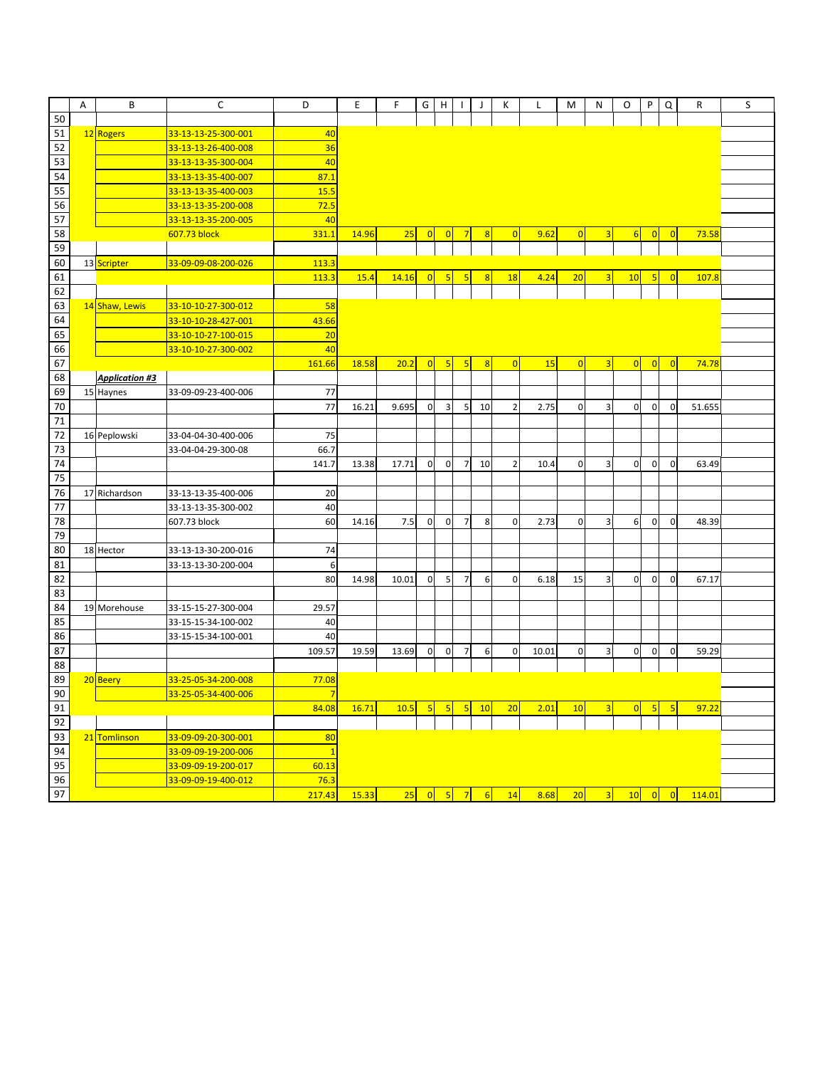| | A | B | C | D | E | F | G | H | I | J | K | L | M | N | O | P | Q | R | S |
|---|---|---|---|---|---|---|---|---|---|---|---|---|---|---|---|---|---|---|---|
| 50 | | | | | | | | | | | | | | | | | | | |
| 51 | 12 | Rogers | 33-13-13-25-300-001 | 40 | | | | | | | | | | | | | | | |
| 52 | | | 33-13-13-26-400-008 | 36 | | | | | | | | | | | | | | | |
| 53 | | | 33-13-13-35-300-004 | 40 | | | | | | | | | | | | | | | |
| 54 | | | 33-13-13-35-400-007 | 87.1 | | | | | | | | | | | | | | | |
| 55 | | | 33-13-13-35-400-003 | 15.5 | | | | | | | | | | | | | | | |
| 56 | | | 33-13-13-35-200-008 | 72.5 | | | | | | | | | | | | | | | |
| 57 | | | 33-13-13-35-200-005 | 40 | | | | | | | | | | | | | | | |
| 58 | | | 607.73 block | 331.1 | 14.96 | 25 | 0 | 0 | 7 | 8 | 0 | 9.62 | 0 | 3 | 6 | 0 | 0 | 73.58 | |
| 59 | | | | | | | | | | | | | | | | | | | |
| 60 | 13 | Scripter | 33-09-09-08-200-026 | 113.3 | | | | | | | | | | | | | | | |
| 61 | | | | 113.3 | 15.4 | 14.16 | 0 | 5 | 5 | 8 | 18 | 4.24 | 20 | 3 | 10 | 5 | 0 | 107.8 | |
| 62 | | | | | | | | | | | | | | | | | | | |
| 63 | 14 | Shaw, Lewis | 33-10-10-27-300-012 | 58 | | | | | | | | | | | | | | | |
| 64 | | | 33-10-10-28-427-001 | 43.66 | | | | | | | | | | | | | | | |
| 65 | | | 33-10-10-27-100-015 | 20 | | | | | | | | | | | | | | | |
| 66 | | | 33-10-10-27-300-002 | 40 | | | | | | | | | | | | | | | |
| 67 | | | | 161.66 | 18.58 | 20.2 | 0 | 5 | 5 | 8 | 0 | 15 | 0 | 3 | 0 | 0 | 0 | 74.78 | |
| 68 | | ***Application #3*** | | | | | | | | | | | | | | | | | |
| 69 | 15 | Haynes | 33-09-09-23-400-006 | 77 | | | | | | | | | | | | | | | |
| 70 | | | | 77 | 16.21 | 9.695 | 0 | 3 | 5 | 10 | 2 | 2.75 | 0 | 3 | 0 | 0 | 0 | 51.655 | |
| 71 | | | | | | | | | | | | | | | | | | | |
| 72 | 16 | Peplowski | 33-04-04-30-400-006 | 75 | | | | | | | | | | | | | | | |
| 73 | | | 33-04-04-29-300-08 | 66.7 | | | | | | | | | | | | | | | |
| 74 | | | | 141.7 | 13.38 | 17.71 | 0 | 0 | 7 | 10 | 2 | 10.4 | 0 | 3 | 0 | 0 | 0 | 63.49 | |
| 75 | | | | | | | | | | | | | | | | | | | |
| 76 | 17 | Richardson | 33-13-13-35-400-006 | 20 | | | | | | | | | | | | | | | |
| 77 | | | 33-13-13-35-300-002 | 40 | | | | | | | | | | | | | | | |
| 78 | | | 607.73 block | 60 | 14.16 | 7.5 | 0 | 0 | 7 | 8 | 0 | 2.73 | 0 | 3 | 6 | 0 | 0 | 48.39 | |
| 79 | | | | | | | | | | | | | | | | | | | |
| 80 | 18 | Hector | 33-13-13-30-200-016 | 74 | | | | | | | | | | | | | | | |
| 81 | | | 33-13-13-30-200-004 | 6 | | | | | | | | | | | | | | | |
| 82 | | | | 80 | 14.98 | 10.01 | 0 | 5 | 7 | 6 | 0 | 6.18 | 15 | 3 | 0 | 0 | 0 | 67.17 | |
| 83 | | | | | | | | | | | | | | | | | | | |
| 84 | 19 | Morehouse | 33-15-15-27-300-004 | 29.57 | | | | | | | | | | | | | | | |
| 85 | | | 33-15-15-34-100-002 | 40 | | | | | | | | | | | | | | | |
| 86 | | | 33-15-15-34-100-001 | 40 | | | | | | | | | | | | | | | |
| 87 | | | | 109.57 | 19.59 | 13.69 | 0 | 0 | 7 | 6 | 0 | 10.01 | 0 | 3 | 0 | 0 | 0 | 59.29 | |
| 88 | | | | | | | | | | | | | | | | | | | |
| 89 | 20 | Beery | 33-25-05-34-200-008 | 77.08 | | | | | | | | | | | | | | | |
| 90 | | | 33-25-05-34-400-006 | 7 | | | | | | | | | | | | | | | |
| 91 | | | | 84.08 | 16.71 | 10.5 | 5 | 5 | 5 | 10 | 20 | 2.01 | 10 | 3 | 0 | 5 | 5 | 97.22 | |
| 92 | | | | | | | | | | | | | | | | | | | |
| 93 | 21 | Tomlinson | 33-09-09-20-300-001 | 80 | | | | | | | | | | | | | | | |
| 94 | | | 33-09-09-19-200-006 | 1 | | | | | | | | | | | | | | | |
| 95 | | | 33-09-09-19-200-017 | 60.13 | | | | | | | | | | | | | | | |
| 96 | | | 33-09-09-19-400-012 | 76.3 | | | | | | | | | | | | | | | |
| 97 | | | | 217.43 | 15.33 | 25 | 0 | 5 | 7 | 6 | 14 | 8.68 | 20 | 3 | 10 | 0 | 0 | 114.01 | |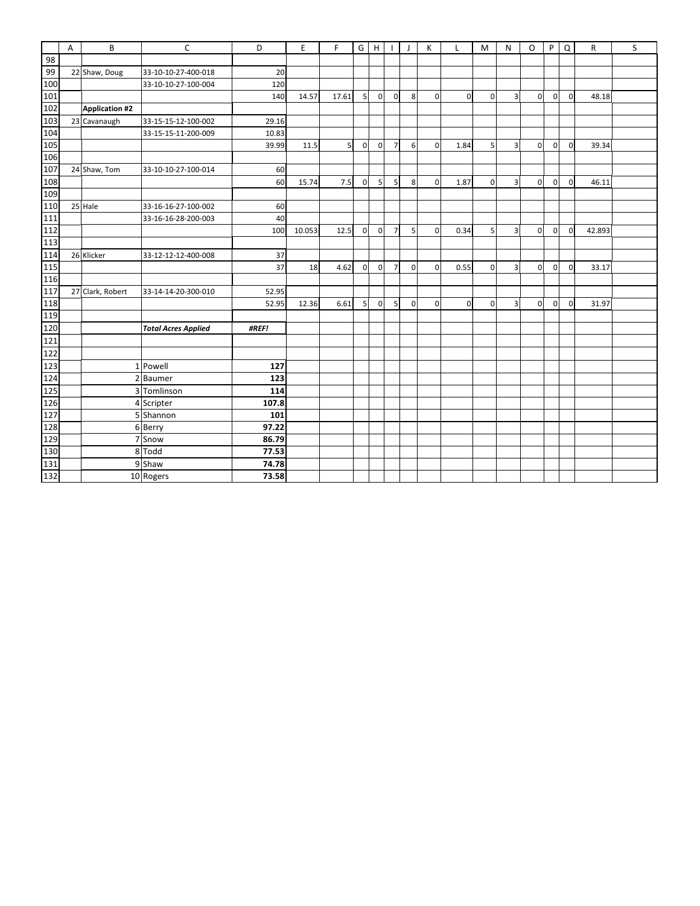| | A | B | C | D | E | F | G | H | I | J | K | L | M | N | O | P | Q | R | S |
|---|---|---|---|---|---|---|---|---|---|---|---|---|---|---|---|---|---|---|---|
| 98 | | | | | | | | | | | | | | | | | | | |
| 99 | 22 | Shaw, Doug | 33-10-10-27-400-018 | 20 | | | | | | | | | | | | | | | |
| 100 | | | 33-10-10-27-100-004 | 120 | | | | | | | | | | | | | | | |
| 101 | | | | 140 | 14.57 | 17.61 | 5 | 0 | 0 | 8 | 0 | 0 | 0 | 3 | 0 | 0 | 0 | 48.18 | |
| 102 | | **Application #2** | | | | | | | | | | | | | | | | | |
| 103 | 23 | Cavanaugh | 33-15-15-12-100-002 | 29.16 | | | | | | | | | | | | | | | |
| 104 | | | 33-15-15-11-200-009 | 10.83 | | | | | | | | | | | | | | | |
| 105 | | | | 39.99 | 11.5 | 5 | 0 | 0 | 7 | 6 | 0 | 1.84 | 5 | 3 | 0 | 0 | 0 | 39.34 | |
| 106 | | | | | | | | | | | | | | | | | | | |
| 107 | 24 | Shaw, Tom | 33-10-10-27-100-014 | 60 | | | | | | | | | | | | | | | |
| 108 | | | | 60 | 15.74 | 7.5 | 0 | 5 | 5 | 8 | 0 | 1.87 | 0 | 3 | 0 | 0 | 0 | 46.11 | |
| 109 | | | | | | | | | | | | | | | | | | | |
| 110 | 25 | Hale | 33-16-16-27-100-002 | 60 | | | | | | | | | | | | | | | |
| 111 | | | 33-16-16-28-200-003 | 40 | | | | | | | | | | | | | | | |
| 112 | | | | 100 | 10.053 | 12.5 | 0 | 0 | 7 | 5 | 0 | 0.34 | 5 | 3 | 0 | 0 | 0 | 42.893 | |
| 113 | | | | | | | | | | | | | | | | | | | |
| 114 | 26 | Klicker | 33-12-12-12-400-008 | 37 | | | | | | | | | | | | | | | |
| 115 | | | | 37 | 18 | 4.62 | 0 | 0 | 7 | 0 | 0 | 0.55 | 0 | 3 | 0 | 0 | 0 | 33.17 | |
| 116 | | | | | | | | | | | | | | | | | | | |
| 117 | 27 | Clark, Robert | 33-14-14-20-300-010 | 52.95 | | | | | | | | | | | | | | | |
| 118 | | | | 52.95 | 12.36 | 6.61 | 5 | 0 | 5 | 0 | 0 | 0 | 0 | 3 | 0 | 0 | 0 | 31.97 | |
| 119 | | | | | | | | | | | | | | | | | | | |
| 120 | | | ***Total Acres Applied*** | ***#REF!*** | | | | | | | | | | | | | | | |
| 121 | | | | | | | | | | | | | | | | | | | |
| 122 | | | | | | | | | | | | | | | | | | | |
| 123 | | 1 | Powell | **127** | | | | | | | | | | | | | | | |
| 124 | | 2 | Baumer | **123** | | | | | | | | | | | | | | | |
| 125 | | 3 | Tomlinson | **114** | | | | | | | | | | | | | | | |
| 126 | | 4 | Scripter | **107.8** | | | | | | | | | | | | | | | |
| 127 | | 5 | Shannon | **101** | | | | | | | | | | | | | | | |
| 128 | | 6 | Berry | **97.22** | | | | | | | | | | | | | | | |
| 129 | | 7 | Snow | **86.79** | | | | | | | | | | | | | | | |
| 130 | | 8 | Todd | **77.53** | | | | | | | | | | | | | | | |
| 131 | | 9 | Shaw | **74.78** | | | | | | | | | | | | | | | |
| 132 | | 10 | Rogers | **73.58** | | | | | | | | | | | | | | | |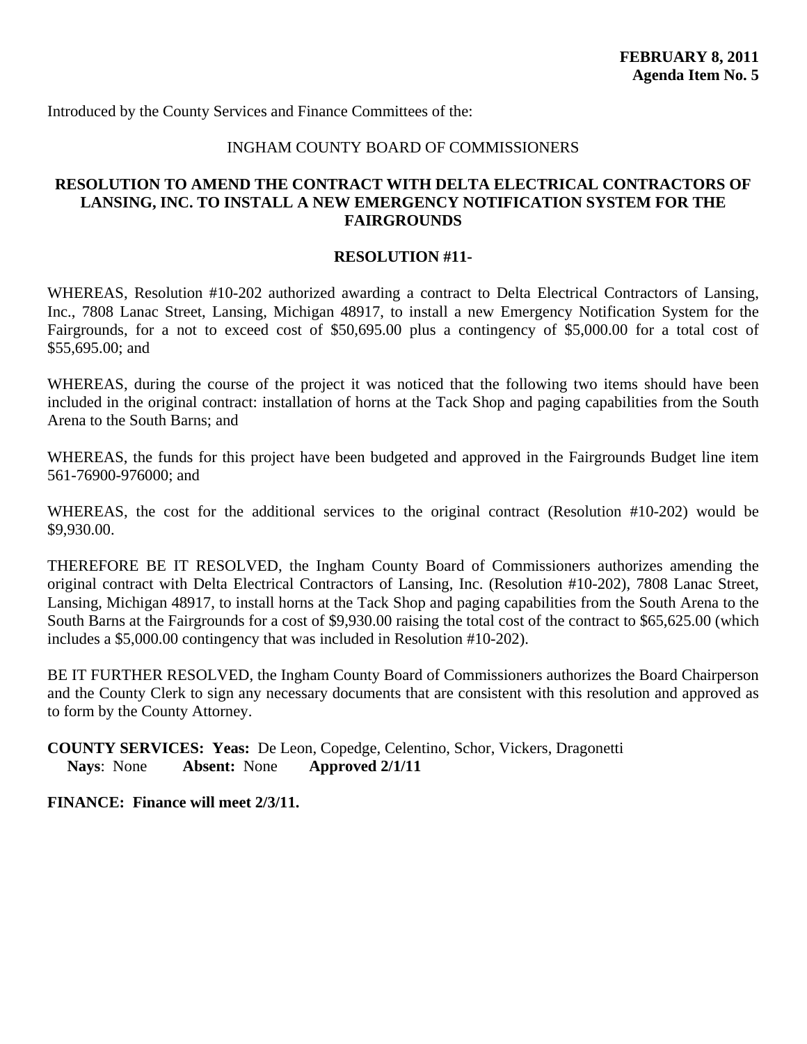**FEBRUARY 8, 2011**
**Agenda Item No. 5**

Introduced by the County Services and Finance Committees of the:

INGHAM COUNTY BOARD OF COMMISSIONERS

**RESOLUTION TO AMEND THE CONTRACT WITH DELTA ELECTRICAL CONTRACTORS OF LANSING, INC. TO INSTALL A NEW EMERGENCY NOTIFICATION SYSTEM FOR THE FAIRGROUNDS**

**RESOLUTION #11-**

WHEREAS, Resolution #10-202 authorized awarding a contract to Delta Electrical Contractors of Lansing, Inc., 7808 Lanac Street, Lansing, Michigan 48917, to install a new Emergency Notification System for the Fairgrounds, for a not to exceed cost of $50,695.00 plus a contingency of $5,000.00 for a total cost of $55,695.00; and

WHEREAS, during the course of the project it was noticed that the following two items should have been included in the original contract: installation of horns at the Tack Shop and paging capabilities from the South Arena to the South Barns; and

WHEREAS, the funds for this project have been budgeted and approved in the Fairgrounds Budget line item 561-76900-976000; and

WHEREAS, the cost for the additional services to the original contract (Resolution #10-202) would be $9,930.00.

THEREFORE BE IT RESOLVED, the Ingham County Board of Commissioners authorizes amending the original contract with Delta Electrical Contractors of Lansing, Inc. (Resolution #10-202), 7808 Lanac Street, Lansing, Michigan 48917, to install horns at the Tack Shop and paging capabilities from the South Arena to the South Barns at the Fairgrounds for a cost of $9,930.00 raising the total cost of the contract to $65,625.00 (which includes a $5,000.00 contingency that was included in Resolution #10-202).

BE IT FURTHER RESOLVED, the Ingham County Board of Commissioners authorizes the Board Chairperson and the County Clerk to sign any necessary documents that are consistent with this resolution and approved as to form by the County Attorney.

**COUNTY SERVICES: Yeas:** De Leon, Copedge, Celentino, Schor, Vickers, Dragonetti
**Nays**: None **Absent:** None **Approved 2/1/11**

**FINANCE: Finance will meet 2/3/11.**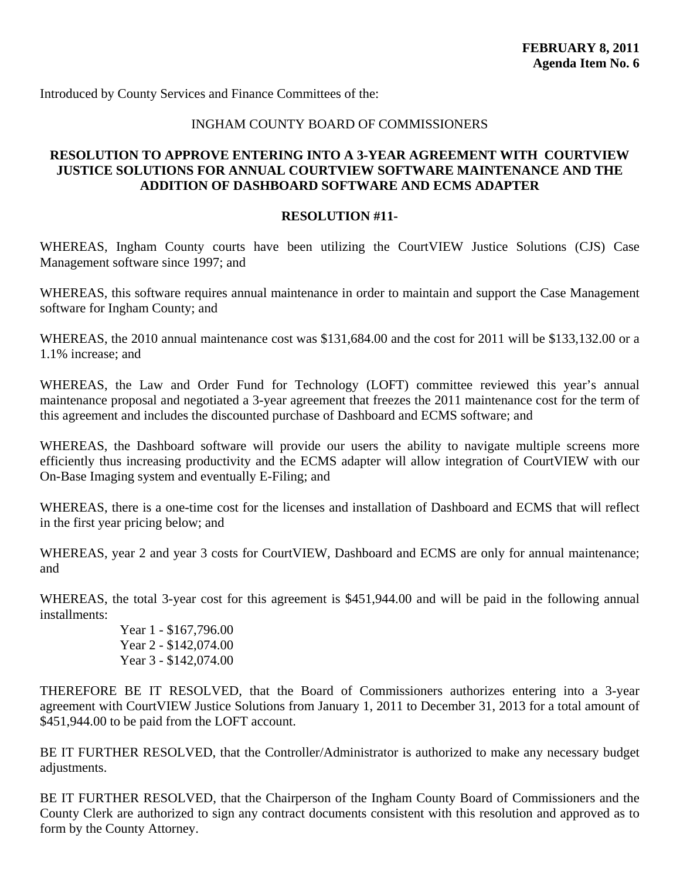**FEBRUARY 8, 2011**
**Agenda Item No. 6**

Introduced by County Services and Finance Committees of the:

INGHAM COUNTY BOARD OF COMMISSIONERS

**RESOLUTION TO APPROVE ENTERING INTO A 3-YEAR AGREEMENT WITH COURTVIEW JUSTICE SOLUTIONS FOR ANNUAL COURTVIEW SOFTWARE MAINTENANCE AND THE ADDITION OF DASHBOARD SOFTWARE AND ECMS ADAPTER**

**RESOLUTION #11-**

WHEREAS, Ingham County courts have been utilizing the CourtVIEW Justice Solutions (CJS) Case Management software since 1997; and

WHEREAS, this software requires annual maintenance in order to maintain and support the Case Management software for Ingham County; and

WHEREAS, the 2010 annual maintenance cost was $131,684.00 and the cost for 2011 will be $133,132.00 or a 1.1% increase; and

WHEREAS, the Law and Order Fund for Technology (LOFT) committee reviewed this year's annual maintenance proposal and negotiated a 3-year agreement that freezes the 2011 maintenance cost for the term of this agreement and includes the discounted purchase of Dashboard and ECMS software; and

WHEREAS, the Dashboard software will provide our users the ability to navigate multiple screens more efficiently thus increasing productivity and the ECMS adapter will allow integration of CourtVIEW with our On-Base Imaging system and eventually E-Filing; and

WHEREAS, there is a one-time cost for the licenses and installation of Dashboard and ECMS that will reflect in the first year pricing below; and

WHEREAS, year 2 and year 3 costs for CourtVIEW, Dashboard and ECMS are only for annual maintenance; and

WHEREAS, the total 3-year cost for this agreement is $451,944.00 and will be paid in the following annual installments:

Year 1 - $167,796.00
Year 2 - $142,074.00
Year 3 - $142,074.00

THEREFORE BE IT RESOLVED, that the Board of Commissioners authorizes entering into a 3-year agreement with CourtVIEW Justice Solutions from January 1, 2011 to December 31, 2013 for a total amount of $451,944.00 to be paid from the LOFT account.

BE IT FURTHER RESOLVED, that the Controller/Administrator is authorized to make any necessary budget adjustments.

BE IT FURTHER RESOLVED, that the Chairperson of the Ingham County Board of Commissioners and the County Clerk are authorized to sign any contract documents consistent with this resolution and approved as to form by the County Attorney.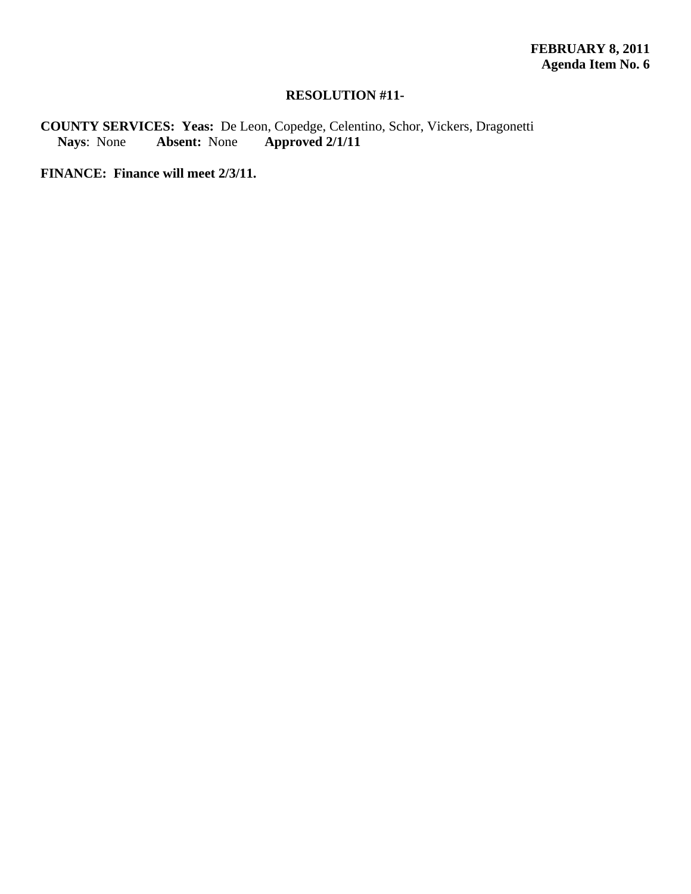**FEBRUARY 8, 2011**
**Agenda Item No. 6**

**RESOLUTION #11-**

**COUNTY SERVICES: Yeas:** De Leon, Copedge, Celentino, Schor, Vickers, Dragonetti
**Nays**: None **Absent:** None **Approved 2/1/11**

**FINANCE: Finance will meet 2/3/11.**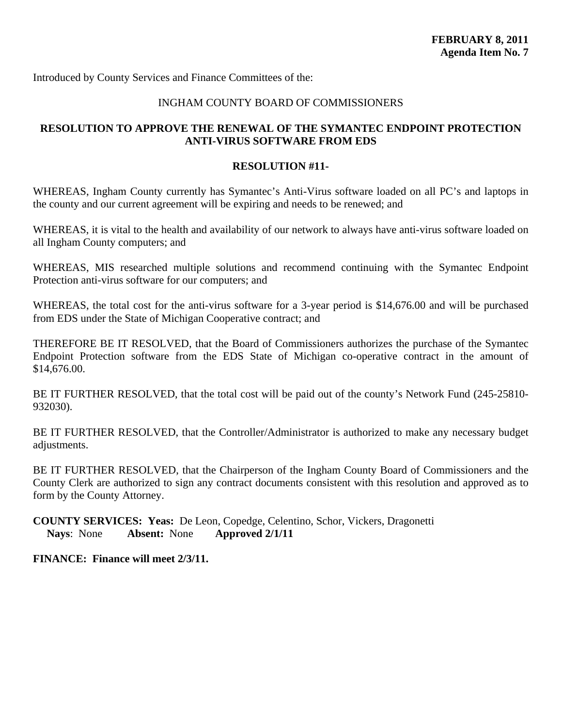**FEBRUARY 8, 2011**
**Agenda Item No. 7**

Introduced by County Services and Finance Committees of the:

INGHAM COUNTY BOARD OF COMMISSIONERS

**RESOLUTION TO APPROVE THE RENEWAL OF THE SYMANTEC ENDPOINT PROTECTION ANTI-VIRUS SOFTWARE FROM EDS**

**RESOLUTION #11-**

WHEREAS, Ingham County currently has Symantec's Anti-Virus software loaded on all PC's and laptops in the county and our current agreement will be expiring and needs to be renewed; and

WHEREAS, it is vital to the health and availability of our network to always have anti-virus software loaded on all Ingham County computers; and

WHEREAS, MIS researched multiple solutions and recommend continuing with the Symantec Endpoint Protection anti-virus software for our computers; and

WHEREAS, the total cost for the anti-virus software for a 3-year period is $14,676.00 and will be purchased from EDS under the State of Michigan Cooperative contract; and

THEREFORE BE IT RESOLVED, that the Board of Commissioners authorizes the purchase of the Symantec Endpoint Protection software from the EDS State of Michigan co-operative contract in the amount of $14,676.00.

BE IT FURTHER RESOLVED, that the total cost will be paid out of the county's Network Fund (245-25810-932030).

BE IT FURTHER RESOLVED, that the Controller/Administrator is authorized to make any necessary budget adjustments.

BE IT FURTHER RESOLVED, that the Chairperson of the Ingham County Board of Commissioners and the County Clerk are authorized to sign any contract documents consistent with this resolution and approved as to form by the County Attorney.

**COUNTY SERVICES: Yeas:** De Leon, Copedge, Celentino, Schor, Vickers, Dragonetti
**Nays**: None **Absent:** None **Approved 2/1/11**

**FINANCE: Finance will meet 2/3/11.**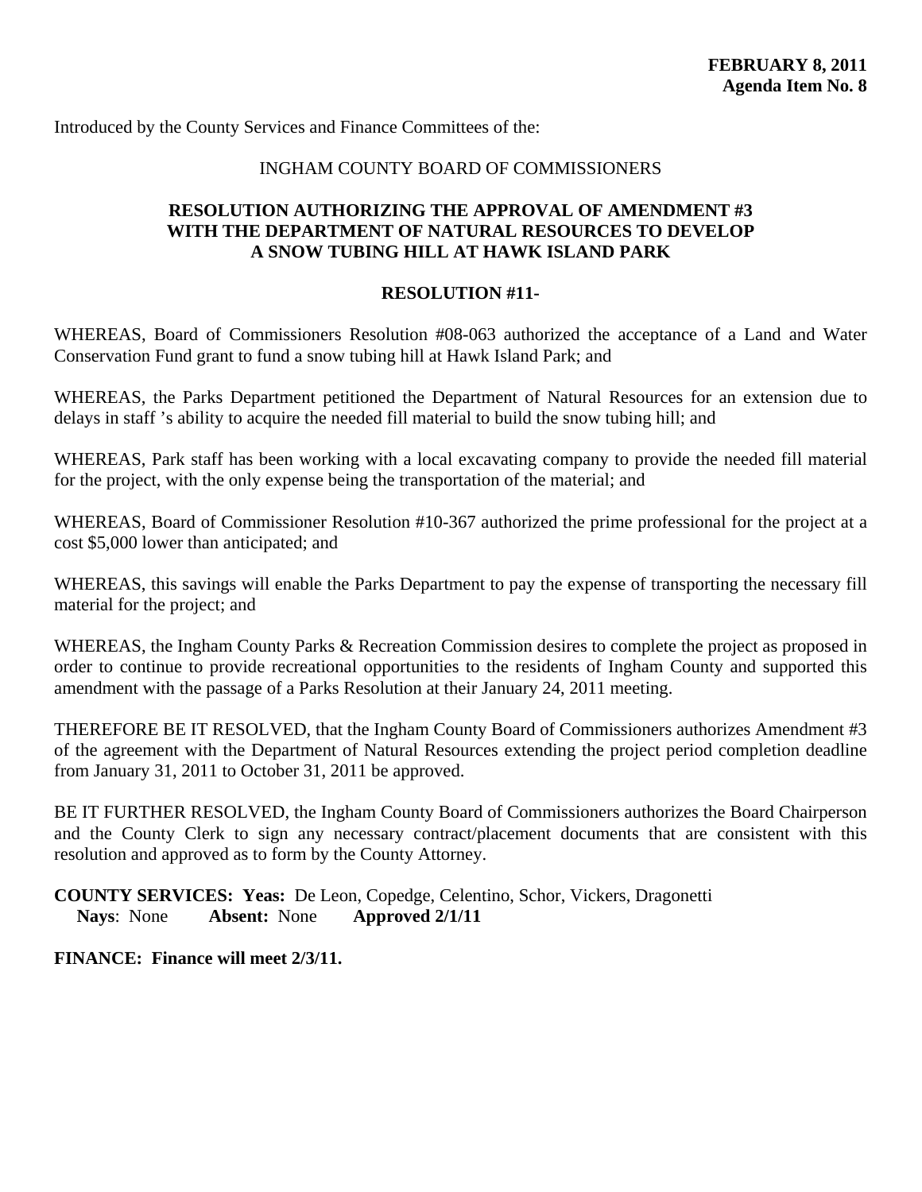**FEBRUARY 8, 2011**
**Agenda Item No. 8**

Introduced by the County Services and Finance Committees of the:

INGHAM COUNTY BOARD OF COMMISSIONERS

**RESOLUTION AUTHORIZING THE APPROVAL OF AMENDMENT #3 WITH THE DEPARTMENT OF NATURAL RESOURCES TO DEVELOP A SNOW TUBING HILL AT HAWK ISLAND PARK**

**RESOLUTION #11-**

WHEREAS, Board of Commissioners Resolution #08-063 authorized the acceptance of a Land and Water Conservation Fund grant to fund a snow tubing hill at Hawk Island Park; and

WHEREAS, the Parks Department petitioned the Department of Natural Resources for an extension due to delays in staff 's ability to acquire the needed fill material to build the snow tubing hill; and

WHEREAS, Park staff has been working with a local excavating company to provide the needed fill material for the project, with the only expense being the transportation of the material; and

WHEREAS, Board of Commissioner Resolution #10-367 authorized the prime professional for the project at a cost $5,000 lower than anticipated; and

WHEREAS, this savings will enable the Parks Department to pay the expense of transporting the necessary fill material for the project; and

WHEREAS, the Ingham County Parks & Recreation Commission desires to complete the project as proposed in order to continue to provide recreational opportunities to the residents of Ingham County and supported this amendment with the passage of a Parks Resolution at their January 24, 2011 meeting.

THEREFORE BE IT RESOLVED, that the Ingham County Board of Commissioners authorizes Amendment #3 of the agreement with the Department of Natural Resources extending the project period completion deadline from January 31, 2011 to October 31, 2011 be approved.

BE IT FURTHER RESOLVED, the Ingham County Board of Commissioners authorizes the Board Chairperson and the County Clerk to sign any necessary contract/placement documents that are consistent with this resolution and approved as to form by the County Attorney.

**COUNTY SERVICES: Yeas:** De Leon, Copedge, Celentino, Schor, Vickers, Dragonetti
**Nays**: None **Absent:** None **Approved 2/1/11**

**FINANCE: Finance will meet 2/3/11.**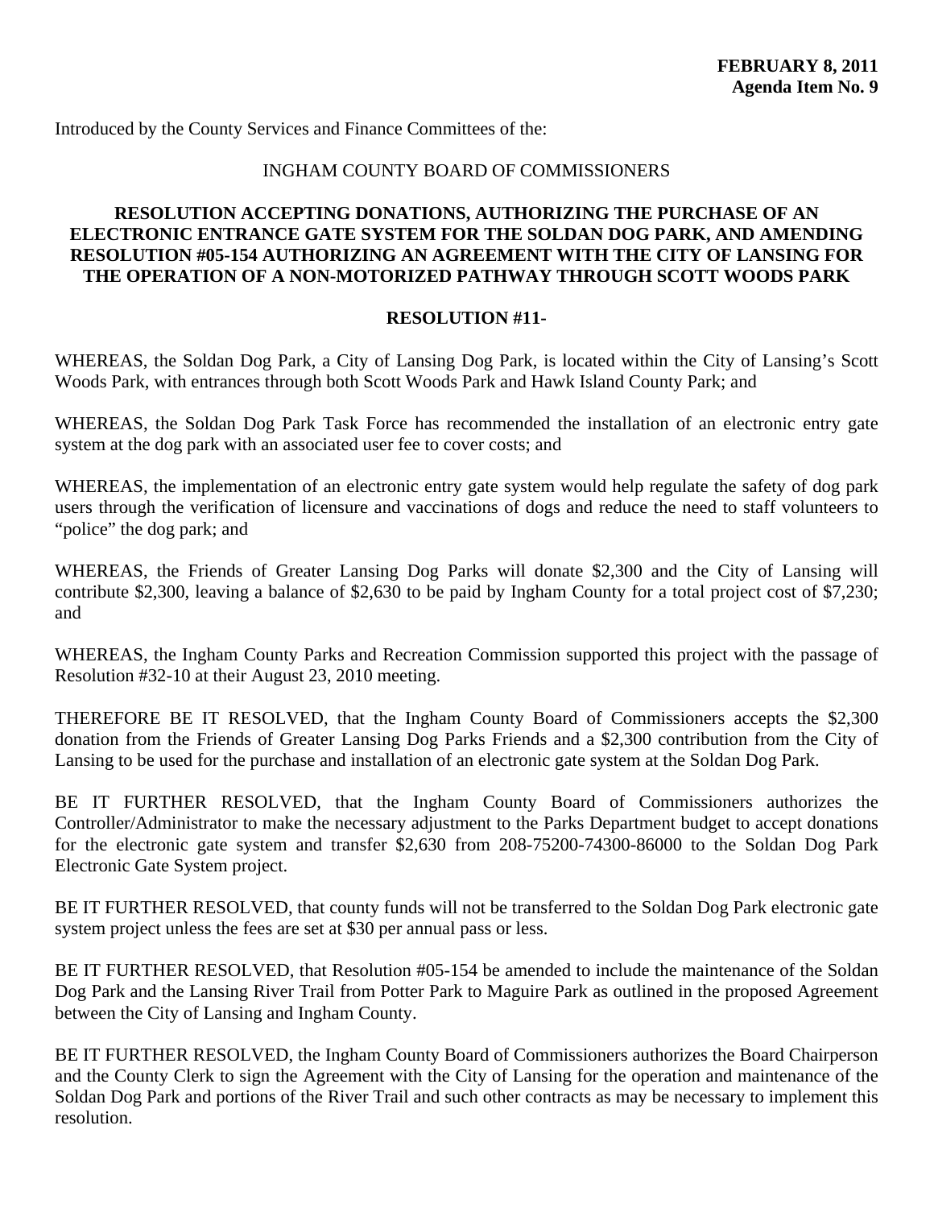**FEBRUARY 8, 2011**
**Agenda Item No. 9**

Introduced by the County Services and Finance Committees of the:

INGHAM COUNTY BOARD OF COMMISSIONERS

**RESOLUTION ACCEPTING DONATIONS, AUTHORIZING THE PURCHASE OF AN ELECTRONIC ENTRANCE GATE SYSTEM FOR THE SOLDAN DOG PARK, AND AMENDING RESOLUTION #05-154 AUTHORIZING AN AGREEMENT WITH THE CITY OF LANSING FOR THE OPERATION OF A NON-MOTORIZED PATHWAY THROUGH SCOTT WOODS PARK**

**RESOLUTION #11-**

WHEREAS, the Soldan Dog Park, a City of Lansing Dog Park, is located within the City of Lansing's Scott Woods Park, with entrances through both Scott Woods Park and Hawk Island County Park; and

WHEREAS, the Soldan Dog Park Task Force has recommended the installation of an electronic entry gate system at the dog park with an associated user fee to cover costs; and

WHEREAS, the implementation of an electronic entry gate system would help regulate the safety of dog park users through the verification of licensure and vaccinations of dogs and reduce the need to staff volunteers to "police" the dog park; and

WHEREAS, the Friends of Greater Lansing Dog Parks will donate $2,300 and the City of Lansing will contribute $2,300, leaving a balance of $2,630 to be paid by Ingham County for a total project cost of $7,230; and

WHEREAS, the Ingham County Parks and Recreation Commission supported this project with the passage of Resolution #32-10 at their August 23, 2010 meeting.

THEREFORE BE IT RESOLVED, that the Ingham County Board of Commissioners accepts the $2,300 donation from the Friends of Greater Lansing Dog Parks Friends and a $2,300 contribution from the City of Lansing to be used for the purchase and installation of an electronic gate system at the Soldan Dog Park.

BE IT FURTHER RESOLVED, that the Ingham County Board of Commissioners authorizes the Controller/Administrator to make the necessary adjustment to the Parks Department budget to accept donations for the electronic gate system and transfer $2,630 from 208-75200-74300-86000 to the Soldan Dog Park Electronic Gate System project.

BE IT FURTHER RESOLVED, that county funds will not be transferred to the Soldan Dog Park electronic gate system project unless the fees are set at $30 per annual pass or less.

BE IT FURTHER RESOLVED, that Resolution #05-154 be amended to include the maintenance of the Soldan Dog Park and the Lansing River Trail from Potter Park to Maguire Park as outlined in the proposed Agreement between the City of Lansing and Ingham County.

BE IT FURTHER RESOLVED, the Ingham County Board of Commissioners authorizes the Board Chairperson and the County Clerk to sign the Agreement with the City of Lansing for the operation and maintenance of the Soldan Dog Park and portions of the River Trail and such other contracts as may be necessary to implement this resolution.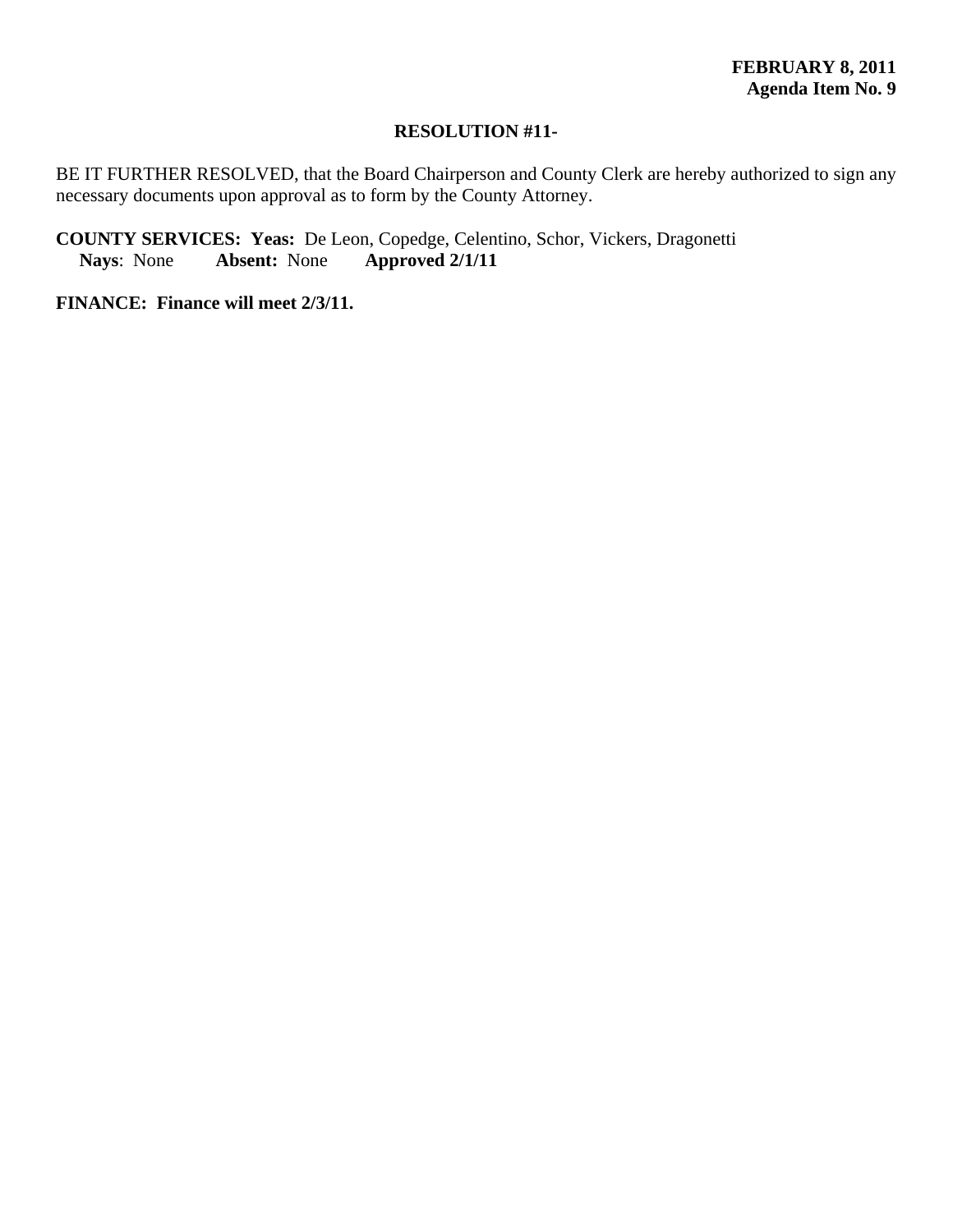**FEBRUARY 8, 2011**
**Agenda Item No. 9**

**RESOLUTION #11-**

BE IT FURTHER RESOLVED, that the Board Chairperson and County Clerk are hereby authorized to sign any necessary documents upon approval as to form by the County Attorney.

**COUNTY SERVICES: Yeas:** De Leon, Copedge, Celentino, Schor, Vickers, Dragonetti
**Nays**: None **Absent:** None **Approved 2/1/11**

**FINANCE: Finance will meet 2/3/11.**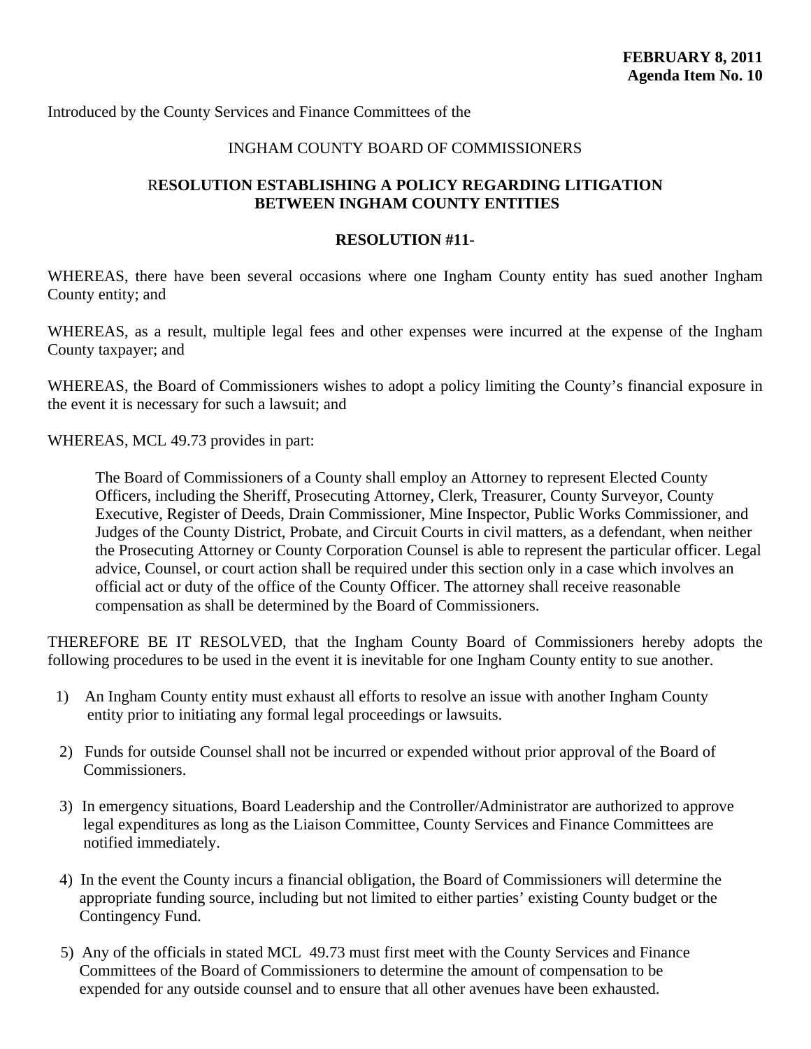**FEBRUARY 8, 2011**
**Agenda Item No. 10**

Introduced by the County Services and Finance Committees of the

INGHAM COUNTY BOARD OF COMMISSIONERS

**RESOLUTION ESTABLISHING A POLICY REGARDING LITIGATION BETWEEN INGHAM COUNTY ENTITIES**

**RESOLUTION #11-**

WHEREAS, there have been several occasions where one Ingham County entity has sued another Ingham County entity; and

WHEREAS, as a result, multiple legal fees and other expenses were incurred at the expense of the Ingham County taxpayer; and

WHEREAS, the Board of Commissioners wishes to adopt a policy limiting the County's financial exposure in the event it is necessary for such a lawsuit; and

WHEREAS, MCL 49.73 provides in part:

> The Board of Commissioners of a County shall employ an Attorney to represent Elected County Officers, including the Sheriff, Prosecuting Attorney, Clerk, Treasurer, County Surveyor, County Executive, Register of Deeds, Drain Commissioner, Mine Inspector, Public Works Commissioner, and Judges of the County District, Probate, and Circuit Courts in civil matters, as a defendant, when neither the Prosecuting Attorney or County Corporation Counsel is able to represent the particular officer. Legal advice, Counsel, or court action shall be required under this section only in a case which involves an official act or duty of the office of the County Officer. The attorney shall receive reasonable compensation as shall be determined by the Board of Commissioners.

THEREFORE BE IT RESOLVED, that the Ingham County Board of Commissioners hereby adopts the following procedures to be used in the event it is inevitable for one Ingham County entity to sue another.

1) An Ingham County entity must exhaust all efforts to resolve an issue with another Ingham County entity prior to initiating any formal legal proceedings or lawsuits.

2) Funds for outside Counsel shall not be incurred or expended without prior approval of the Board of Commissioners.

3) In emergency situations, Board Leadership and the Controller/Administrator are authorized to approve legal expenditures as long as the Liaison Committee, County Services and Finance Committees are notified immediately.

4) In the event the County incurs a financial obligation, the Board of Commissioners will determine the appropriate funding source, including but not limited to either parties' existing County budget or the Contingency Fund.

5) Any of the officials in stated MCL 49.73 must first meet with the County Services and Finance Committees of the Board of Commissioners to determine the amount of compensation to be expended for any outside counsel and to ensure that all other avenues have been exhausted.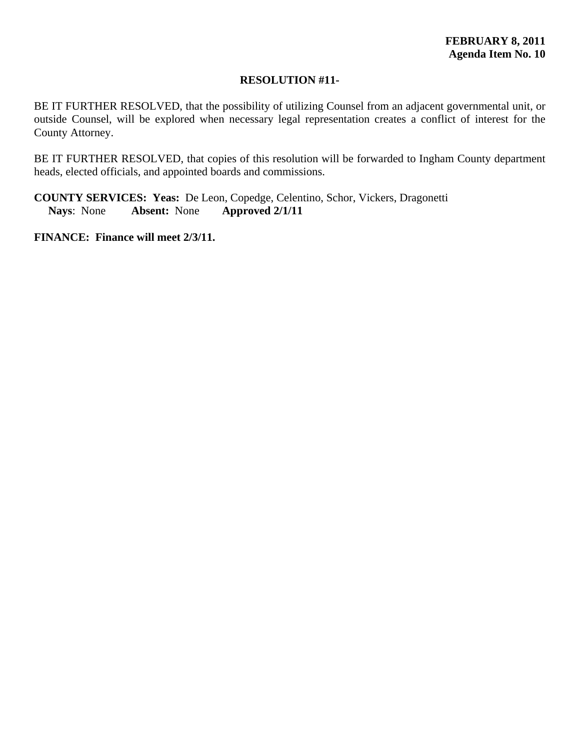**FEBRUARY 8, 2011**
**Agenda Item No. 10**

**RESOLUTION #11-**

BE IT FURTHER RESOLVED, that the possibility of utilizing Counsel from an adjacent governmental unit, or outside Counsel, will be explored when necessary legal representation creates a conflict of interest for the County Attorney.

BE IT FURTHER RESOLVED, that copies of this resolution will be forwarded to Ingham County department heads, elected officials, and appointed boards and commissions.

**COUNTY SERVICES: Yeas:** De Leon, Copedge, Celentino, Schor, Vickers, Dragonetti
**Nays**: None **Absent:** None **Approved 2/1/11**

**FINANCE: Finance will meet 2/3/11.**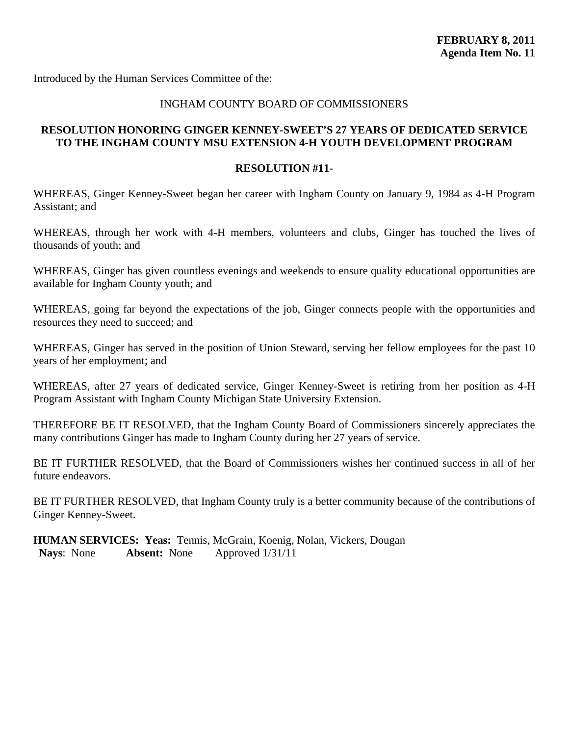**FEBRUARY 8, 2011**
**Agenda Item No. 11**

Introduced by the Human Services Committee of the:

INGHAM COUNTY BOARD OF COMMISSIONERS

**RESOLUTION HONORING GINGER KENNEY-SWEET'S 27 YEARS OF DEDICATED SERVICE TO THE INGHAM COUNTY MSU EXTENSION 4-H YOUTH DEVELOPMENT PROGRAM**

**RESOLUTION #11-**

WHEREAS, Ginger Kenney-Sweet began her career with Ingham County on January 9, 1984 as 4-H Program Assistant; and

WHEREAS, through her work with 4-H members, volunteers and clubs, Ginger has touched the lives of thousands of youth; and

WHEREAS, Ginger has given countless evenings and weekends to ensure quality educational opportunities are available for Ingham County youth; and

WHEREAS, going far beyond the expectations of the job, Ginger connects people with the opportunities and resources they need to succeed; and

WHEREAS, Ginger has served in the position of Union Steward, serving her fellow employees for the past 10 years of her employment; and

WHEREAS, after 27 years of dedicated service, Ginger Kenney-Sweet is retiring from her position as 4-H Program Assistant with Ingham County Michigan State University Extension.

THEREFORE BE IT RESOLVED, that the Ingham County Board of Commissioners sincerely appreciates the many contributions Ginger has made to Ingham County during her 27 years of service.

BE IT FURTHER RESOLVED, that the Board of Commissioners wishes her continued success in all of her future endeavors.

BE IT FURTHER RESOLVED, that Ingham County truly is a better community because of the contributions of Ginger Kenney-Sweet.

**HUMAN SERVICES: Yeas:** Tennis, McGrain, Koenig, Nolan, Vickers, Dougan
**Nays**: None **Absent:** None Approved 1/31/11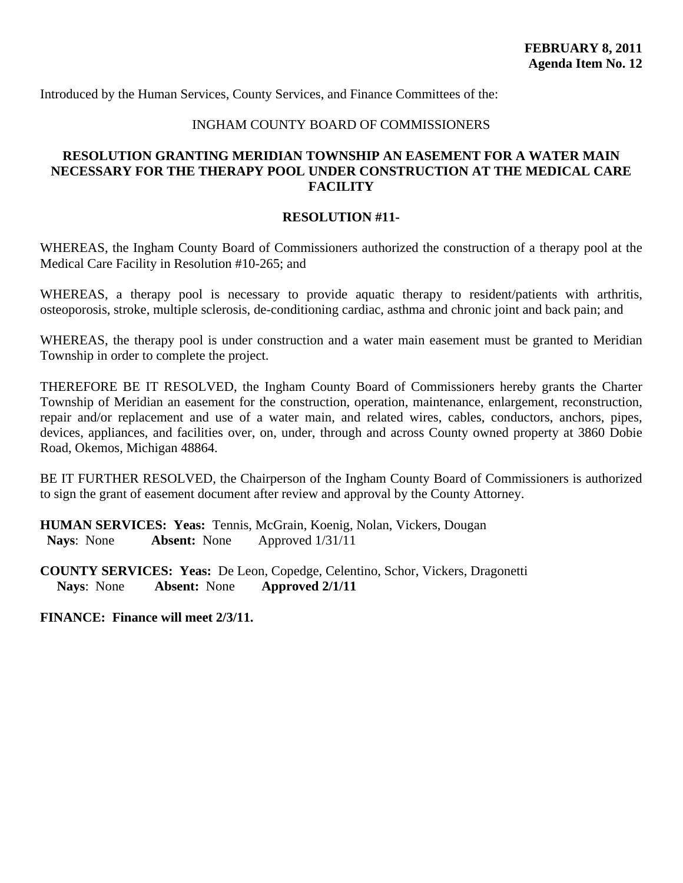**FEBRUARY 8, 2011**
**Agenda Item No. 12**

Introduced by the Human Services, County Services, and Finance Committees of the:

INGHAM COUNTY BOARD OF COMMISSIONERS

**RESOLUTION GRANTING MERIDIAN TOWNSHIP AN EASEMENT FOR A WATER MAIN NECESSARY FOR THE THERAPY POOL UNDER CONSTRUCTION AT THE MEDICAL CARE FACILITY**

**RESOLUTION #11-**

WHEREAS, the Ingham County Board of Commissioners authorized the construction of a therapy pool at the Medical Care Facility in Resolution #10-265; and

WHEREAS, a therapy pool is necessary to provide aquatic therapy to resident/patients with arthritis, osteoporosis, stroke, multiple sclerosis, de-conditioning cardiac, asthma and chronic joint and back pain; and

WHEREAS, the therapy pool is under construction and a water main easement must be granted to Meridian Township in order to complete the project.

THEREFORE BE IT RESOLVED, the Ingham County Board of Commissioners hereby grants the Charter Township of Meridian an easement for the construction, operation, maintenance, enlargement, reconstruction, repair and/or replacement and use of a water main, and related wires, cables, conductors, anchors, pipes, devices, appliances, and facilities over, on, under, through and across County owned property at 3860 Dobie Road, Okemos, Michigan 48864.

BE IT FURTHER RESOLVED, the Chairperson of the Ingham County Board of Commissioners is authorized to sign the grant of easement document after review and approval by the County Attorney.

**HUMAN SERVICES: Yeas:** Tennis, McGrain, Koenig, Nolan, Vickers, Dougan
**Nays**: None **Absent:** None Approved 1/31/11

**COUNTY SERVICES: Yeas:** De Leon, Copedge, Celentino, Schor, Vickers, Dragonetti
**Nays**: None **Absent:** None **Approved 2/1/11**

**FINANCE: Finance will meet 2/3/11.**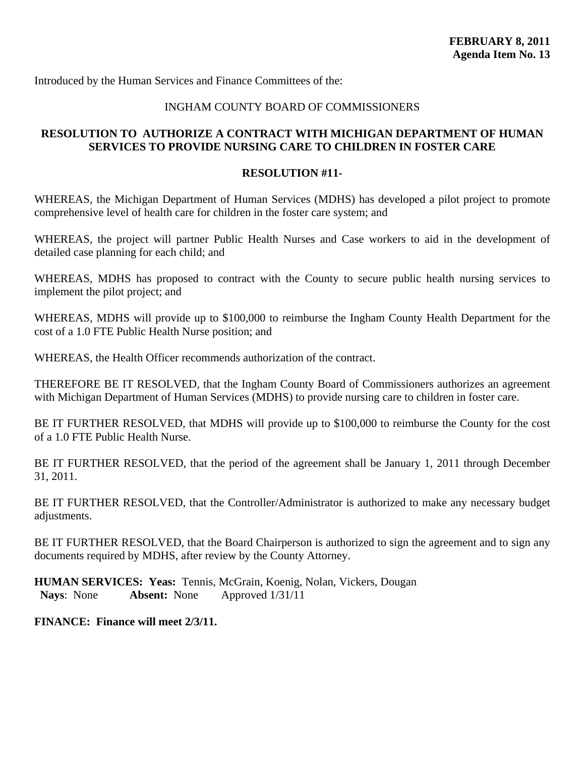**FEBRUARY 8, 2011**
**Agenda Item No. 13**

Introduced by the Human Services and Finance Committees of the:

INGHAM COUNTY BOARD OF COMMISSIONERS

**RESOLUTION TO AUTHORIZE A CONTRACT WITH MICHIGAN DEPARTMENT OF HUMAN SERVICES TO PROVIDE NURSING CARE TO CHILDREN IN FOSTER CARE**

**RESOLUTION #11-**

WHEREAS, the Michigan Department of Human Services (MDHS) has developed a pilot project to promote comprehensive level of health care for children in the foster care system; and

WHEREAS, the project will partner Public Health Nurses and Case workers to aid in the development of detailed case planning for each child; and

WHEREAS, MDHS has proposed to contract with the County to secure public health nursing services to implement the pilot project; and

WHEREAS, MDHS will provide up to $100,000 to reimburse the Ingham County Health Department for the cost of a 1.0 FTE Public Health Nurse position; and

WHEREAS, the Health Officer recommends authorization of the contract.

THEREFORE BE IT RESOLVED, that the Ingham County Board of Commissioners authorizes an agreement with Michigan Department of Human Services (MDHS) to provide nursing care to children in foster care.

BE IT FURTHER RESOLVED, that MDHS will provide up to $100,000 to reimburse the County for the cost of a 1.0 FTE Public Health Nurse.

BE IT FURTHER RESOLVED, that the period of the agreement shall be January 1, 2011 through December 31, 2011.

BE IT FURTHER RESOLVED, that the Controller/Administrator is authorized to make any necessary budget adjustments.

BE IT FURTHER RESOLVED, that the Board Chairperson is authorized to sign the agreement and to sign any documents required by MDHS, after review by the County Attorney.

**HUMAN SERVICES: Yeas:** Tennis, McGrain, Koenig, Nolan, Vickers, Dougan
**Nays**: None **Absent:** None Approved 1/31/11

**FINANCE: Finance will meet 2/3/11.**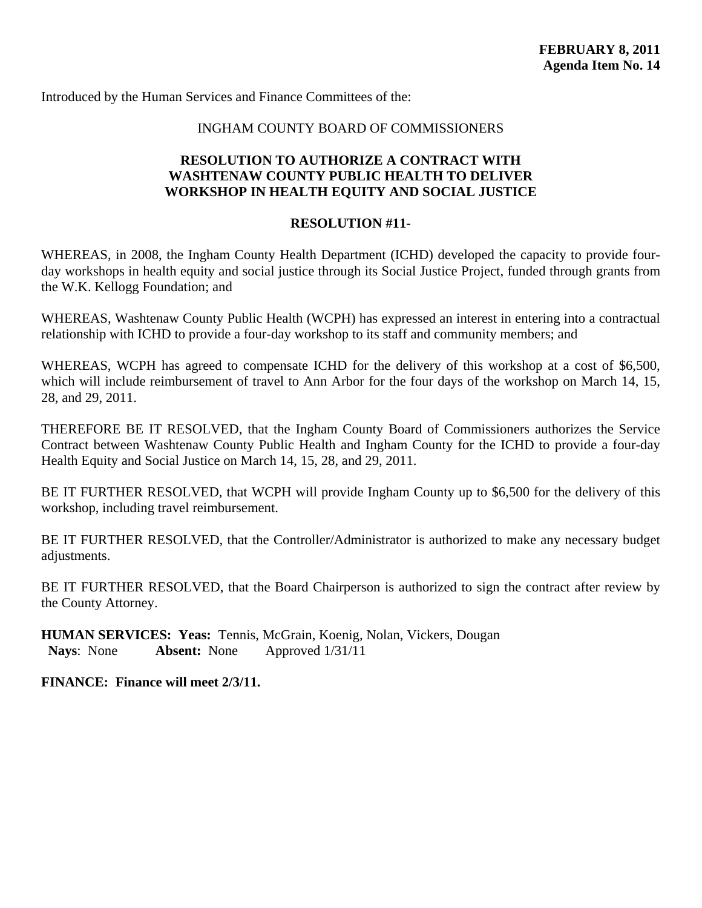**FEBRUARY 8, 2011**
**Agenda Item No. 14**

Introduced by the Human Services and Finance Committees of the:

INGHAM COUNTY BOARD OF COMMISSIONERS

**RESOLUTION TO AUTHORIZE A CONTRACT WITH WASHTENAW COUNTY PUBLIC HEALTH TO DELIVER WORKSHOP IN HEALTH EQUITY AND SOCIAL JUSTICE**

**RESOLUTION #11-**

WHEREAS, in 2008, the Ingham County Health Department (ICHD) developed the capacity to provide four-day workshops in health equity and social justice through its Social Justice Project, funded through grants from the W.K. Kellogg Foundation; and

WHEREAS, Washtenaw County Public Health (WCPH) has expressed an interest in entering into a contractual relationship with ICHD to provide a four-day workshop to its staff and community members; and

WHEREAS, WCPH has agreed to compensate ICHD for the delivery of this workshop at a cost of $6,500, which will include reimbursement of travel to Ann Arbor for the four days of the workshop on March 14, 15, 28, and 29, 2011.

THEREFORE BE IT RESOLVED, that the Ingham County Board of Commissioners authorizes the Service Contract between Washtenaw County Public Health and Ingham County for the ICHD to provide a four-day Health Equity and Social Justice on March 14, 15, 28, and 29, 2011.

BE IT FURTHER RESOLVED, that WCPH will provide Ingham County up to $6,500 for the delivery of this workshop, including travel reimbursement.

BE IT FURTHER RESOLVED, that the Controller/Administrator is authorized to make any necessary budget adjustments.

BE IT FURTHER RESOLVED, that the Board Chairperson is authorized to sign the contract after review by the County Attorney.

**HUMAN SERVICES: Yeas:** Tennis, McGrain, Koenig, Nolan, Vickers, Dougan
**Nays**: None **Absent:** None Approved 1/31/11

**FINANCE: Finance will meet 2/3/11.**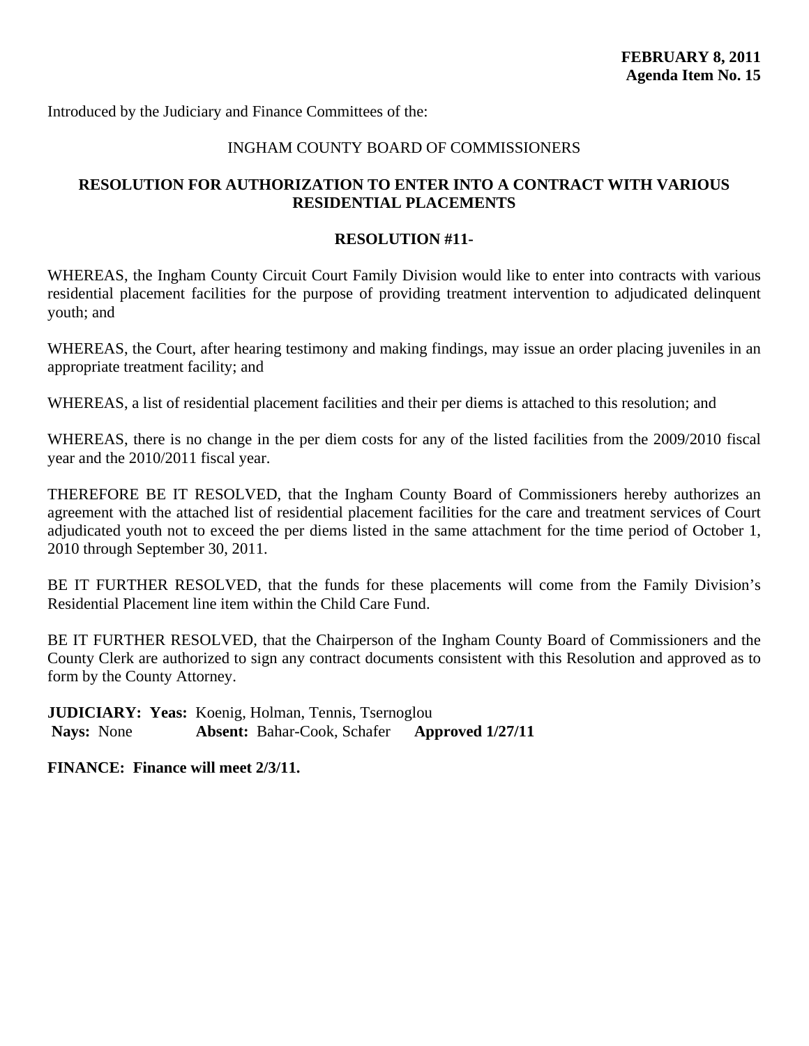**FEBRUARY 8, 2011**
**Agenda Item No. 15**

Introduced by the Judiciary and Finance Committees of the:

INGHAM COUNTY BOARD OF COMMISSIONERS

**RESOLUTION FOR AUTHORIZATION TO ENTER INTO A CONTRACT WITH VARIOUS RESIDENTIAL PLACEMENTS**

**RESOLUTION #11-**

WHEREAS, the Ingham County Circuit Court Family Division would like to enter into contracts with various residential placement facilities for the purpose of providing treatment intervention to adjudicated delinquent youth; and

WHEREAS, the Court, after hearing testimony and making findings, may issue an order placing juveniles in an appropriate treatment facility; and

WHEREAS, a list of residential placement facilities and their per diems is attached to this resolution; and

WHEREAS, there is no change in the per diem costs for any of the listed facilities from the 2009/2010 fiscal year and the 2010/2011 fiscal year.

THEREFORE BE IT RESOLVED, that the Ingham County Board of Commissioners hereby authorizes an agreement with the attached list of residential placement facilities for the care and treatment services of Court adjudicated youth not to exceed the per diems listed in the same attachment for the time period of October 1, 2010 through September 30, 2011.

BE IT FURTHER RESOLVED, that the funds for these placements will come from the Family Division's Residential Placement line item within the Child Care Fund.

BE IT FURTHER RESOLVED, that the Chairperson of the Ingham County Board of Commissioners and the County Clerk are authorized to sign any contract documents consistent with this Resolution and approved as to form by the County Attorney.

**JUDICIARY: Yeas:** Koenig, Holman, Tennis, Tsernoglou
**Nays:** None **Absent:** Bahar-Cook, Schafer **Approved 1/27/11**

**FINANCE: Finance will meet 2/3/11.**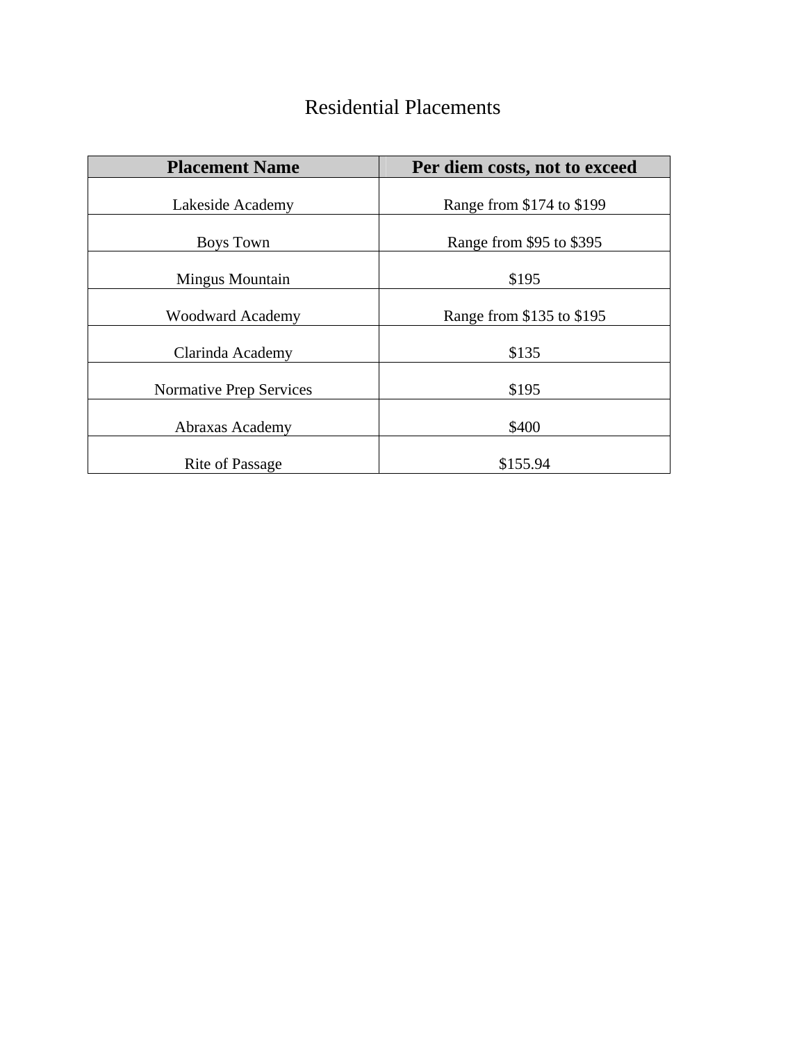# Residential Placements

| Placement Name | Per diem costs, not to exceed |
| --- | --- |
| Lakeside Academy | Range from $174 to $199 |
| Boys Town | Range from $95 to $395 |
| Mingus Mountain | $195 |
| Woodward Academy | Range from $135 to $195 |
| Clarinda Academy | $135 |
| Normative Prep Services | $195 |
| Abraxas Academy | $400 |
| Rite of Passage | $155.94 |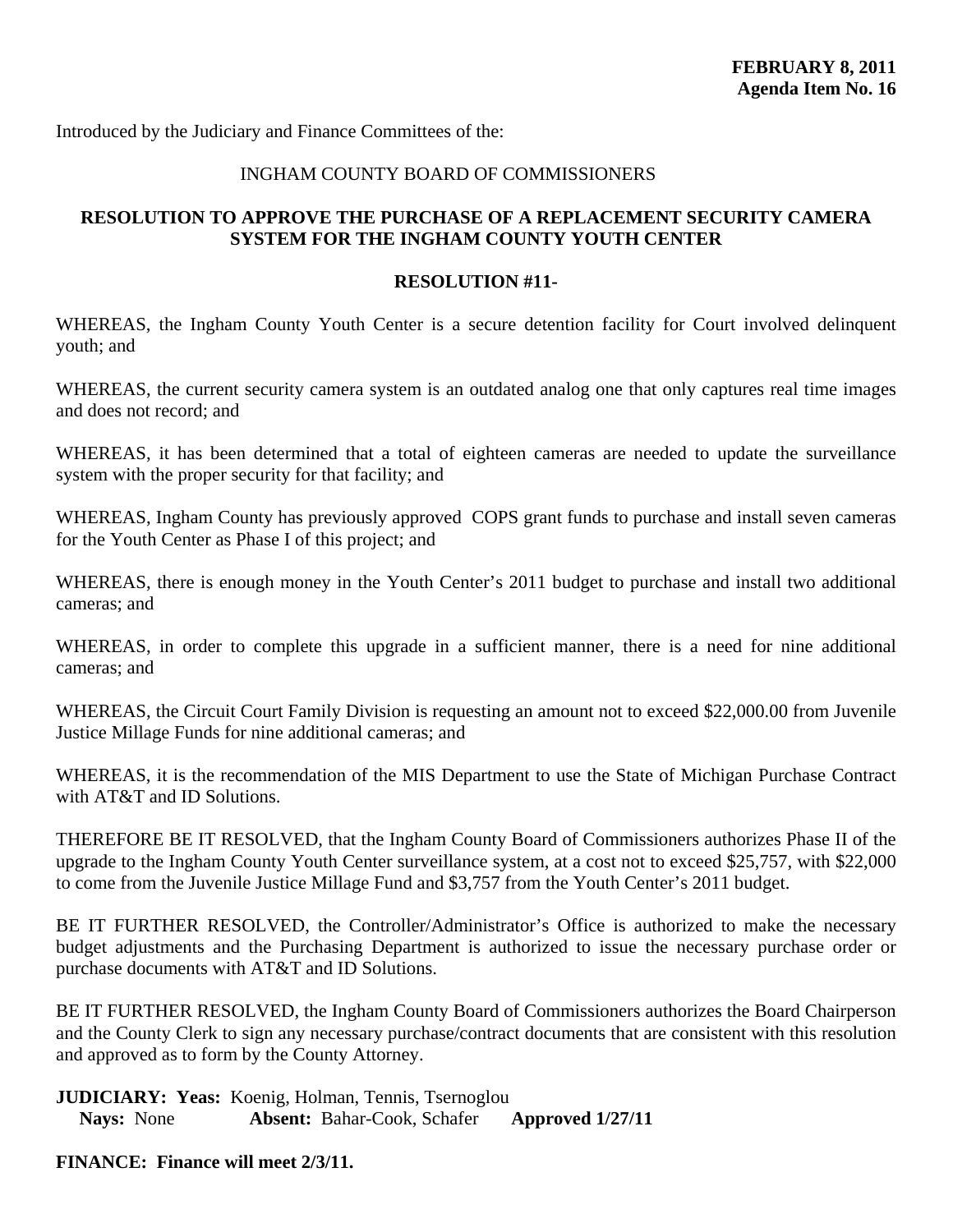**FEBRUARY 8, 2011**
**Agenda Item No. 16**

Introduced by the Judiciary and Finance Committees of the:

INGHAM COUNTY BOARD OF COMMISSIONERS

**RESOLUTION TO APPROVE THE PURCHASE OF A REPLACEMENT SECURITY CAMERA SYSTEM FOR THE INGHAM COUNTY YOUTH CENTER**

**RESOLUTION #11-**

WHEREAS, the Ingham County Youth Center is a secure detention facility for Court involved delinquent youth; and

WHEREAS, the current security camera system is an outdated analog one that only captures real time images and does not record; and

WHEREAS, it has been determined that a total of eighteen cameras are needed to update the surveillance system with the proper security for that facility; and

WHEREAS, Ingham County has previously approved COPS grant funds to purchase and install seven cameras for the Youth Center as Phase I of this project; and

WHEREAS, there is enough money in the Youth Center's 2011 budget to purchase and install two additional cameras; and

WHEREAS, in order to complete this upgrade in a sufficient manner, there is a need for nine additional cameras; and

WHEREAS, the Circuit Court Family Division is requesting an amount not to exceed $22,000.00 from Juvenile Justice Millage Funds for nine additional cameras; and

WHEREAS, it is the recommendation of the MIS Department to use the State of Michigan Purchase Contract with AT&T and ID Solutions.

THEREFORE BE IT RESOLVED, that the Ingham County Board of Commissioners authorizes Phase II of the upgrade to the Ingham County Youth Center surveillance system, at a cost not to exceed $25,757, with $22,000 to come from the Juvenile Justice Millage Fund and $3,757 from the Youth Center's 2011 budget.

BE IT FURTHER RESOLVED, the Controller/Administrator's Office is authorized to make the necessary budget adjustments and the Purchasing Department is authorized to issue the necessary purchase order or purchase documents with AT&T and ID Solutions.

BE IT FURTHER RESOLVED, the Ingham County Board of Commissioners authorizes the Board Chairperson and the County Clerk to sign any necessary purchase/contract documents that are consistent with this resolution and approved as to form by the County Attorney.

**JUDICIARY: Yeas:** Koenig, Holman, Tennis, Tsernoglou
**Nays:** None **Absent:** Bahar-Cook, Schafer **Approved 1/27/11**

**FINANCE: Finance will meet 2/3/11.**